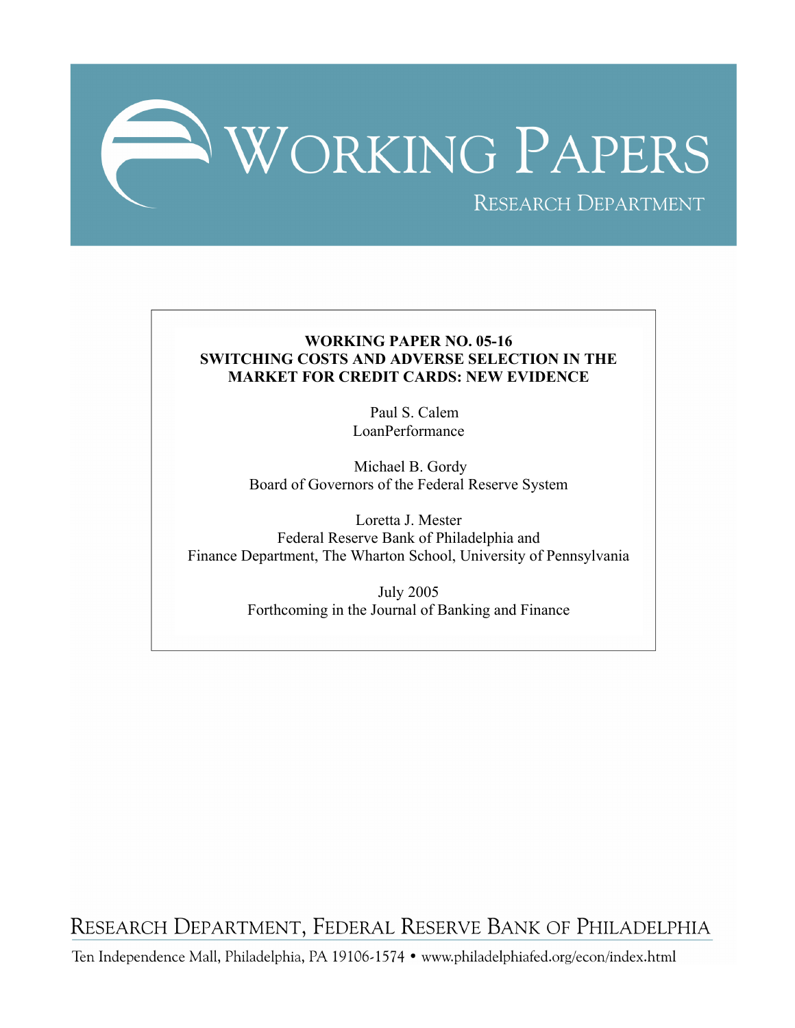# WORKING PAPERS

RESEARCH DEPARTMENT

**WORKING PAPER NO. 05-16**
**SWITCHING COSTS AND ADVERSE SELECTION IN THE MARKET FOR CREDIT CARDS: NEW EVIDENCE**

Paul S. Calem
LoanPerformance

Michael B. Gordy
Board of Governors of the Federal Reserve System

Loretta J. Mester
Federal Reserve Bank of Philadelphia and
Finance Department, The Wharton School, University of Pennsylvania

July 2005
Forthcoming in the Journal of Banking and Finance

RESEARCH DEPARTMENT, FEDERAL RESERVE BANK OF PHILADELPHIA

Ten Independence Mall, Philadelphia, PA 19106-1574 • www.philadelphiafed.org/econ/index.html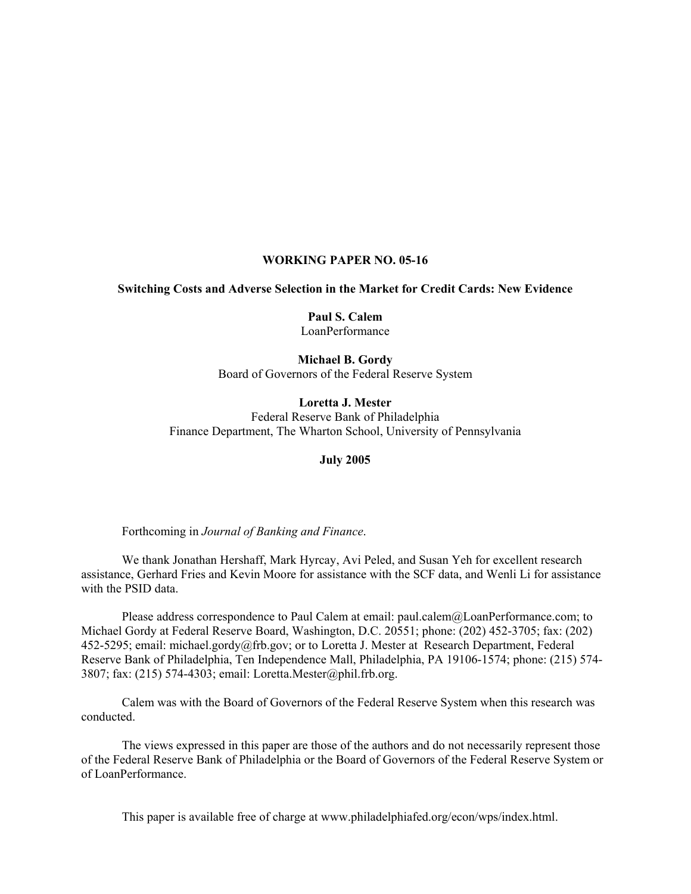**WORKING PAPER NO. 05-16**

**Switching Costs and Adverse Selection in the Market for Credit Cards: New Evidence**

**Paul S. Calem**
LoanPerformance

**Michael B. Gordy**
Board of Governors of the Federal Reserve System

**Loretta J. Mester**
Federal Reserve Bank of Philadelphia
Finance Department, The Wharton School, University of Pennsylvania

**July 2005**

Forthcoming in *Journal of Banking and Finance*.

We thank Jonathan Hershaff, Mark Hyrcay, Avi Peled, and Susan Yeh for excellent research assistance, Gerhard Fries and Kevin Moore for assistance with the SCF data, and Wenli Li for assistance with the PSID data.

Please address correspondence to Paul Calem at email: paul.calem@LoanPerformance.com; to Michael Gordy at Federal Reserve Board, Washington, D.C. 20551; phone: (202) 452-3705; fax: (202) 452-5295; email: michael.gordy@frb.gov; or to Loretta J. Mester at Research Department, Federal Reserve Bank of Philadelphia, Ten Independence Mall, Philadelphia, PA 19106-1574; phone: (215) 574-3807; fax: (215) 574-4303; email: Loretta.Mester@phil.frb.org.

Calem was with the Board of Governors of the Federal Reserve System when this research was conducted.

The views expressed in this paper are those of the authors and do not necessarily represent those of the Federal Reserve Bank of Philadelphia or the Board of Governors of the Federal Reserve System or of LoanPerformance.

This paper is available free of charge at www.philadelphiafed.org/econ/wps/index.html.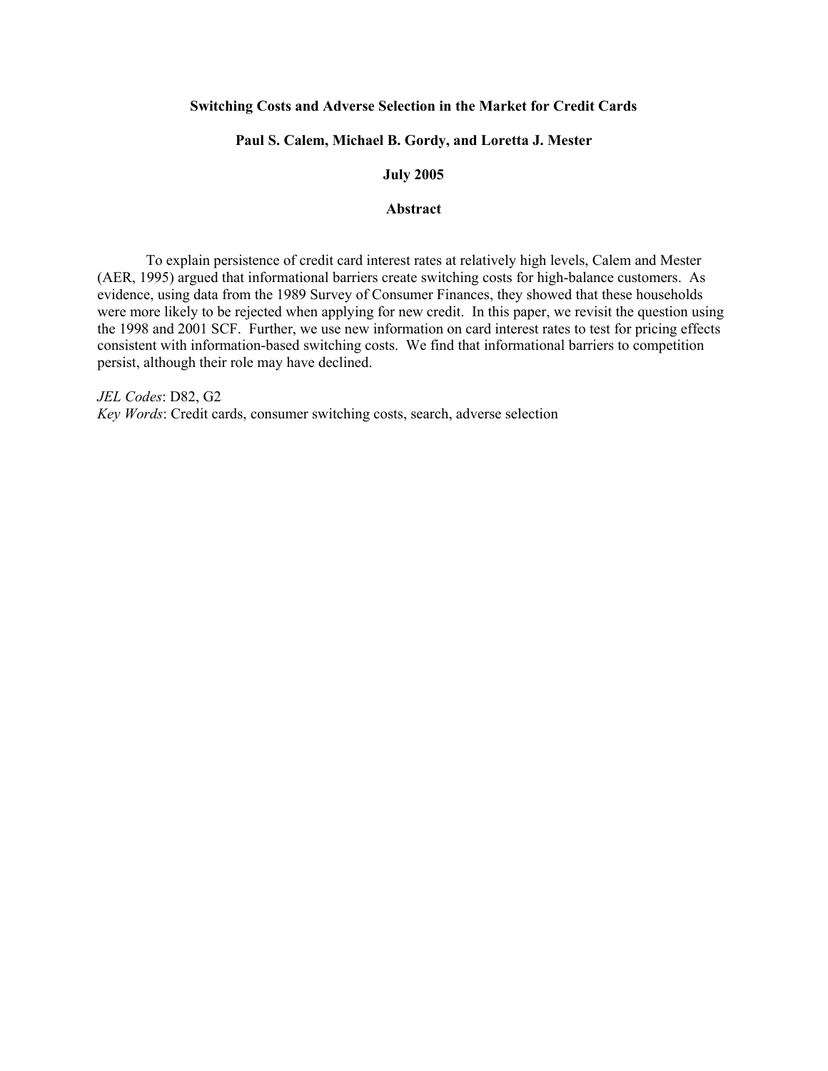**Switching Costs and Adverse Selection in the Market for Credit Cards**

**Paul S. Calem, Michael B. Gordy, and Loretta J. Mester**

**July 2005**

**Abstract**

To explain persistence of credit card interest rates at relatively high levels, Calem and Mester (AER, 1995) argued that informational barriers create switching costs for high-balance customers. As evidence, using data from the 1989 Survey of Consumer Finances, they showed that these households were more likely to be rejected when applying for new credit. In this paper, we revisit the question using the 1998 and 2001 SCF. Further, we use new information on card interest rates to test for pricing effects consistent with information-based switching costs. We find that informational barriers to competition persist, although their role may have declined.

*JEL Codes*: D82, G2
*Key Words*: Credit cards, consumer switching costs, search, adverse selection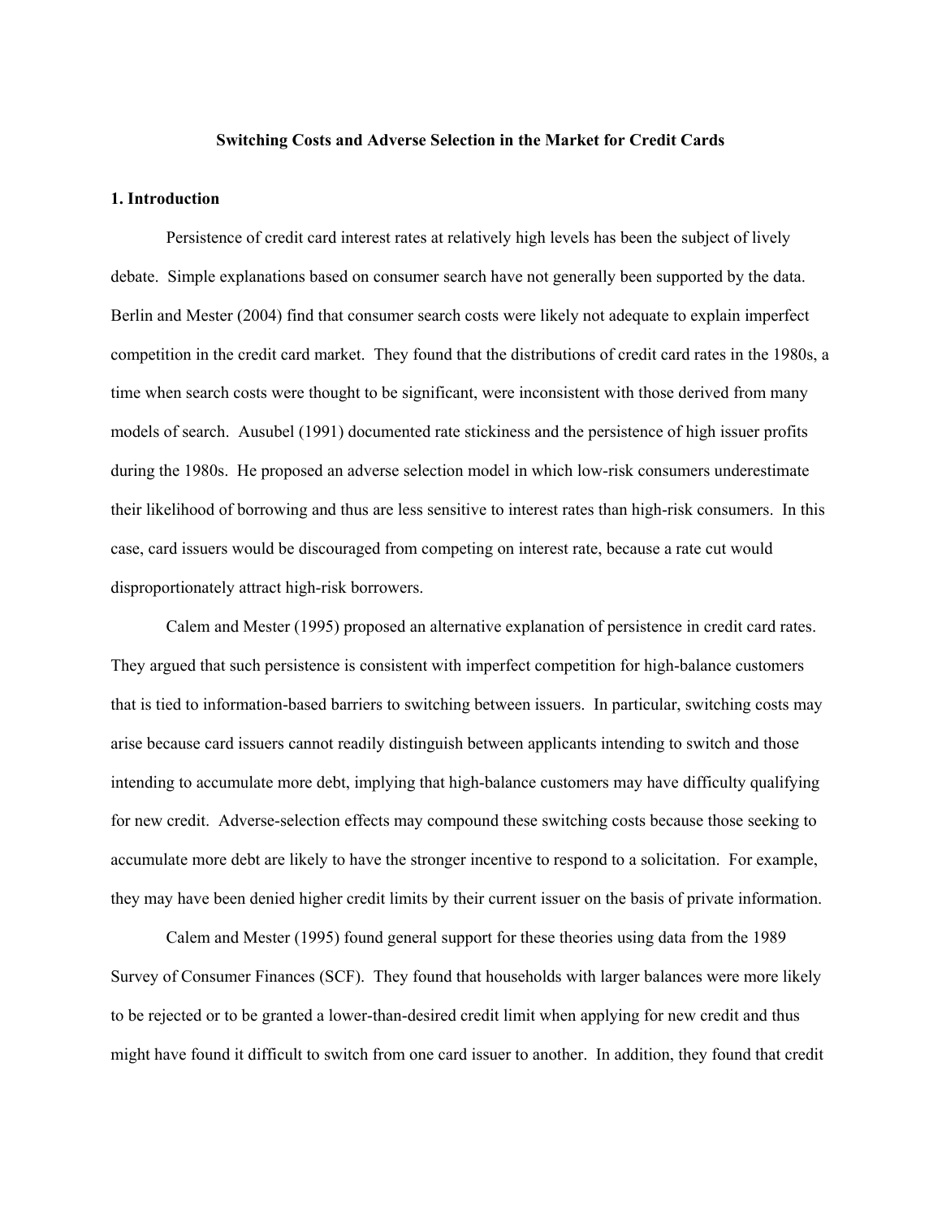**Switching Costs and Adverse Selection in the Market for Credit Cards**

**1. Introduction**

Persistence of credit card interest rates at relatively high levels has been the subject of lively debate. Simple explanations based on consumer search have not generally been supported by the data. Berlin and Mester (2004) find that consumer search costs were likely not adequate to explain imperfect competition in the credit card market. They found that the distributions of credit card rates in the 1980s, a time when search costs were thought to be significant, were inconsistent with those derived from many models of search. Ausubel (1991) documented rate stickiness and the persistence of high issuer profits during the 1980s. He proposed an adverse selection model in which low-risk consumers underestimate their likelihood of borrowing and thus are less sensitive to interest rates than high-risk consumers. In this case, card issuers would be discouraged from competing on interest rate, because a rate cut would disproportionately attract high-risk borrowers.

Calem and Mester (1995) proposed an alternative explanation of persistence in credit card rates. They argued that such persistence is consistent with imperfect competition for high-balance customers that is tied to information-based barriers to switching between issuers. In particular, switching costs may arise because card issuers cannot readily distinguish between applicants intending to switch and those intending to accumulate more debt, implying that high-balance customers may have difficulty qualifying for new credit. Adverse-selection effects may compound these switching costs because those seeking to accumulate more debt are likely to have the stronger incentive to respond to a solicitation. For example, they may have been denied higher credit limits by their current issuer on the basis of private information.

Calem and Mester (1995) found general support for these theories using data from the 1989 Survey of Consumer Finances (SCF). They found that households with larger balances were more likely to be rejected or to be granted a lower-than-desired credit limit when applying for new credit and thus might have found it difficult to switch from one card issuer to another. In addition, they found that credit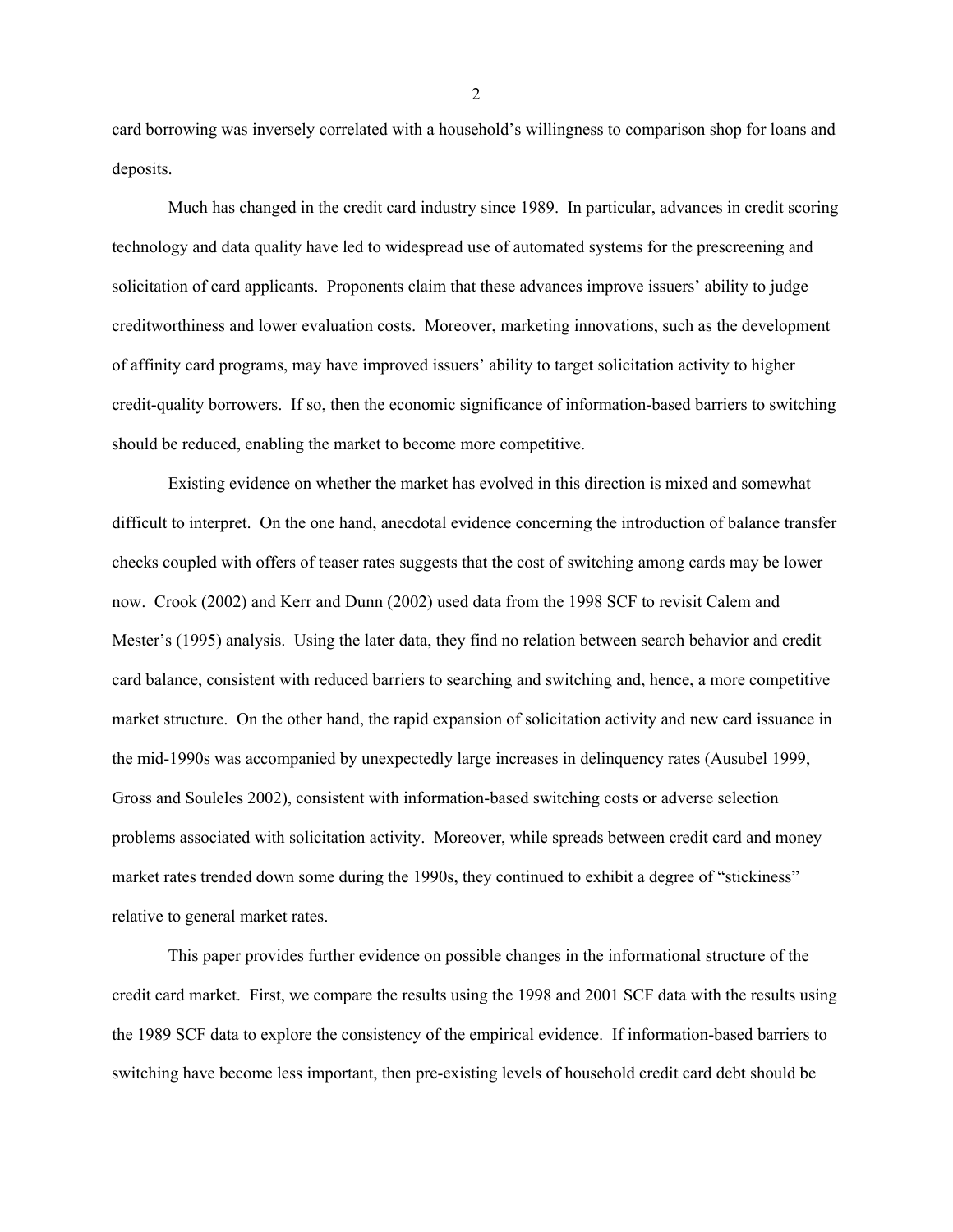card borrowing was inversely correlated with a household's willingness to comparison shop for loans and deposits.

Much has changed in the credit card industry since 1989. In particular, advances in credit scoring technology and data quality have led to widespread use of automated systems for the prescreening and solicitation of card applicants. Proponents claim that these advances improve issuers' ability to judge creditworthiness and lower evaluation costs. Moreover, marketing innovations, such as the development of affinity card programs, may have improved issuers' ability to target solicitation activity to higher credit-quality borrowers. If so, then the economic significance of information-based barriers to switching should be reduced, enabling the market to become more competitive.

Existing evidence on whether the market has evolved in this direction is mixed and somewhat difficult to interpret. On the one hand, anecdotal evidence concerning the introduction of balance transfer checks coupled with offers of teaser rates suggests that the cost of switching among cards may be lower now. Crook (2002) and Kerr and Dunn (2002) used data from the 1998 SCF to revisit Calem and Mester's (1995) analysis. Using the later data, they find no relation between search behavior and credit card balance, consistent with reduced barriers to searching and switching and, hence, a more competitive market structure. On the other hand, the rapid expansion of solicitation activity and new card issuance in the mid-1990s was accompanied by unexpectedly large increases in delinquency rates (Ausubel 1999, Gross and Souleles 2002), consistent with information-based switching costs or adverse selection problems associated with solicitation activity. Moreover, while spreads between credit card and money market rates trended down some during the 1990s, they continued to exhibit a degree of "stickiness" relative to general market rates.

This paper provides further evidence on possible changes in the informational structure of the credit card market. First, we compare the results using the 1998 and 2001 SCF data with the results using the 1989 SCF data to explore the consistency of the empirical evidence. If information-based barriers to switching have become less important, then pre-existing levels of household credit card debt should be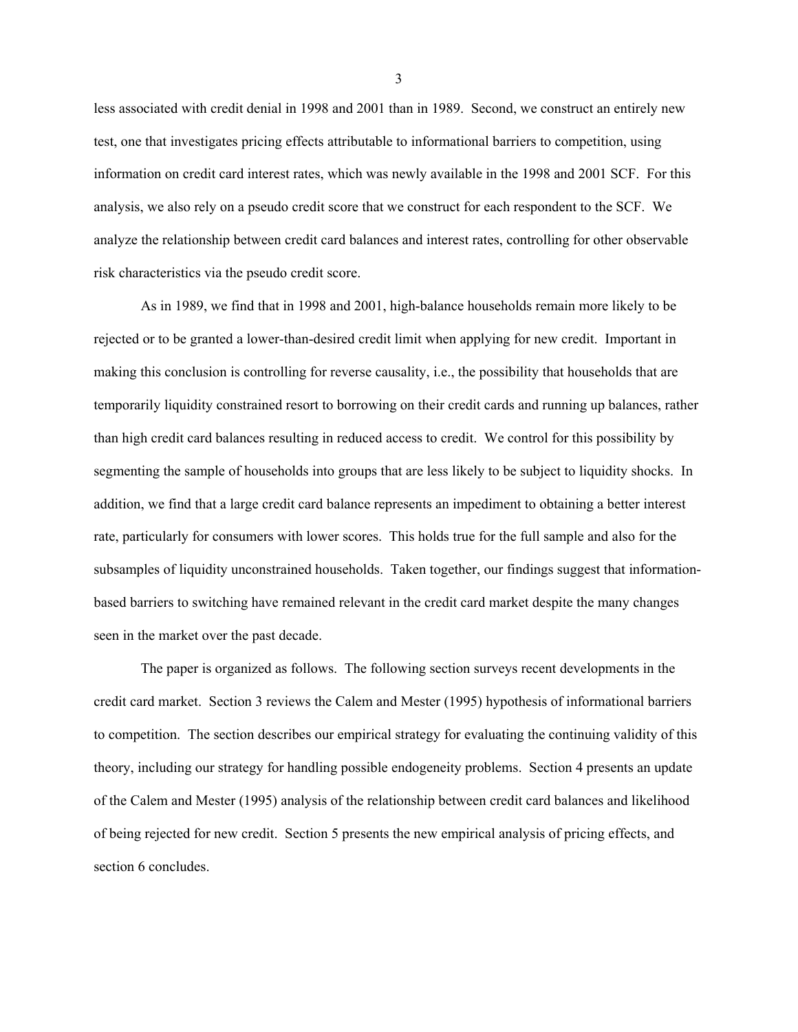less associated with credit denial in 1998 and 2001 than in 1989. Second, we construct an entirely new test, one that investigates pricing effects attributable to informational barriers to competition, using information on credit card interest rates, which was newly available in the 1998 and 2001 SCF. For this analysis, we also rely on a pseudo credit score that we construct for each respondent to the SCF. We analyze the relationship between credit card balances and interest rates, controlling for other observable risk characteristics via the pseudo credit score.

As in 1989, we find that in 1998 and 2001, high-balance households remain more likely to be rejected or to be granted a lower-than-desired credit limit when applying for new credit. Important in making this conclusion is controlling for reverse causality, i.e., the possibility that households that are temporarily liquidity constrained resort to borrowing on their credit cards and running up balances, rather than high credit card balances resulting in reduced access to credit. We control for this possibility by segmenting the sample of households into groups that are less likely to be subject to liquidity shocks. In addition, we find that a large credit card balance represents an impediment to obtaining a better interest rate, particularly for consumers with lower scores. This holds true for the full sample and also for the subsamples of liquidity unconstrained households. Taken together, our findings suggest that information-based barriers to switching have remained relevant in the credit card market despite the many changes seen in the market over the past decade.

The paper is organized as follows. The following section surveys recent developments in the credit card market. Section 3 reviews the Calem and Mester (1995) hypothesis of informational barriers to competition. The section describes our empirical strategy for evaluating the continuing validity of this theory, including our strategy for handling possible endogeneity problems. Section 4 presents an update of the Calem and Mester (1995) analysis of the relationship between credit card balances and likelihood of being rejected for new credit. Section 5 presents the new empirical analysis of pricing effects, and section 6 concludes.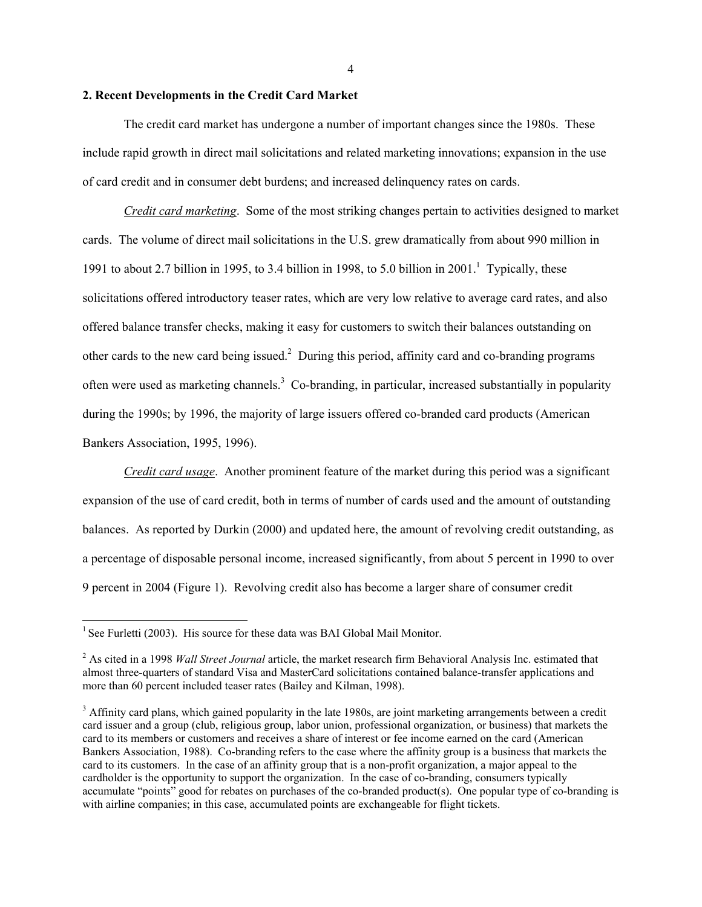## 2. Recent Developments in the Credit Card Market

The credit card market has undergone a number of important changes since the 1980s. These include rapid growth in direct mail solicitations and related marketing innovations; expansion in the use of card credit and in consumer debt burdens; and increased delinquency rates on cards.

*Credit card marketing*. Some of the most striking changes pertain to activities designed to market cards. The volume of direct mail solicitations in the U.S. grew dramatically from about 990 million in 1991 to about 2.7 billion in 1995, to 3.4 billion in 1998, to 5.0 billion in 2001.[1] Typically, these solicitations offered introductory teaser rates, which are very low relative to average card rates, and also offered balance transfer checks, making it easy for customers to switch their balances outstanding on other cards to the new card being issued.[2] During this period, affinity card and co-branding programs often were used as marketing channels.[3] Co-branding, in particular, increased substantially in popularity during the 1990s; by 1996, the majority of large issuers offered co-branded card products (American Bankers Association, 1995, 1996).

*Credit card usage*. Another prominent feature of the market during this period was a significant expansion of the use of card credit, both in terms of number of cards used and the amount of outstanding balances. As reported by Durkin (2000) and updated here, the amount of revolving credit outstanding, as a percentage of disposable personal income, increased significantly, from about 5 percent in 1990 to over 9 percent in 2004 (Figure 1). Revolving credit also has become a larger share of consumer credit

---

[1] See Furletti (2003). His source for these data was BAI Global Mail Monitor.

[2] As cited in a 1998 *Wall Street Journal* article, the market research firm Behavioral Analysis Inc. estimated that almost three-quarters of standard Visa and MasterCard solicitations contained balance-transfer applications and more than 60 percent included teaser rates (Bailey and Kilman, 1998).

[3] Affinity card plans, which gained popularity in the late 1980s, are joint marketing arrangements between a credit card issuer and a group (club, religious group, labor union, professional organization, or business) that markets the card to its members or customers and receives a share of interest or fee income earned on the card (American Bankers Association, 1988). Co-branding refers to the case where the affinity group is a business that markets the card to its customers. In the case of an affinity group that is a non-profit organization, a major appeal to the cardholder is the opportunity to support the organization. In the case of co-branding, consumers typically accumulate "points" good for rebates on purchases of the co-branded product(s). One popular type of co-branding is with airline companies; in this case, accumulated points are exchangeable for flight tickets.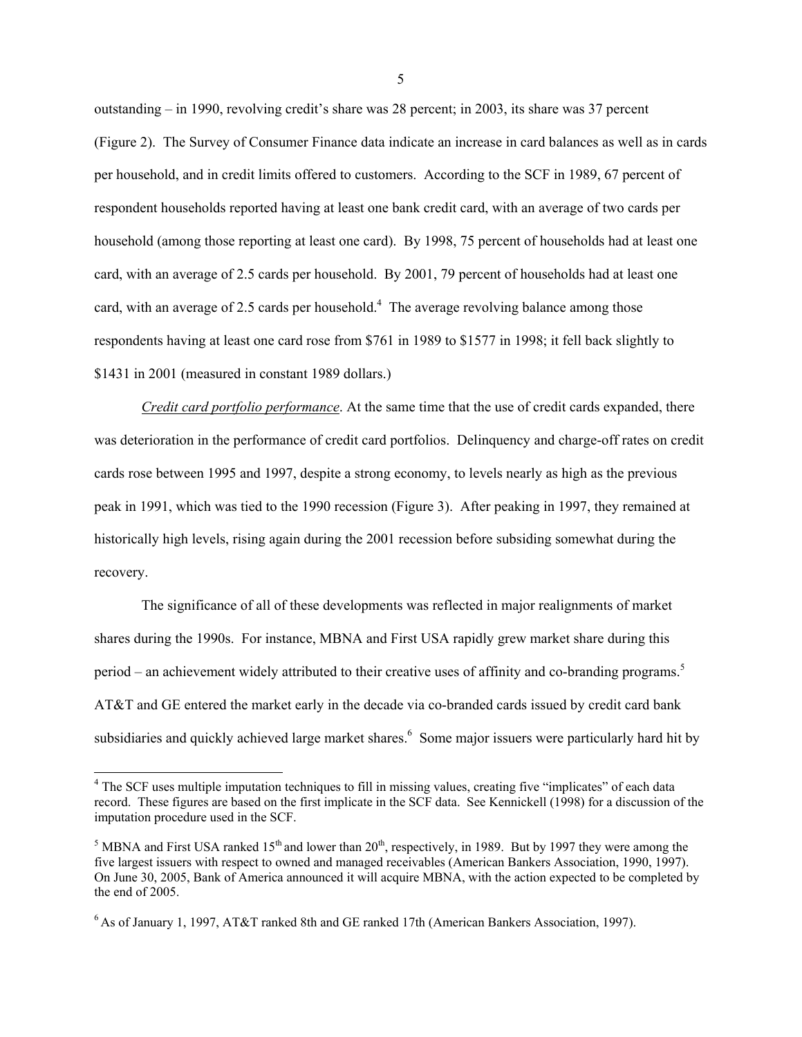outstanding – in 1990, revolving credit's share was 28 percent; in 2003, its share was 37 percent (Figure 2). The Survey of Consumer Finance data indicate an increase in card balances as well as in cards per household, and in credit limits offered to customers. According to the SCF in 1989, 67 percent of respondent households reported having at least one bank credit card, with an average of two cards per household (among those reporting at least one card). By 1998, 75 percent of households had at least one card, with an average of 2.5 cards per household. By 2001, 79 percent of households had at least one card, with an average of 2.5 cards per household.[4] The average revolving balance among those respondents having at least one card rose from $761 in 1989 to $1577 in 1998; it fell back slightly to $1431 in 2001 (measured in constant 1989 dollars.)

*Credit card portfolio performance*. At the same time that the use of credit cards expanded, there was deterioration in the performance of credit card portfolios. Delinquency and charge-off rates on credit cards rose between 1995 and 1997, despite a strong economy, to levels nearly as high as the previous peak in 1991, which was tied to the 1990 recession (Figure 3). After peaking in 1997, they remained at historically high levels, rising again during the 2001 recession before subsiding somewhat during the recovery.

The significance of all of these developments was reflected in major realignments of market shares during the 1990s. For instance, MBNA and First USA rapidly grew market share during this period – an achievement widely attributed to their creative uses of affinity and co-branding programs.[5] AT&T and GE entered the market early in the decade via co-branded cards issued by credit card bank subsidiaries and quickly achieved large market shares.[6] Some major issuers were particularly hard hit by

[4] The SCF uses multiple imputation techniques to fill in missing values, creating five "implicates" of each data record. These figures are based on the first implicate in the SCF data. See Kennickell (1998) for a discussion of the imputation procedure used in the SCF.

[5] MBNA and First USA ranked 15th and lower than 20th, respectively, in 1989. But by 1997 they were among the five largest issuers with respect to owned and managed receivables (American Bankers Association, 1990, 1997). On June 30, 2005, Bank of America announced it will acquire MBNA, with the action expected to be completed by the end of 2005.

[6] As of January 1, 1997, AT&T ranked 8th and GE ranked 17th (American Bankers Association, 1997).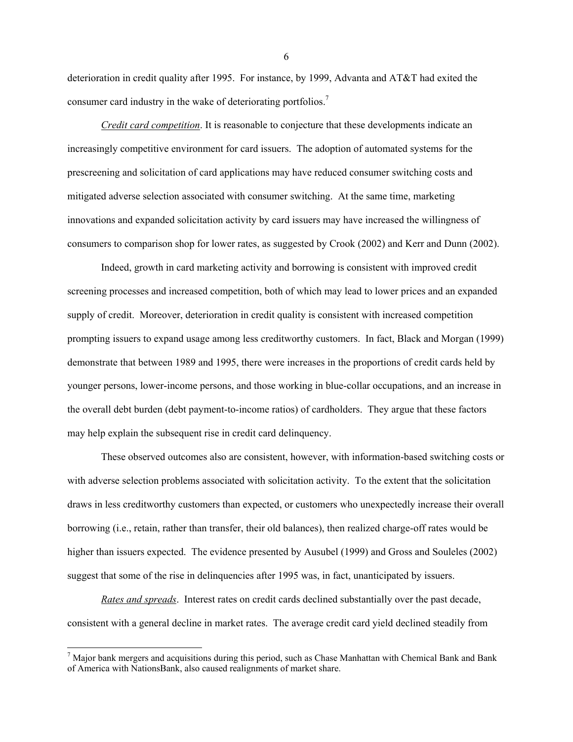deterioration in credit quality after 1995. For instance, by 1999, Advanta and AT&T had exited the consumer card industry in the wake of deteriorating portfolios.[7]

*Credit card competition*. It is reasonable to conjecture that these developments indicate an increasingly competitive environment for card issuers. The adoption of automated systems for the prescreening and solicitation of card applications may have reduced consumer switching costs and mitigated adverse selection associated with consumer switching. At the same time, marketing innovations and expanded solicitation activity by card issuers may have increased the willingness of consumers to comparison shop for lower rates, as suggested by Crook (2002) and Kerr and Dunn (2002).

Indeed, growth in card marketing activity and borrowing is consistent with improved credit screening processes and increased competition, both of which may lead to lower prices and an expanded supply of credit. Moreover, deterioration in credit quality is consistent with increased competition prompting issuers to expand usage among less creditworthy customers. In fact, Black and Morgan (1999) demonstrate that between 1989 and 1995, there were increases in the proportions of credit cards held by younger persons, lower-income persons, and those working in blue-collar occupations, and an increase in the overall debt burden (debt payment-to-income ratios) of cardholders. They argue that these factors may help explain the subsequent rise in credit card delinquency.

These observed outcomes also are consistent, however, with information-based switching costs or with adverse selection problems associated with solicitation activity. To the extent that the solicitation draws in less creditworthy customers than expected, or customers who unexpectedly increase their overall borrowing (i.e., retain, rather than transfer, their old balances), then realized charge-off rates would be higher than issuers expected. The evidence presented by Ausubel (1999) and Gross and Souleles (2002) suggest that some of the rise in delinquencies after 1995 was, in fact, unanticipated by issuers.

*Rates and spreads*. Interest rates on credit cards declined substantially over the past decade, consistent with a general decline in market rates. The average credit card yield declined steadily from

[7] Major bank mergers and acquisitions during this period, such as Chase Manhattan with Chemical Bank and Bank of America with NationsBank, also caused realignments of market share.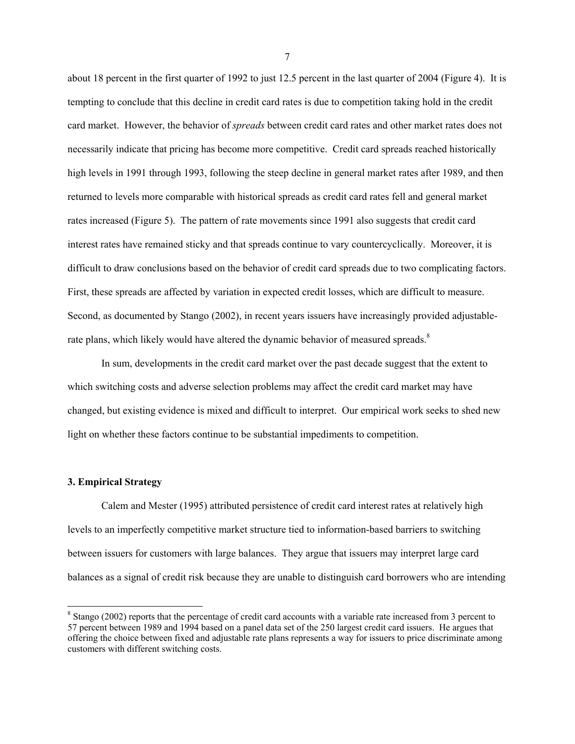about 18 percent in the first quarter of 1992 to just 12.5 percent in the last quarter of 2004 (Figure 4). It is tempting to conclude that this decline in credit card rates is due to competition taking hold in the credit card market. However, the behavior of *spreads* between credit card rates and other market rates does not necessarily indicate that pricing has become more competitive. Credit card spreads reached historically high levels in 1991 through 1993, following the steep decline in general market rates after 1989, and then returned to levels more comparable with historical spreads as credit card rates fell and general market rates increased (Figure 5). The pattern of rate movements since 1991 also suggests that credit card interest rates have remained sticky and that spreads continue to vary countercyclically. Moreover, it is difficult to draw conclusions based on the behavior of credit card spreads due to two complicating factors. First, these spreads are affected by variation in expected credit losses, which are difficult to measure. Second, as documented by Stango (2002), in recent years issuers have increasingly provided adjustable-rate plans, which likely would have altered the dynamic behavior of measured spreads.[8]

In sum, developments in the credit card market over the past decade suggest that the extent to which switching costs and adverse selection problems may affect the credit card market may have changed, but existing evidence is mixed and difficult to interpret. Our empirical work seeks to shed new light on whether these factors continue to be substantial impediments to competition.

### 3. Empirical Strategy

Calem and Mester (1995) attributed persistence of credit card interest rates at relatively high levels to an imperfectly competitive market structure tied to information-based barriers to switching between issuers for customers with large balances. They argue that issuers may interpret large card balances as a signal of credit risk because they are unable to distinguish card borrowers who are intending

[8] Stango (2002) reports that the percentage of credit card accounts with a variable rate increased from 3 percent to 57 percent between 1989 and 1994 based on a panel data set of the 250 largest credit card issuers. He argues that offering the choice between fixed and adjustable rate plans represents a way for issuers to price discriminate among customers with different switching costs.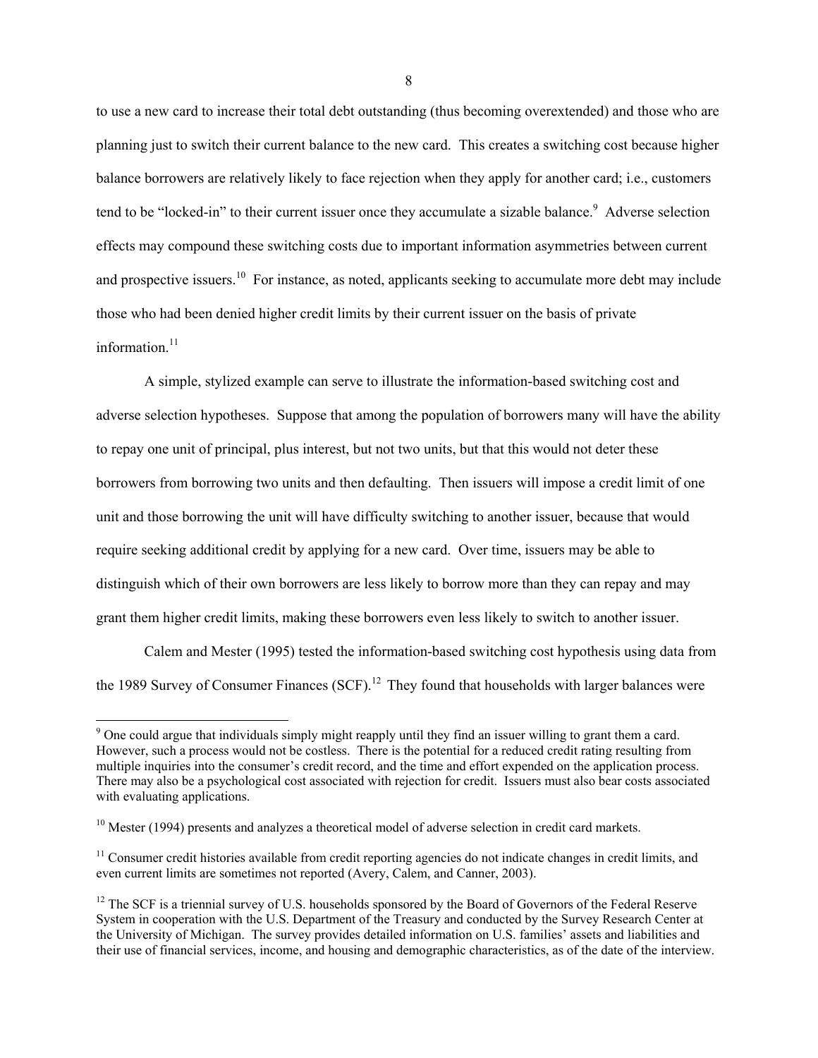to use a new card to increase their total debt outstanding (thus becoming overextended) and those who are planning just to switch their current balance to the new card. This creates a switching cost because higher balance borrowers are relatively likely to face rejection when they apply for another card; i.e., customers tend to be "locked-in" to their current issuer once they accumulate a sizable balance.[9] Adverse selection effects may compound these switching costs due to important information asymmetries between current and prospective issuers.[10] For instance, as noted, applicants seeking to accumulate more debt may include those who had been denied higher credit limits by their current issuer on the basis of private information.[11]

A simple, stylized example can serve to illustrate the information-based switching cost and adverse selection hypotheses. Suppose that among the population of borrowers many will have the ability to repay one unit of principal, plus interest, but not two units, but that this would not deter these borrowers from borrowing two units and then defaulting. Then issuers will impose a credit limit of one unit and those borrowing the unit will have difficulty switching to another issuer, because that would require seeking additional credit by applying for a new card. Over time, issuers may be able to distinguish which of their own borrowers are less likely to borrow more than they can repay and may grant them higher credit limits, making these borrowers even less likely to switch to another issuer.

Calem and Mester (1995) tested the information-based switching cost hypothesis using data from the 1989 Survey of Consumer Finances (SCF).[12] They found that households with larger balances were

---

[9] One could argue that individuals simply might reapply until they find an issuer willing to grant them a card. However, such a process would not be costless. There is the potential for a reduced credit rating resulting from multiple inquiries into the consumer's credit record, and the time and effort expended on the application process. There may also be a psychological cost associated with rejection for credit. Issuers must also bear costs associated with evaluating applications.

[10] Mester (1994) presents and analyzes a theoretical model of adverse selection in credit card markets.

[11] Consumer credit histories available from credit reporting agencies do not indicate changes in credit limits, and even current limits are sometimes not reported (Avery, Calem, and Canner, 2003).

[12] The SCF is a triennial survey of U.S. households sponsored by the Board of Governors of the Federal Reserve System in cooperation with the U.S. Department of the Treasury and conducted by the Survey Research Center at the University of Michigan. The survey provides detailed information on U.S. families' assets and liabilities and their use of financial services, income, and housing and demographic characteristics, as of the date of the interview.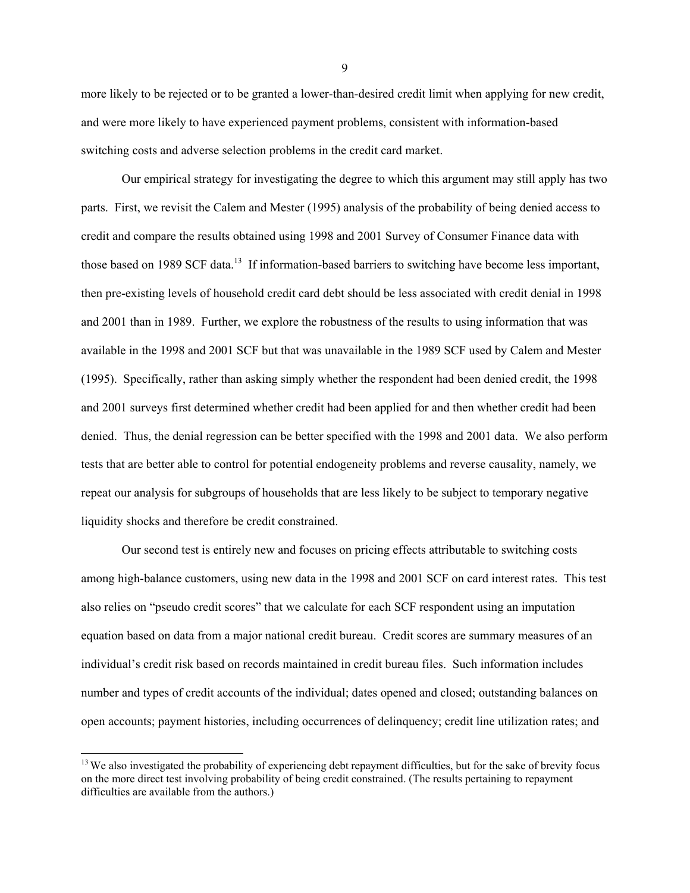more likely to be rejected or to be granted a lower-than-desired credit limit when applying for new credit, and were more likely to have experienced payment problems, consistent with information-based switching costs and adverse selection problems in the credit card market.

Our empirical strategy for investigating the degree to which this argument may still apply has two parts. First, we revisit the Calem and Mester (1995) analysis of the probability of being denied access to credit and compare the results obtained using 1998 and 2001 Survey of Consumer Finance data with those based on 1989 SCF data.[13] If information-based barriers to switching have become less important, then pre-existing levels of household credit card debt should be less associated with credit denial in 1998 and 2001 than in 1989. Further, we explore the robustness of the results to using information that was available in the 1998 and 2001 SCF but that was unavailable in the 1989 SCF used by Calem and Mester (1995). Specifically, rather than asking simply whether the respondent had been denied credit, the 1998 and 2001 surveys first determined whether credit had been applied for and then whether credit had been denied. Thus, the denial regression can be better specified with the 1998 and 2001 data. We also perform tests that are better able to control for potential endogeneity problems and reverse causality, namely, we repeat our analysis for subgroups of households that are less likely to be subject to temporary negative liquidity shocks and therefore be credit constrained.

Our second test is entirely new and focuses on pricing effects attributable to switching costs among high-balance customers, using new data in the 1998 and 2001 SCF on card interest rates. This test also relies on "pseudo credit scores" that we calculate for each SCF respondent using an imputation equation based on data from a major national credit bureau. Credit scores are summary measures of an individual's credit risk based on records maintained in credit bureau files. Such information includes number and types of credit accounts of the individual; dates opened and closed; outstanding balances on open accounts; payment histories, including occurrences of delinquency; credit line utilization rates; and

[13] We also investigated the probability of experiencing debt repayment difficulties, but for the sake of brevity focus on the more direct test involving probability of being credit constrained. (The results pertaining to repayment difficulties are available from the authors.)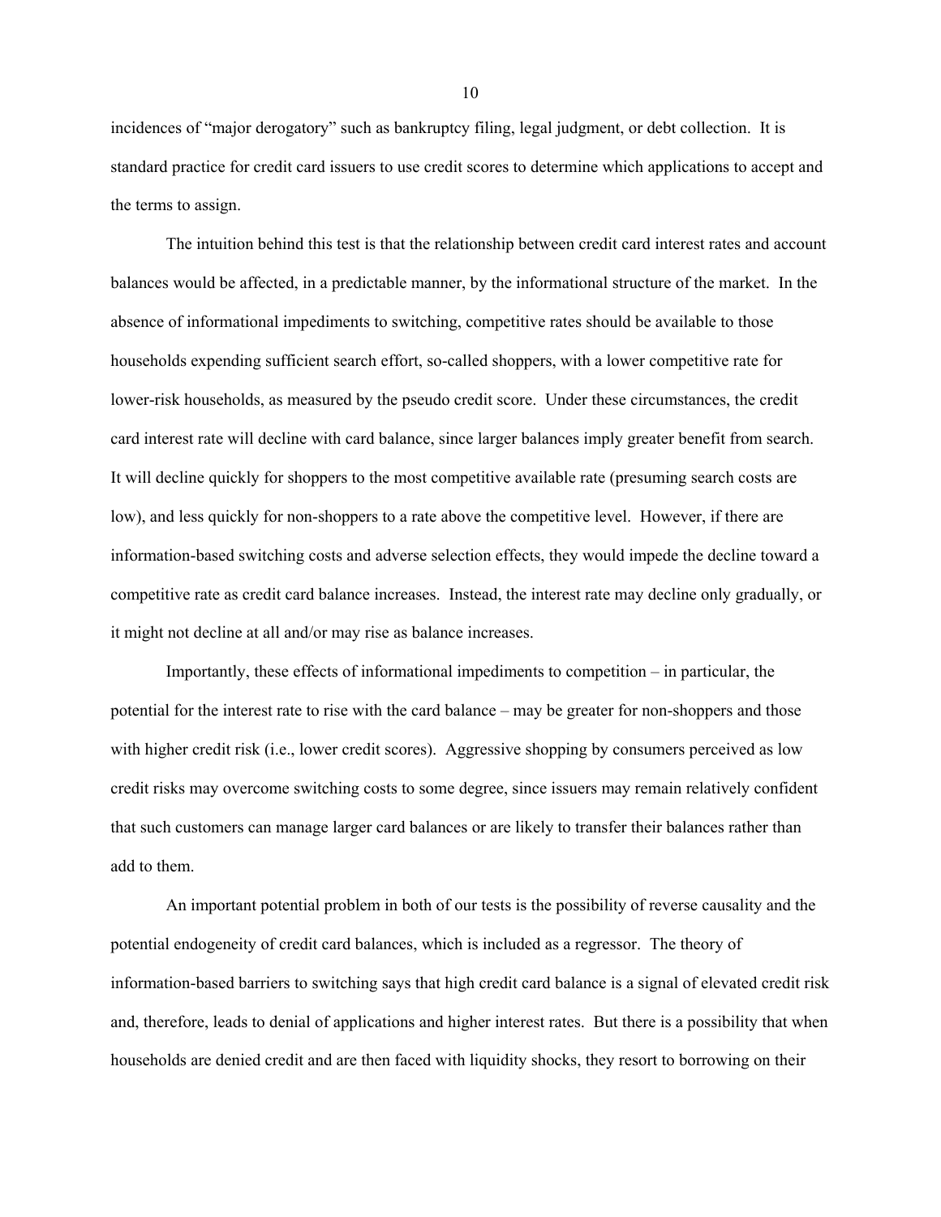incidences of "major derogatory" such as bankruptcy filing, legal judgment, or debt collection. It is standard practice for credit card issuers to use credit scores to determine which applications to accept and the terms to assign.

The intuition behind this test is that the relationship between credit card interest rates and account balances would be affected, in a predictable manner, by the informational structure of the market. In the absence of informational impediments to switching, competitive rates should be available to those households expending sufficient search effort, so-called shoppers, with a lower competitive rate for lower-risk households, as measured by the pseudo credit score. Under these circumstances, the credit card interest rate will decline with card balance, since larger balances imply greater benefit from search. It will decline quickly for shoppers to the most competitive available rate (presuming search costs are low), and less quickly for non-shoppers to a rate above the competitive level. However, if there are information-based switching costs and adverse selection effects, they would impede the decline toward a competitive rate as credit card balance increases. Instead, the interest rate may decline only gradually, or it might not decline at all and/or may rise as balance increases.

Importantly, these effects of informational impediments to competition – in particular, the potential for the interest rate to rise with the card balance – may be greater for non-shoppers and those with higher credit risk (i.e., lower credit scores). Aggressive shopping by consumers perceived as low credit risks may overcome switching costs to some degree, since issuers may remain relatively confident that such customers can manage larger card balances or are likely to transfer their balances rather than add to them.

An important potential problem in both of our tests is the possibility of reverse causality and the potential endogeneity of credit card balances, which is included as a regressor. The theory of information-based barriers to switching says that high credit card balance is a signal of elevated credit risk and, therefore, leads to denial of applications and higher interest rates. But there is a possibility that when households are denied credit and are then faced with liquidity shocks, they resort to borrowing on their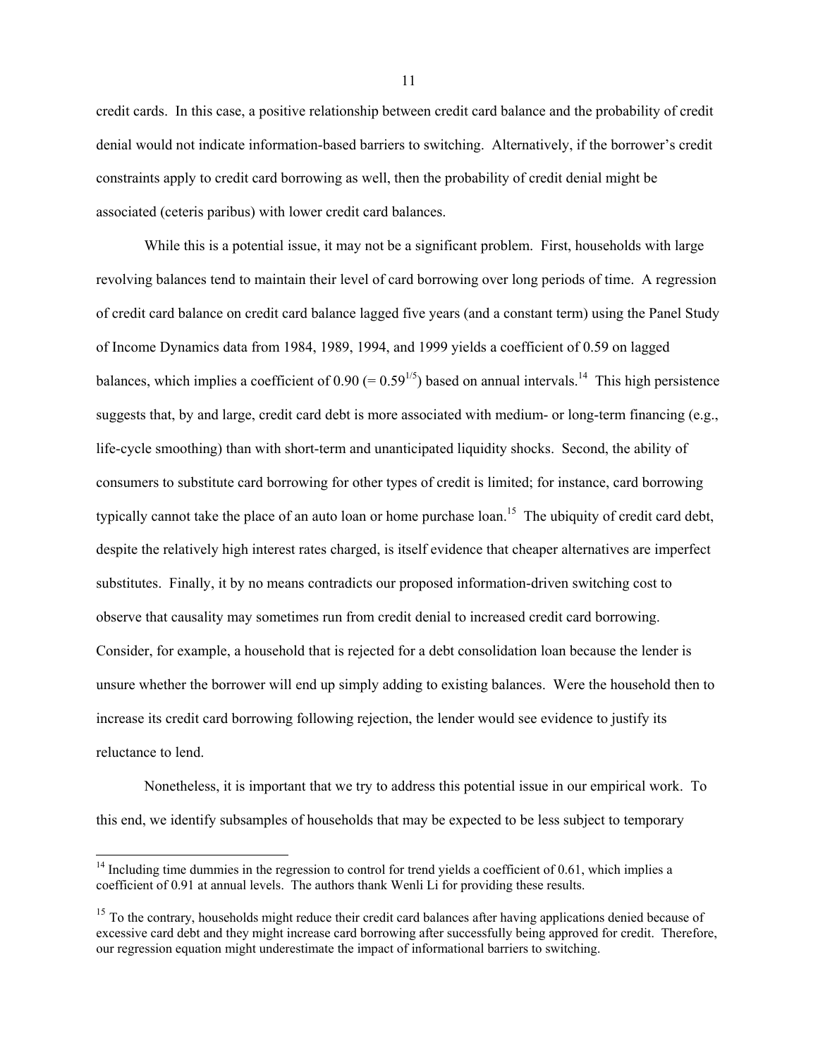credit cards. In this case, a positive relationship between credit card balance and the probability of credit denial would not indicate information-based barriers to switching. Alternatively, if the borrower's credit constraints apply to credit card borrowing as well, then the probability of credit denial might be associated (ceteris paribus) with lower credit card balances.

While this is a potential issue, it may not be a significant problem. First, households with large revolving balances tend to maintain their level of card borrowing over long periods of time. A regression of credit card balance on credit card balance lagged five years (and a constant term) using the Panel Study of Income Dynamics data from 1984, 1989, 1994, and 1999 yields a coefficient of 0.59 on lagged balances, which implies a coefficient of 0.90 ($= 0.59^{1/5}$) based on annual intervals.[14] This high persistence suggests that, by and large, credit card debt is more associated with medium- or long-term financing (e.g., life-cycle smoothing) than with short-term and unanticipated liquidity shocks. Second, the ability of consumers to substitute card borrowing for other types of credit is limited; for instance, card borrowing typically cannot take the place of an auto loan or home purchase loan.[15] The ubiquity of credit card debt, despite the relatively high interest rates charged, is itself evidence that cheaper alternatives are imperfect substitutes. Finally, it by no means contradicts our proposed information-driven switching cost to observe that causality may sometimes run from credit denial to increased credit card borrowing. Consider, for example, a household that is rejected for a debt consolidation loan because the lender is unsure whether the borrower will end up simply adding to existing balances. Were the household then to increase its credit card borrowing following rejection, the lender would see evidence to justify its reluctance to lend.

Nonetheless, it is important that we try to address this potential issue in our empirical work. To this end, we identify subsamples of households that may be expected to be less subject to temporary

---

[14] Including time dummies in the regression to control for trend yields a coefficient of 0.61, which implies a coefficient of 0.91 at annual levels. The authors thank Wenli Li for providing these results.

[15] To the contrary, households might reduce their credit card balances after having applications denied because of excessive card debt and they might increase card borrowing after successfully being approved for credit. Therefore, our regression equation might underestimate the impact of informational barriers to switching.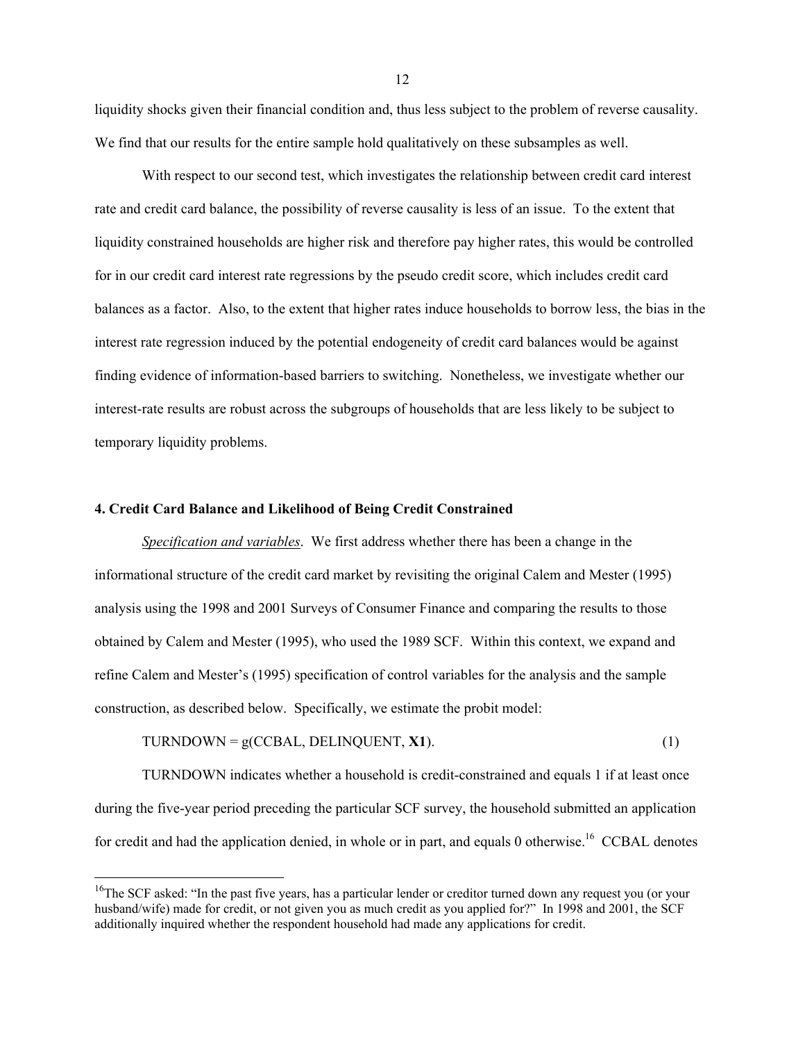liquidity shocks given their financial condition and, thus less subject to the problem of reverse causality. We find that our results for the entire sample hold qualitatively on these subsamples as well.

With respect to our second test, which investigates the relationship between credit card interest rate and credit card balance, the possibility of reverse causality is less of an issue. To the extent that liquidity constrained households are higher risk and therefore pay higher rates, this would be controlled for in our credit card interest rate regressions by the pseudo credit score, which includes credit card balances as a factor. Also, to the extent that higher rates induce households to borrow less, the bias in the interest rate regression induced by the potential endogeneity of credit card balances would be against finding evidence of information-based barriers to switching. Nonetheless, we investigate whether our interest-rate results are robust across the subgroups of households that are less likely to be subject to temporary liquidity problems.

## 4. Credit Card Balance and Likelihood of Being Credit Constrained

*Specification and variables*. We first address whether there has been a change in the informational structure of the credit card market by revisiting the original Calem and Mester (1995) analysis using the 1998 and 2001 Surveys of Consumer Finance and comparing the results to those obtained by Calem and Mester (1995), who used the 1989 SCF. Within this context, we expand and refine Calem and Mester's (1995) specification of control variables for the analysis and the sample construction, as described below. Specifically, we estimate the probit model:

$$\text{TURNDOWN} = g(\text{CCBAL}, \text{DELINQUENT}, \mathbf{X1}). \quad (1)$$

TURNDOWN indicates whether a household is credit-constrained and equals 1 if at least once during the five-year period preceding the particular SCF survey, the household submitted an application for credit and had the application denied, in whole or in part, and equals 0 otherwise.[16] CCBAL denotes

[16]The SCF asked: "In the past five years, has a particular lender or creditor turned down any request you (or your husband/wife) made for credit, or not given you as much credit as you applied for?" In 1998 and 2001, the SCF additionally inquired whether the respondent household had made any applications for credit.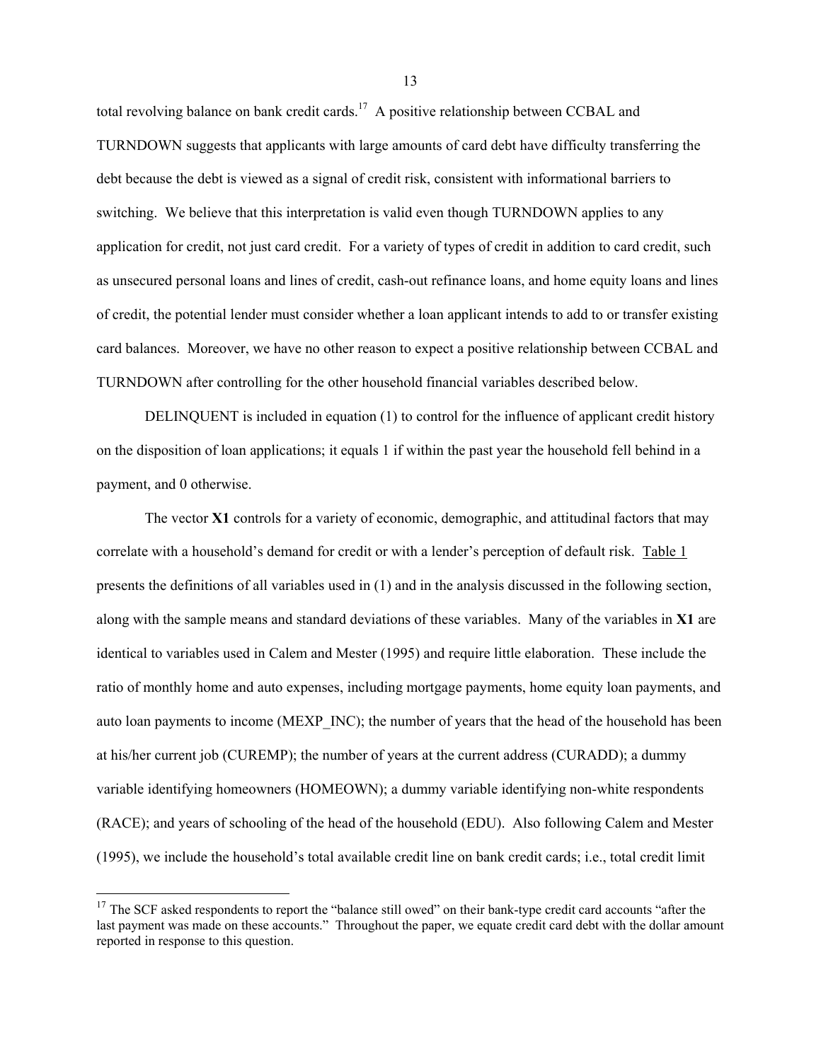total revolving balance on bank credit cards.[17] A positive relationship between CCBAL and TURNDOWN suggests that applicants with large amounts of card debt have difficulty transferring the debt because the debt is viewed as a signal of credit risk, consistent with informational barriers to switching. We believe that this interpretation is valid even though TURNDOWN applies to any application for credit, not just card credit. For a variety of types of credit in addition to card credit, such as unsecured personal loans and lines of credit, cash-out refinance loans, and home equity loans and lines of credit, the potential lender must consider whether a loan applicant intends to add to or transfer existing card balances. Moreover, we have no other reason to expect a positive relationship between CCBAL and TURNDOWN after controlling for the other household financial variables described below.

DELINQUENT is included in equation (1) to control for the influence of applicant credit history on the disposition of loan applications; it equals 1 if within the past year the household fell behind in a payment, and 0 otherwise.

The vector **X1** controls for a variety of economic, demographic, and attitudinal factors that may correlate with a household's demand for credit or with a lender's perception of default risk. Table 1 presents the definitions of all variables used in (1) and in the analysis discussed in the following section, along with the sample means and standard deviations of these variables. Many of the variables in **X1** are identical to variables used in Calem and Mester (1995) and require little elaboration. These include the ratio of monthly home and auto expenses, including mortgage payments, home equity loan payments, and auto loan payments to income (MEXP_INC); the number of years that the head of the household has been at his/her current job (CUREMP); the number of years at the current address (CURADD); a dummy variable identifying homeowners (HOMEOWN); a dummy variable identifying non-white respondents (RACE); and years of schooling of the head of the household (EDU). Also following Calem and Mester (1995), we include the household's total available credit line on bank credit cards; i.e., total credit limit

[17] The SCF asked respondents to report the "balance still owed" on their bank-type credit card accounts "after the last payment was made on these accounts." Throughout the paper, we equate credit card debt with the dollar amount reported in response to this question.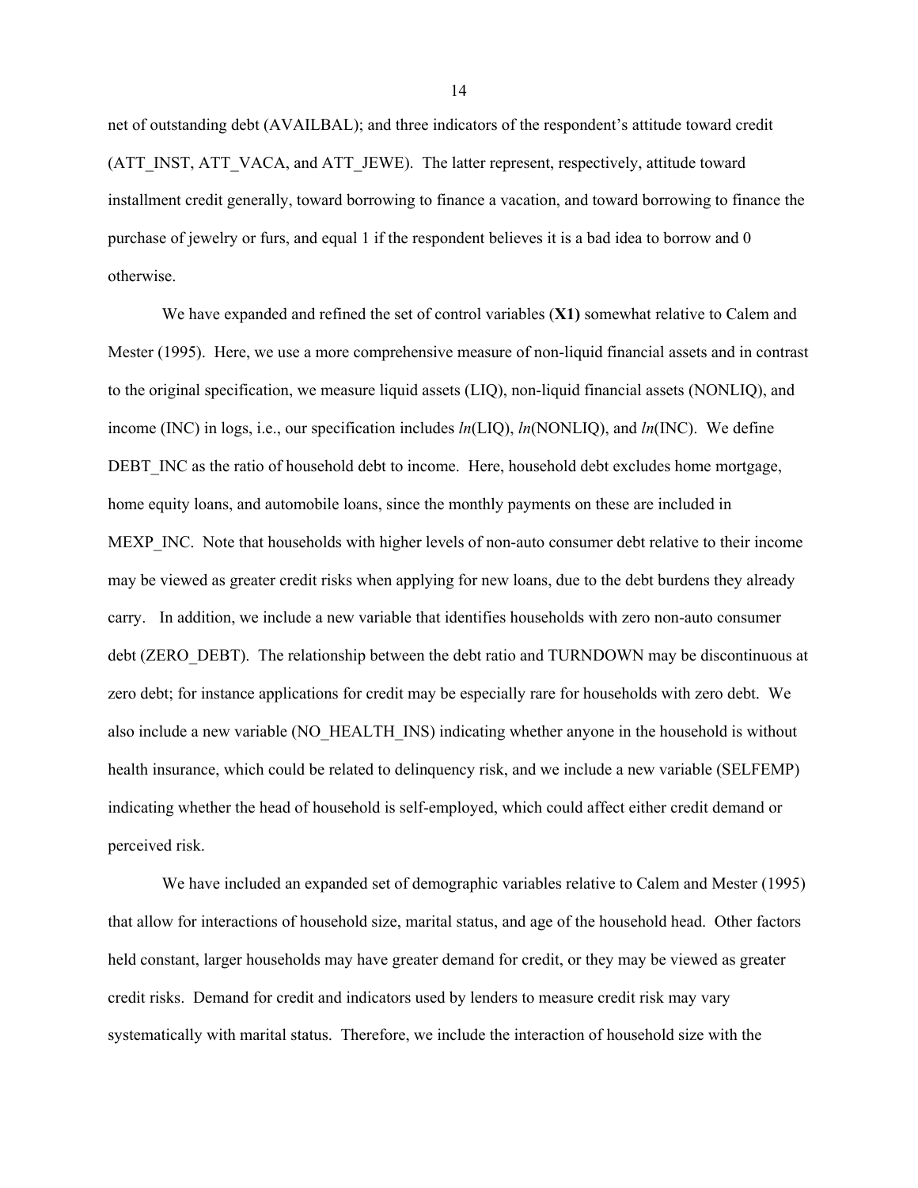net of outstanding debt (AVAILBAL); and three indicators of the respondent's attitude toward credit (ATT_INST, ATT_VACA, and ATT_JEWE). The latter represent, respectively, attitude toward installment credit generally, toward borrowing to finance a vacation, and toward borrowing to finance the purchase of jewelry or furs, and equal 1 if the respondent believes it is a bad idea to borrow and 0 otherwise.

We have expanded and refined the set of control variables (**X1)** somewhat relative to Calem and Mester (1995). Here, we use a more comprehensive measure of non-liquid financial assets and in contrast to the original specification, we measure liquid assets (LIQ), non-liquid financial assets (NONLIQ), and income (INC) in logs, i.e., our specification includes *ln*(LIQ), *ln*(NONLIQ), and *ln*(INC). We define DEBT_INC as the ratio of household debt to income. Here, household debt excludes home mortgage, home equity loans, and automobile loans, since the monthly payments on these are included in MEXP_INC. Note that households with higher levels of non-auto consumer debt relative to their income may be viewed as greater credit risks when applying for new loans, due to the debt burdens they already carry. In addition, we include a new variable that identifies households with zero non-auto consumer debt (ZERO_DEBT). The relationship between the debt ratio and TURNDOWN may be discontinuous at zero debt; for instance applications for credit may be especially rare for households with zero debt. We also include a new variable (NO_HEALTH_INS) indicating whether anyone in the household is without health insurance, which could be related to delinquency risk, and we include a new variable (SELFEMP) indicating whether the head of household is self-employed, which could affect either credit demand or perceived risk.

We have included an expanded set of demographic variables relative to Calem and Mester (1995) that allow for interactions of household size, marital status, and age of the household head. Other factors held constant, larger households may have greater demand for credit, or they may be viewed as greater credit risks. Demand for credit and indicators used by lenders to measure credit risk may vary systematically with marital status. Therefore, we include the interaction of household size with the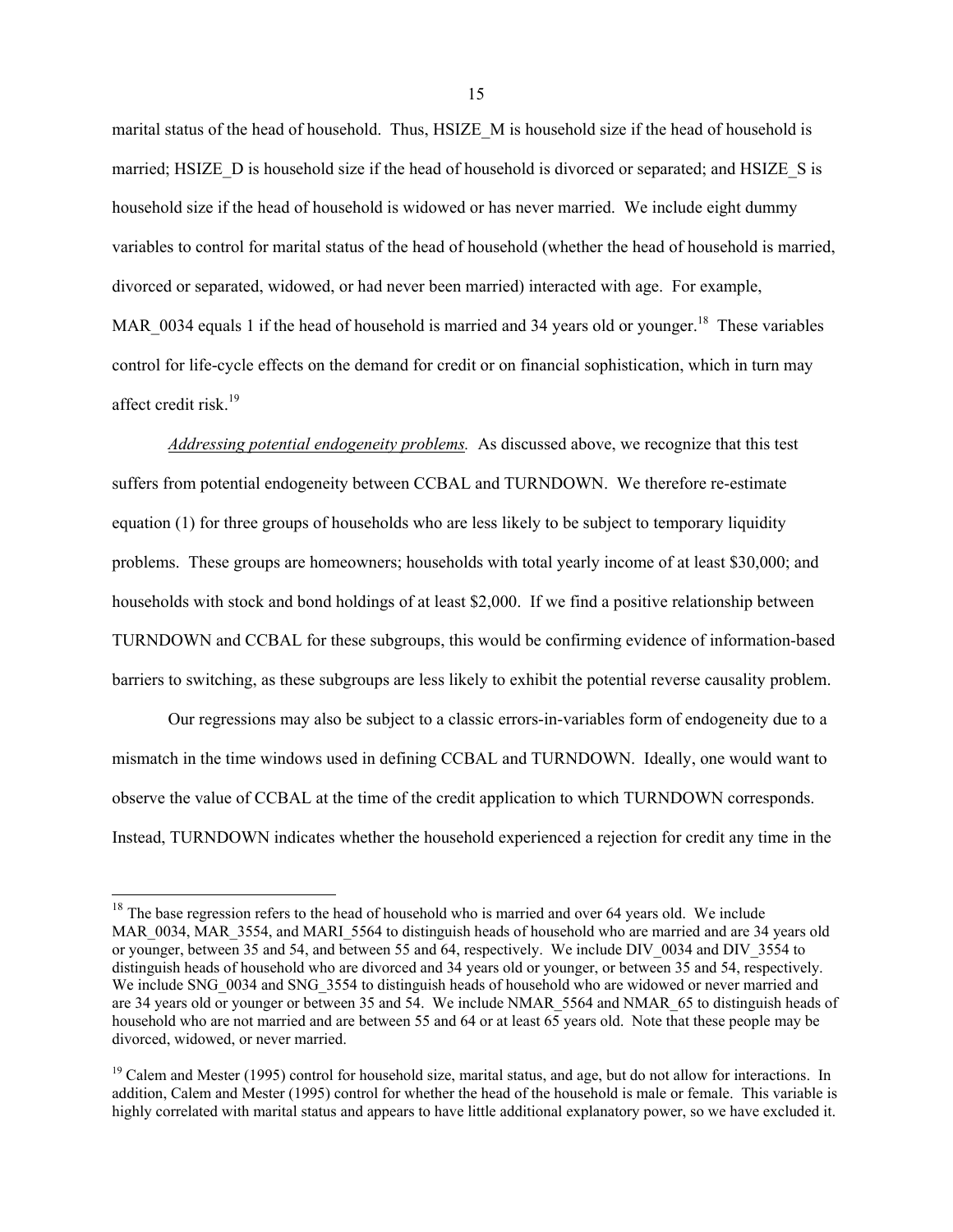marital status of the head of household. Thus, HSIZE_M is household size if the head of household is married; HSIZE_D is household size if the head of household is divorced or separated; and HSIZE_S is household size if the head of household is widowed or has never married. We include eight dummy variables to control for marital status of the head of household (whether the head of household is married, divorced or separated, widowed, or had never been married) interacted with age. For example, MAR_0034 equals 1 if the head of household is married and 34 years old or younger.[18] These variables control for life-cycle effects on the demand for credit or on financial sophistication, which in turn may affect credit risk.[19]

*Addressing potential endogeneity problems.* As discussed above, we recognize that this test suffers from potential endogeneity between CCBAL and TURNDOWN. We therefore re-estimate equation (1) for three groups of households who are less likely to be subject to temporary liquidity problems. These groups are homeowners; households with total yearly income of at least \$30,000; and households with stock and bond holdings of at least \$2,000. If we find a positive relationship between TURNDOWN and CCBAL for these subgroups, this would be confirming evidence of information-based barriers to switching, as these subgroups are less likely to exhibit the potential reverse causality problem.

Our regressions may also be subject to a classic errors-in-variables form of endogeneity due to a mismatch in the time windows used in defining CCBAL and TURNDOWN. Ideally, one would want to observe the value of CCBAL at the time of the credit application to which TURNDOWN corresponds. Instead, TURNDOWN indicates whether the household experienced a rejection for credit any time in the

---

[18] The base regression refers to the head of household who is married and over 64 years old. We include MAR_0034, MAR_3554, and MARI_5564 to distinguish heads of household who are married and are 34 years old or younger, between 35 and 54, and between 55 and 64, respectively. We include DIV_0034 and DIV_3554 to distinguish heads of household who are divorced and 34 years old or younger, or between 35 and 54, respectively. We include SNG_0034 and SNG_3554 to distinguish heads of household who are widowed or never married and are 34 years old or younger or between 35 and 54. We include NMAR_5564 and NMAR_65 to distinguish heads of household who are not married and are between 55 and 64 or at least 65 years old. Note that these people may be divorced, widowed, or never married.

[19] Calem and Mester (1995) control for household size, marital status, and age, but do not allow for interactions. In addition, Calem and Mester (1995) control for whether the head of the household is male or female. This variable is highly correlated with marital status and appears to have little additional explanatory power, so we have excluded it.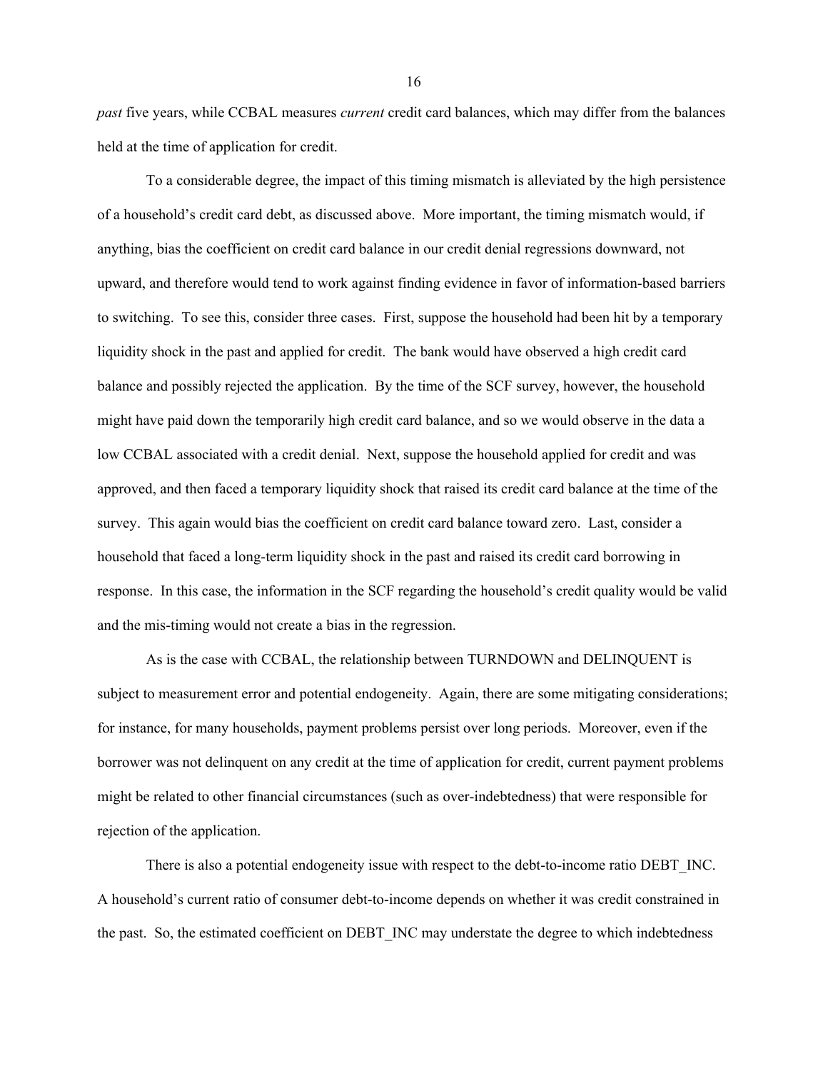*past* five years, while CCBAL measures *current* credit card balances, which may differ from the balances held at the time of application for credit.

To a considerable degree, the impact of this timing mismatch is alleviated by the high persistence of a household's credit card debt, as discussed above. More important, the timing mismatch would, if anything, bias the coefficient on credit card balance in our credit denial regressions downward, not upward, and therefore would tend to work against finding evidence in favor of information-based barriers to switching. To see this, consider three cases. First, suppose the household had been hit by a temporary liquidity shock in the past and applied for credit. The bank would have observed a high credit card balance and possibly rejected the application. By the time of the SCF survey, however, the household might have paid down the temporarily high credit card balance, and so we would observe in the data a low CCBAL associated with a credit denial. Next, suppose the household applied for credit and was approved, and then faced a temporary liquidity shock that raised its credit card balance at the time of the survey. This again would bias the coefficient on credit card balance toward zero. Last, consider a household that faced a long-term liquidity shock in the past and raised its credit card borrowing in response. In this case, the information in the SCF regarding the household's credit quality would be valid and the mis-timing would not create a bias in the regression.

As is the case with CCBAL, the relationship between TURNDOWN and DELINQUENT is subject to measurement error and potential endogeneity. Again, there are some mitigating considerations; for instance, for many households, payment problems persist over long periods. Moreover, even if the borrower was not delinquent on any credit at the time of application for credit, current payment problems might be related to other financial circumstances (such as over-indebtedness) that were responsible for rejection of the application.

There is also a potential endogeneity issue with respect to the debt-to-income ratio DEBT_INC. A household's current ratio of consumer debt-to-income depends on whether it was credit constrained in the past. So, the estimated coefficient on DEBT_INC may understate the degree to which indebtedness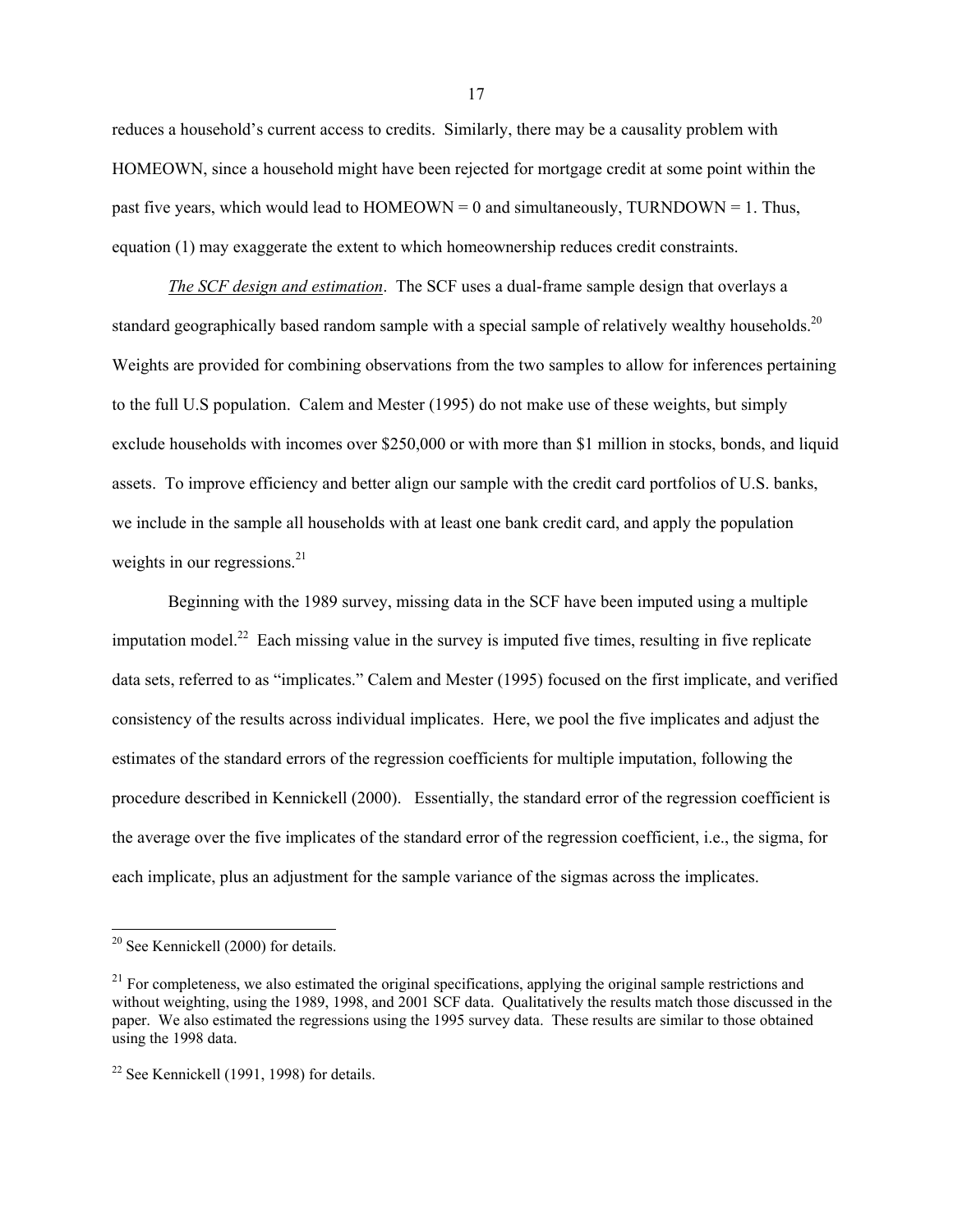reduces a household's current access to credits. Similarly, there may be a causality problem with HOMEOWN, since a household might have been rejected for mortgage credit at some point within the past five years, which would lead to HOMEOWN = 0 and simultaneously, TURNDOWN = 1. Thus, equation (1) may exaggerate the extent to which homeownership reduces credit constraints.

*The SCF design and estimation*. The SCF uses a dual-frame sample design that overlays a standard geographically based random sample with a special sample of relatively wealthy households.[20] Weights are provided for combining observations from the two samples to allow for inferences pertaining to the full U.S population. Calem and Mester (1995) do not make use of these weights, but simply exclude households with incomes over $250,000 or with more than $1 million in stocks, bonds, and liquid assets. To improve efficiency and better align our sample with the credit card portfolios of U.S. banks, we include in the sample all households with at least one bank credit card, and apply the population weights in our regressions.[21]

Beginning with the 1989 survey, missing data in the SCF have been imputed using a multiple imputation model.[22] Each missing value in the survey is imputed five times, resulting in five replicate data sets, referred to as "implicates." Calem and Mester (1995) focused on the first implicate, and verified consistency of the results across individual implicates. Here, we pool the five implicates and adjust the estimates of the standard errors of the regression coefficients for multiple imputation, following the procedure described in Kennickell (2000). Essentially, the standard error of the regression coefficient is the average over the five implicates of the standard error of the regression coefficient, i.e., the sigma, for each implicate, plus an adjustment for the sample variance of the sigmas across the implicates.

---

[20] See Kennickell (2000) for details.

[21] For completeness, we also estimated the original specifications, applying the original sample restrictions and without weighting, using the 1989, 1998, and 2001 SCF data. Qualitatively the results match those discussed in the paper. We also estimated the regressions using the 1995 survey data. These results are similar to those obtained using the 1998 data.

[22] See Kennickell (1991, 1998) for details.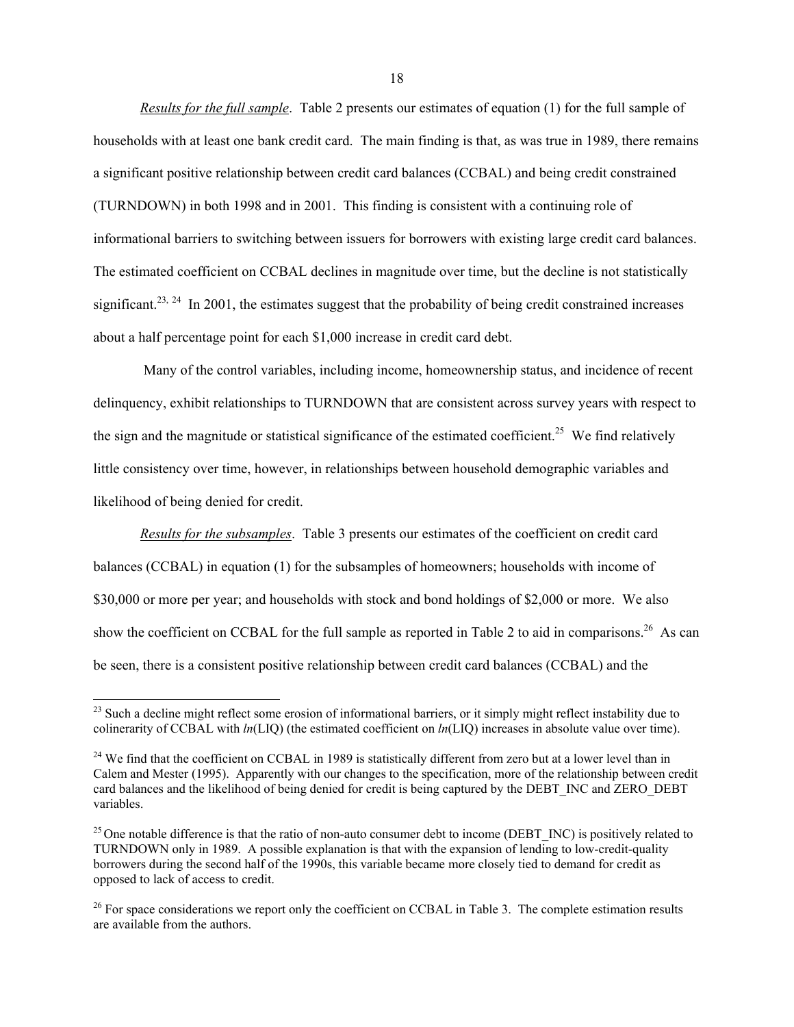*Results for the full sample*. Table 2 presents our estimates of equation (1) for the full sample of households with at least one bank credit card. The main finding is that, as was true in 1989, there remains a significant positive relationship between credit card balances (CCBAL) and being credit constrained (TURNDOWN) in both 1998 and in 2001. This finding is consistent with a continuing role of informational barriers to switching between issuers for borrowers with existing large credit card balances. The estimated coefficient on CCBAL declines in magnitude over time, but the decline is not statistically significant.[23, 24] In 2001, the estimates suggest that the probability of being credit constrained increases about a half percentage point for each $1,000 increase in credit card debt.

Many of the control variables, including income, homeownership status, and incidence of recent delinquency, exhibit relationships to TURNDOWN that are consistent across survey years with respect to the sign and the magnitude or statistical significance of the estimated coefficient.[25] We find relatively little consistency over time, however, in relationships between household demographic variables and likelihood of being denied for credit.

*Results for the subsamples*. Table 3 presents our estimates of the coefficient on credit card balances (CCBAL) in equation (1) for the subsamples of homeowners; households with income of $30,000 or more per year; and households with stock and bond holdings of $2,000 or more. We also show the coefficient on CCBAL for the full sample as reported in Table 2 to aid in comparisons.[26] As can be seen, there is a consistent positive relationship between credit card balances (CCBAL) and the

---

[23] Such a decline might reflect some erosion of informational barriers, or it simply might reflect instability due to colinerarity of CCBAL with *ln*(LIQ) (the estimated coefficient on *ln*(LIQ) increases in absolute value over time).

[24] We find that the coefficient on CCBAL in 1989 is statistically different from zero but at a lower level than in Calem and Mester (1995). Apparently with our changes to the specification, more of the relationship between credit card balances and the likelihood of being denied for credit is being captured by the DEBT_INC and ZERO_DEBT variables.

[25] One notable difference is that the ratio of non-auto consumer debt to income (DEBT_INC) is positively related to TURNDOWN only in 1989. A possible explanation is that with the expansion of lending to low-credit-quality borrowers during the second half of the 1990s, this variable became more closely tied to demand for credit as opposed to lack of access to credit.

[26] For space considerations we report only the coefficient on CCBAL in Table 3. The complete estimation results are available from the authors.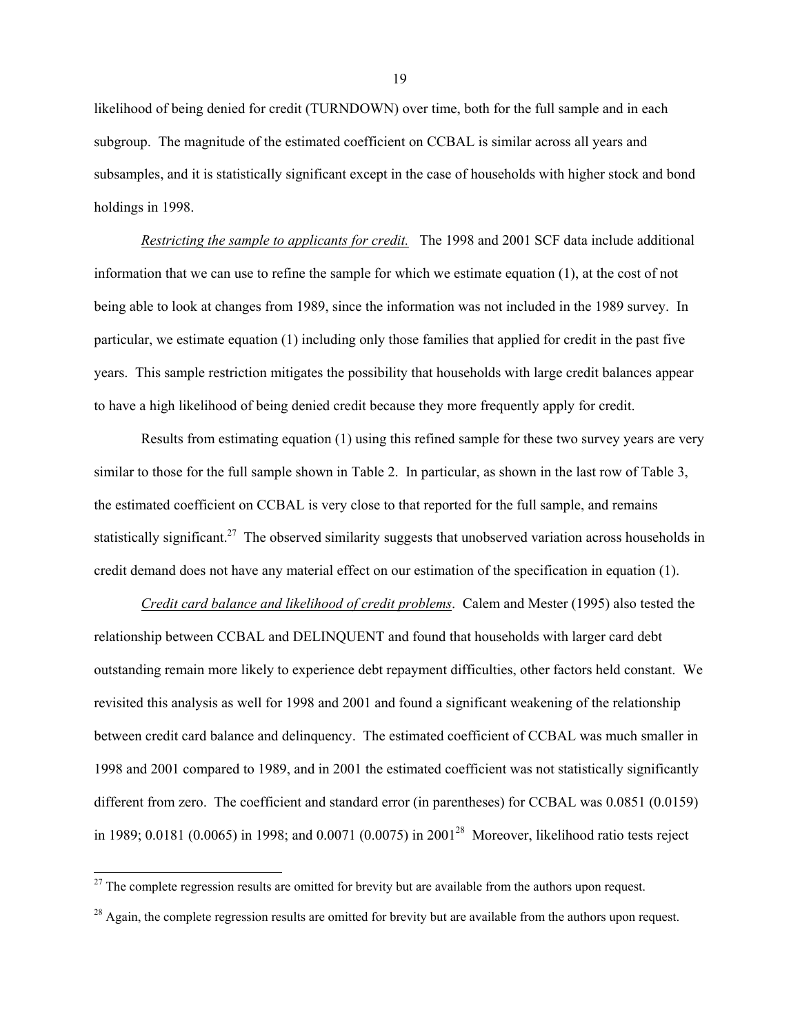likelihood of being denied for credit (TURNDOWN) over time, both for the full sample and in each subgroup. The magnitude of the estimated coefficient on CCBAL is similar across all years and subsamples, and it is statistically significant except in the case of households with higher stock and bond holdings in 1998.

*Restricting the sample to applicants for credit.* The 1998 and 2001 SCF data include additional information that we can use to refine the sample for which we estimate equation (1), at the cost of not being able to look at changes from 1989, since the information was not included in the 1989 survey. In particular, we estimate equation (1) including only those families that applied for credit in the past five years. This sample restriction mitigates the possibility that households with large credit balances appear to have a high likelihood of being denied credit because they more frequently apply for credit.

Results from estimating equation (1) using this refined sample for these two survey years are very similar to those for the full sample shown in Table 2. In particular, as shown in the last row of Table 3, the estimated coefficient on CCBAL is very close to that reported for the full sample, and remains statistically significant.[27] The observed similarity suggests that unobserved variation across households in credit demand does not have any material effect on our estimation of the specification in equation (1).

*Credit card balance and likelihood of credit problems*. Calem and Mester (1995) also tested the relationship between CCBAL and DELINQUENT and found that households with larger card debt outstanding remain more likely to experience debt repayment difficulties, other factors held constant. We revisited this analysis as well for 1998 and 2001 and found a significant weakening of the relationship between credit card balance and delinquency. The estimated coefficient of CCBAL was much smaller in 1998 and 2001 compared to 1989, and in 2001 the estimated coefficient was not statistically significantly different from zero. The coefficient and standard error (in parentheses) for CCBAL was 0.0851 (0.0159) in 1989; 0.0181 (0.0065) in 1998; and 0.0071 (0.0075) in 2001[28] Moreover, likelihood ratio tests reject

[27] The complete regression results are omitted for brevity but are available from the authors upon request.

[28] Again, the complete regression results are omitted for brevity but are available from the authors upon request.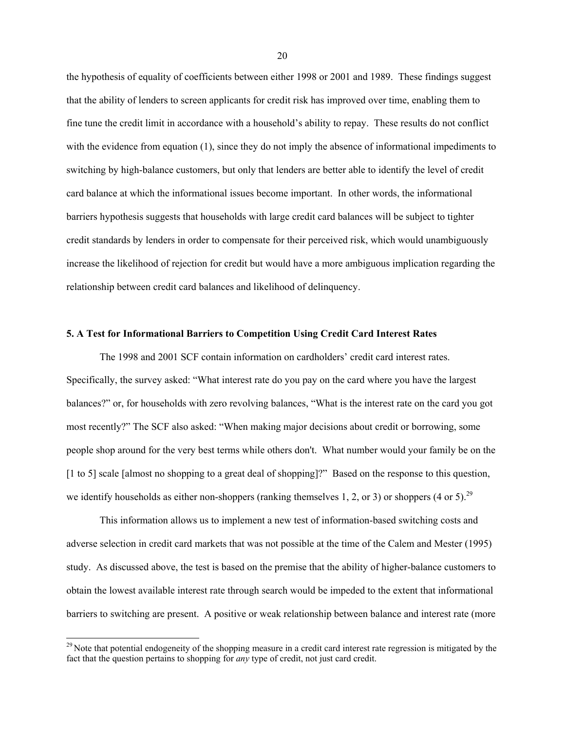the hypothesis of equality of coefficients between either 1998 or 2001 and 1989. These findings suggest that the ability of lenders to screen applicants for credit risk has improved over time, enabling them to fine tune the credit limit in accordance with a household's ability to repay. These results do not conflict with the evidence from equation (1), since they do not imply the absence of informational impediments to switching by high-balance customers, but only that lenders are better able to identify the level of credit card balance at which the informational issues become important. In other words, the informational barriers hypothesis suggests that households with large credit card balances will be subject to tighter credit standards by lenders in order to compensate for their perceived risk, which would unambiguously increase the likelihood of rejection for credit but would have a more ambiguous implication regarding the relationship between credit card balances and likelihood of delinquency.

## 5. A Test for Informational Barriers to Competition Using Credit Card Interest Rates

The 1998 and 2001 SCF contain information on cardholders' credit card interest rates. Specifically, the survey asked: "What interest rate do you pay on the card where you have the largest balances?" or, for households with zero revolving balances, "What is the interest rate on the card you got most recently?" The SCF also asked: "When making major decisions about credit or borrowing, some people shop around for the very best terms while others don't. What number would your family be on the [1 to 5] scale [almost no shopping to a great deal of shopping]?" Based on the response to this question, we identify households as either non-shoppers (ranking themselves 1, 2, or 3) or shoppers (4 or 5).[29]

This information allows us to implement a new test of information-based switching costs and adverse selection in credit card markets that was not possible at the time of the Calem and Mester (1995) study. As discussed above, the test is based on the premise that the ability of higher-balance customers to obtain the lowest available interest rate through search would be impeded to the extent that informational barriers to switching are present. A positive or weak relationship between balance and interest rate (more

[29] Note that potential endogeneity of the shopping measure in a credit card interest rate regression is mitigated by the fact that the question pertains to shopping for *any* type of credit, not just card credit.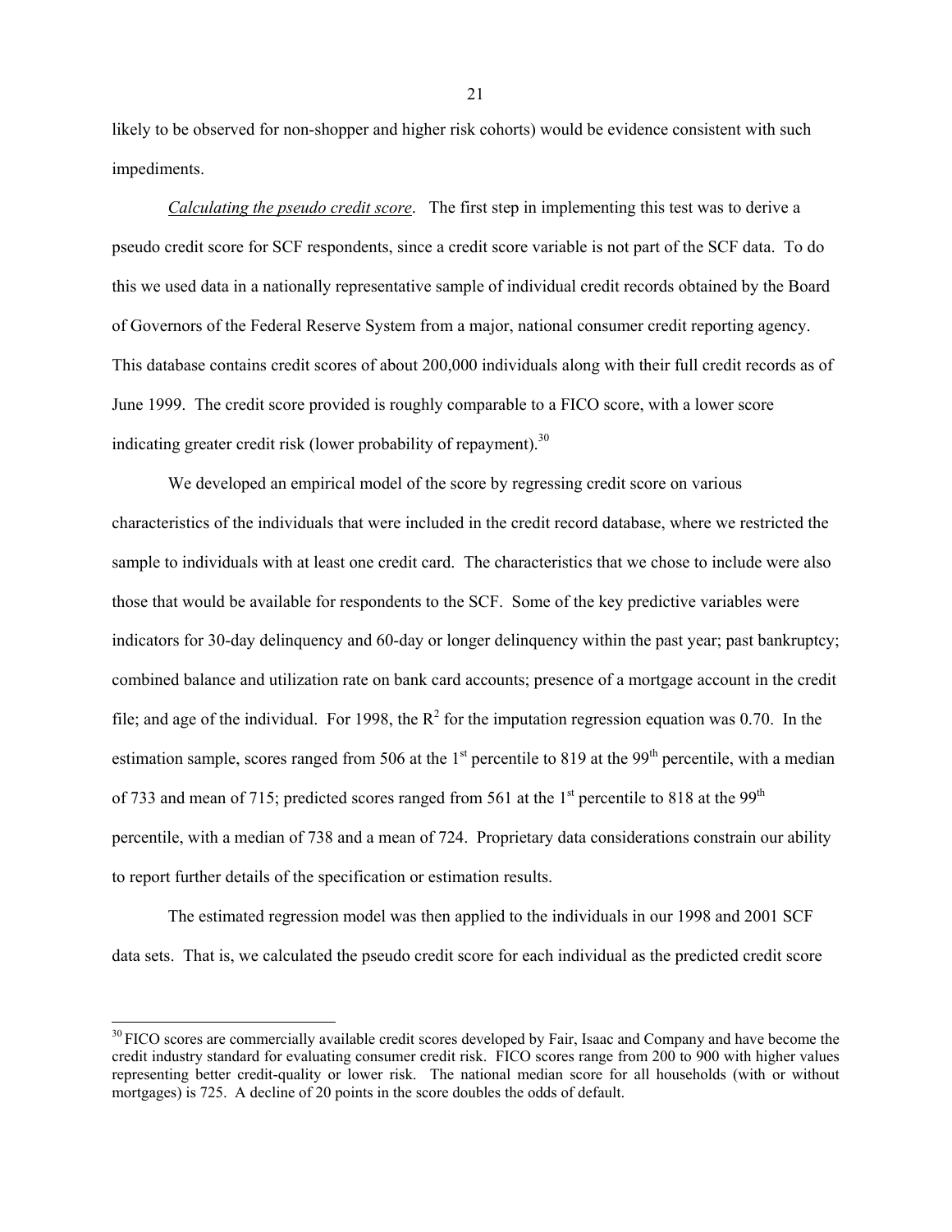likely to be observed for non-shopper and higher risk cohorts) would be evidence consistent with such impediments.

*Calculating the pseudo credit score*. The first step in implementing this test was to derive a pseudo credit score for SCF respondents, since a credit score variable is not part of the SCF data. To do this we used data in a nationally representative sample of individual credit records obtained by the Board of Governors of the Federal Reserve System from a major, national consumer credit reporting agency. This database contains credit scores of about 200,000 individuals along with their full credit records as of June 1999. The credit score provided is roughly comparable to a FICO score, with a lower score indicating greater credit risk (lower probability of repayment).[30]

We developed an empirical model of the score by regressing credit score on various characteristics of the individuals that were included in the credit record database, where we restricted the sample to individuals with at least one credit card. The characteristics that we chose to include were also those that would be available for respondents to the SCF. Some of the key predictive variables were indicators for 30-day delinquency and 60-day or longer delinquency within the past year; past bankruptcy; combined balance and utilization rate on bank card accounts; presence of a mortgage account in the credit file; and age of the individual. For 1998, the $R^2$ for the imputation regression equation was 0.70. In the estimation sample, scores ranged from 506 at the 1st percentile to 819 at the 99th percentile, with a median of 733 and mean of 715; predicted scores ranged from 561 at the 1st percentile to 818 at the 99th percentile, with a median of 738 and a mean of 724. Proprietary data considerations constrain our ability to report further details of the specification or estimation results.

The estimated regression model was then applied to the individuals in our 1998 and 2001 SCF data sets. That is, we calculated the pseudo credit score for each individual as the predicted credit score

[30] FICO scores are commercially available credit scores developed by Fair, Isaac and Company and have become the credit industry standard for evaluating consumer credit risk. FICO scores range from 200 to 900 with higher values representing better credit-quality or lower risk. The national median score for all households (with or without mortgages) is 725. A decline of 20 points in the score doubles the odds of default.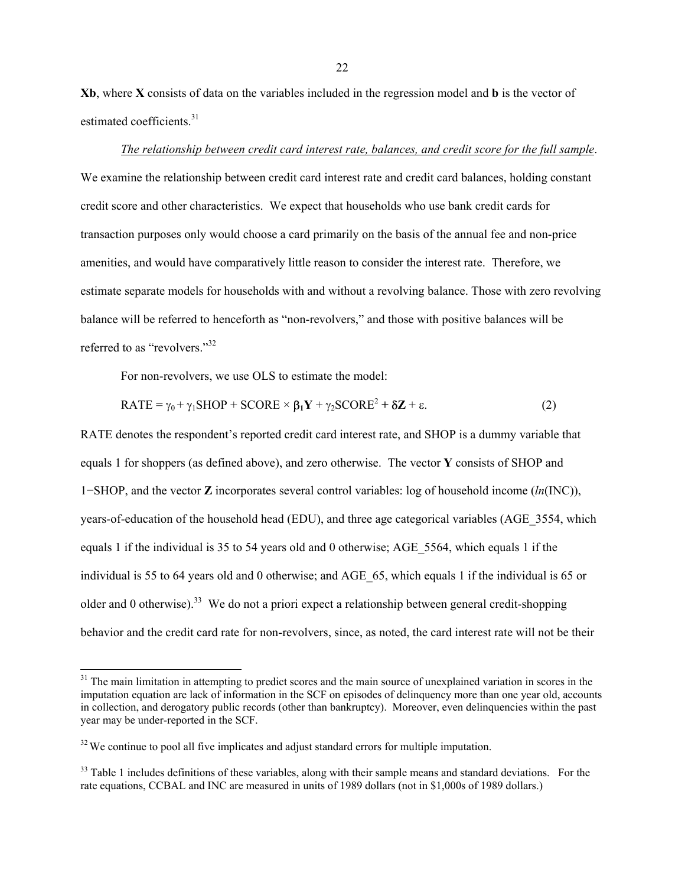**Xb**, where **X** consists of data on the variables included in the regression model and **b** is the vector of estimated coefficients.[31]

*The relationship between credit card interest rate, balances, and credit score for the full sample*. We examine the relationship between credit card interest rate and credit card balances, holding constant credit score and other characteristics. We expect that households who use bank credit cards for transaction purposes only would choose a card primarily on the basis of the annual fee and non-price amenities, and would have comparatively little reason to consider the interest rate. Therefore, we estimate separate models for households with and without a revolving balance. Those with zero revolving balance will be referred to henceforth as "non-revolvers," and those with positive balances will be referred to as "revolvers."[32]

For non-revolvers, we use OLS to estimate the model:

$$\text{RATE} = \gamma_0 + \gamma_1\text{SHOP} + \text{SCORE} \times \boldsymbol{\beta_1 Y} + \gamma_2\text{SCORE}^2 + \boldsymbol{\delta Z} + \varepsilon. \tag{2}$$

RATE denotes the respondent's reported credit card interest rate, and SHOP is a dummy variable that equals 1 for shoppers (as defined above), and zero otherwise. The vector **Y** consists of SHOP and 1−SHOP, and the vector **Z** incorporates several control variables: log of household income (*ln*(INC)), years-of-education of the household head (EDU), and three age categorical variables (AGE_3554, which equals 1 if the individual is 35 to 54 years old and 0 otherwise; AGE_5564, which equals 1 if the individual is 55 to 64 years old and 0 otherwise; and AGE_65, which equals 1 if the individual is 65 or older and 0 otherwise).[33] We do not a priori expect a relationship between general credit-shopping behavior and the credit card rate for non-revolvers, since, as noted, the card interest rate will not be their

---

[31] The main limitation in attempting to predict scores and the main source of unexplained variation in scores in the imputation equation are lack of information in the SCF on episodes of delinquency more than one year old, accounts in collection, and derogatory public records (other than bankruptcy). Moreover, even delinquencies within the past year may be under-reported in the SCF.

[32] We continue to pool all five implicates and adjust standard errors for multiple imputation.

[33] Table 1 includes definitions of these variables, along with their sample means and standard deviations. For the rate equations, CCBAL and INC are measured in units of 1989 dollars (not in $1,000s of 1989 dollars.)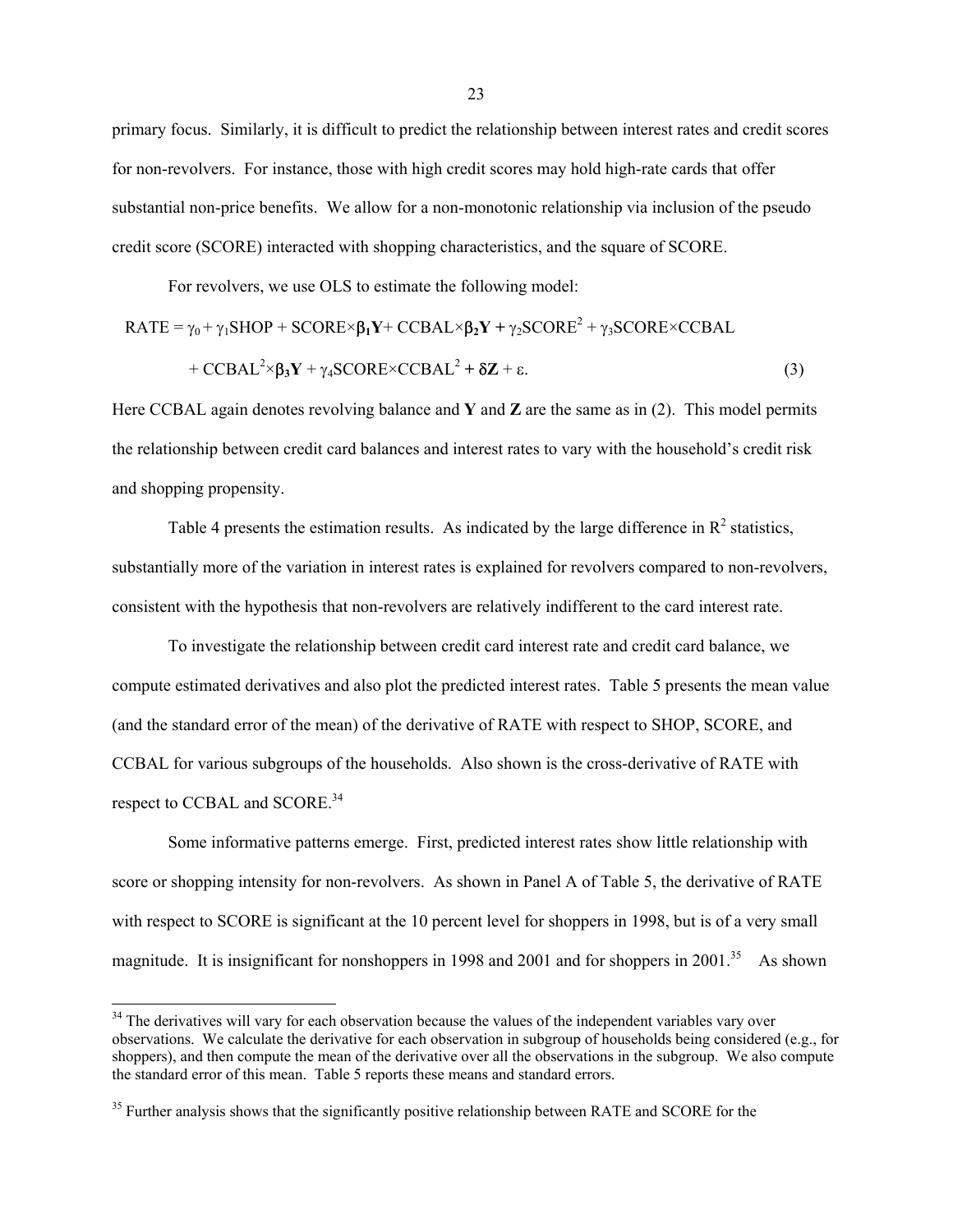primary focus. Similarly, it is difficult to predict the relationship between interest rates and credit scores for non-revolvers. For instance, those with high credit scores may hold high-rate cards that offer substantial non-price benefits. We allow for a non-monotonic relationship via inclusion of the pseudo credit score (SCORE) interacted with shopping characteristics, and the square of SCORE.

For revolvers, we use OLS to estimate the following model:

$$\text{RATE} = \gamma_0 + \gamma_1\text{SHOP} + \text{SCORE}\times\boldsymbol{\beta_1}\mathbf{Y} + \text{CCBAL}\times\boldsymbol{\beta_2}\mathbf{Y} + \gamma_2\text{SCORE}^2 + \gamma_3\text{SCORE}\times\text{CCBAL}$$

$$+ \text{CCBAL}^2\times\boldsymbol{\beta_3}\mathbf{Y} + \gamma_4\text{SCORE}\times\text{CCBAL}^2 + \boldsymbol{\delta}\mathbf{Z} + \varepsilon. \quad (3)$$

Here CCBAL again denotes revolving balance and **Y** and **Z** are the same as in (2). This model permits the relationship between credit card balances and interest rates to vary with the household's credit risk and shopping propensity.

Table 4 presents the estimation results. As indicated by the large difference in $R^2$ statistics, substantially more of the variation in interest rates is explained for revolvers compared to non-revolvers, consistent with the hypothesis that non-revolvers are relatively indifferent to the card interest rate.

To investigate the relationship between credit card interest rate and credit card balance, we compute estimated derivatives and also plot the predicted interest rates. Table 5 presents the mean value (and the standard error of the mean) of the derivative of RATE with respect to SHOP, SCORE, and CCBAL for various subgroups of the households. Also shown is the cross-derivative of RATE with respect to CCBAL and SCORE.[34]

Some informative patterns emerge. First, predicted interest rates show little relationship with score or shopping intensity for non-revolvers. As shown in Panel A of Table 5, the derivative of RATE with respect to SCORE is significant at the 10 percent level for shoppers in 1998, but is of a very small magnitude. It is insignificant for nonshoppers in 1998 and 2001 and for shoppers in 2001.[35] As shown

[34] The derivatives will vary for each observation because the values of the independent variables vary over observations. We calculate the derivative for each observation in subgroup of households being considered (e.g., for shoppers), and then compute the mean of the derivative over all the observations in the subgroup. We also compute the standard error of this mean. Table 5 reports these means and standard errors.

[35] Further analysis shows that the significantly positive relationship between RATE and SCORE for the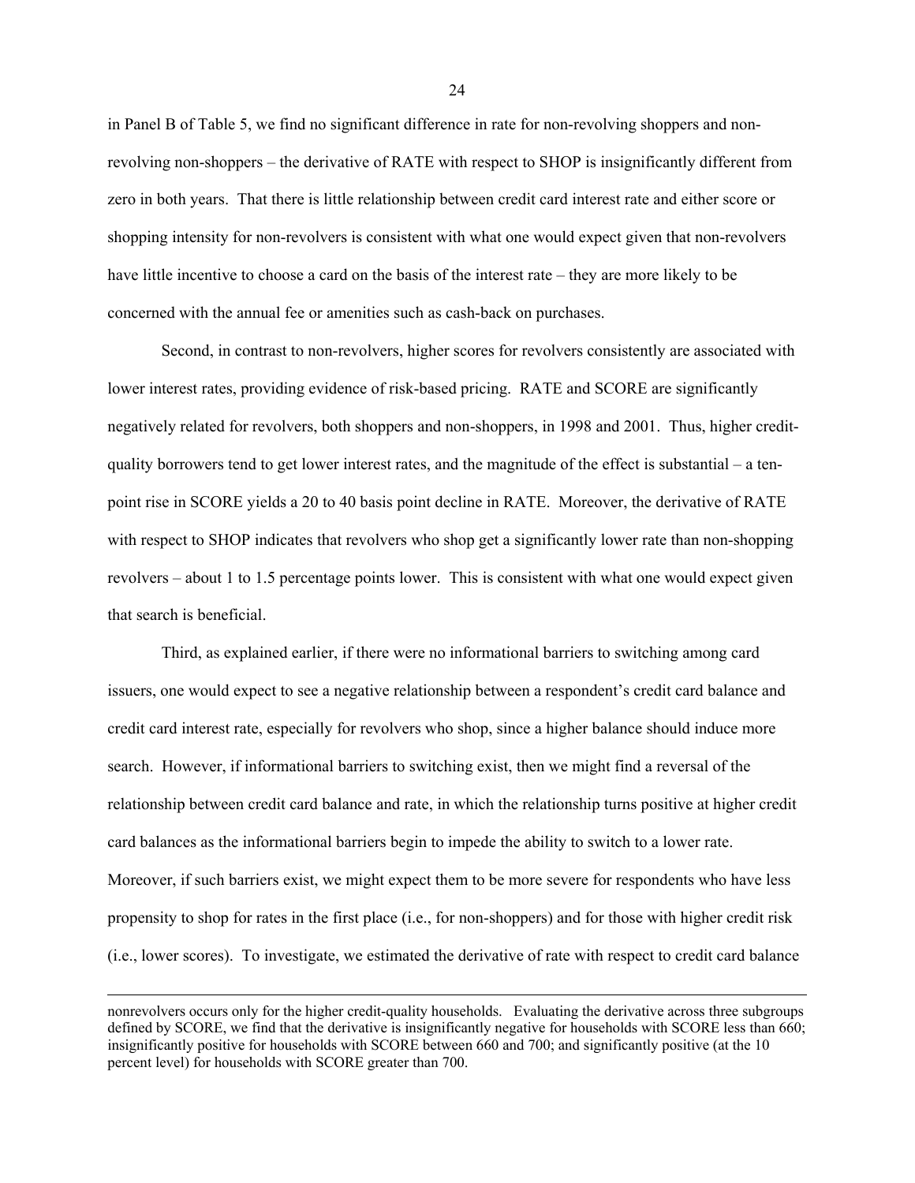in Panel B of Table 5, we find no significant difference in rate for non-revolving shoppers and non-revolving non-shoppers – the derivative of RATE with respect to SHOP is insignificantly different from zero in both years. That there is little relationship between credit card interest rate and either score or shopping intensity for non-revolvers is consistent with what one would expect given that non-revolvers have little incentive to choose a card on the basis of the interest rate – they are more likely to be concerned with the annual fee or amenities such as cash-back on purchases.

Second, in contrast to non-revolvers, higher scores for revolvers consistently are associated with lower interest rates, providing evidence of risk-based pricing. RATE and SCORE are significantly negatively related for revolvers, both shoppers and non-shoppers, in 1998 and 2001. Thus, higher credit-quality borrowers tend to get lower interest rates, and the magnitude of the effect is substantial – a ten-point rise in SCORE yields a 20 to 40 basis point decline in RATE. Moreover, the derivative of RATE with respect to SHOP indicates that revolvers who shop get a significantly lower rate than non-shopping revolvers – about 1 to 1.5 percentage points lower. This is consistent with what one would expect given that search is beneficial.

Third, as explained earlier, if there were no informational barriers to switching among card issuers, one would expect to see a negative relationship between a respondent's credit card balance and credit card interest rate, especially for revolvers who shop, since a higher balance should induce more search. However, if informational barriers to switching exist, then we might find a reversal of the relationship between credit card balance and rate, in which the relationship turns positive at higher credit card balances as the informational barriers begin to impede the ability to switch to a lower rate. Moreover, if such barriers exist, we might expect them to be more severe for respondents who have less propensity to shop for rates in the first place (i.e., for non-shoppers) and for those with higher credit risk (i.e., lower scores). To investigate, we estimated the derivative of rate with respect to credit card balance

---

nonrevolvers occurs only for the higher credit-quality households. Evaluating the derivative across three subgroups defined by SCORE, we find that the derivative is insignificantly negative for households with SCORE less than 660; insignificantly positive for households with SCORE between 660 and 700; and significantly positive (at the 10 percent level) for households with SCORE greater than 700.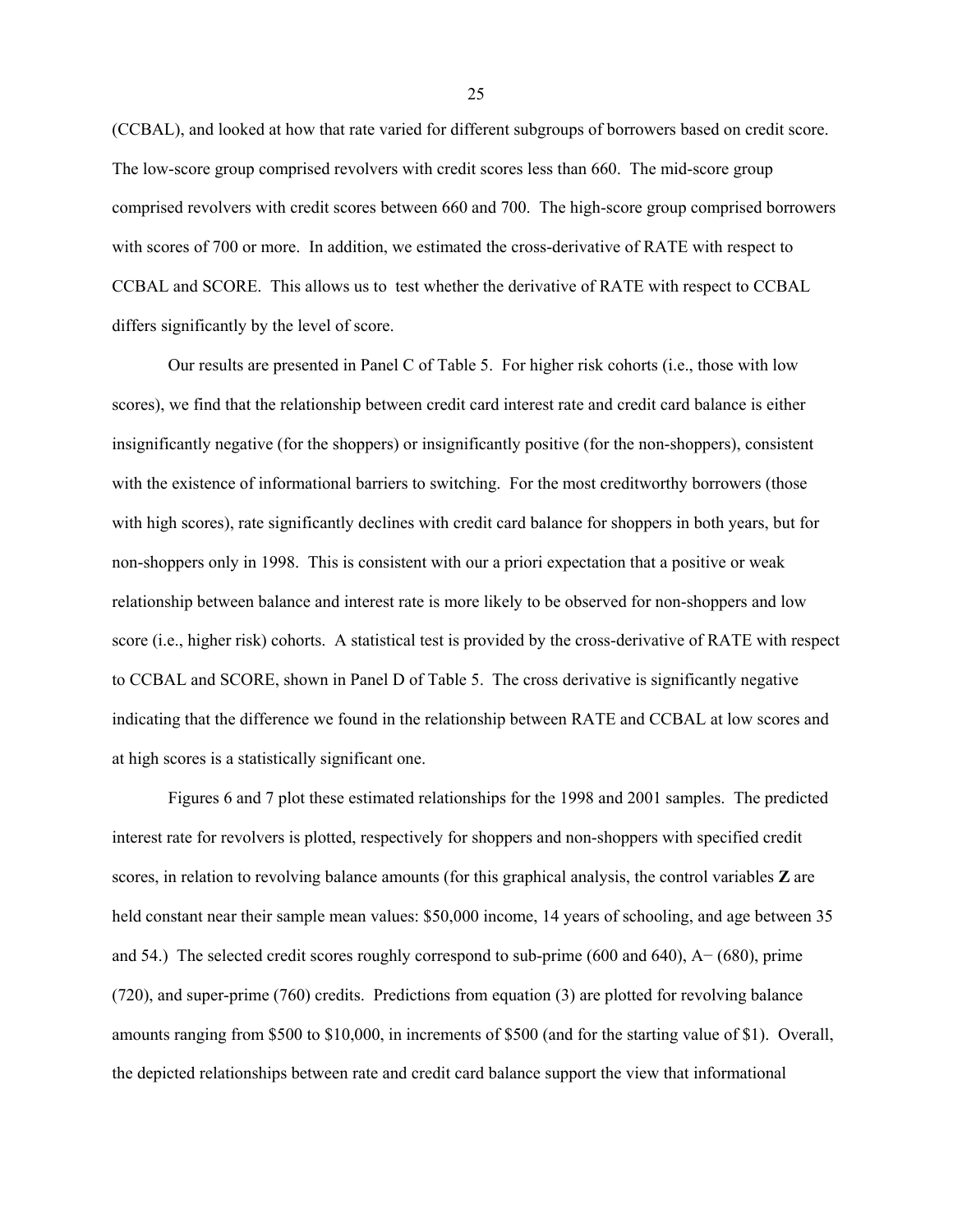(CCBAL), and looked at how that rate varied for different subgroups of borrowers based on credit score. The low-score group comprised revolvers with credit scores less than 660. The mid-score group comprised revolvers with credit scores between 660 and 700. The high-score group comprised borrowers with scores of 700 or more. In addition, we estimated the cross-derivative of RATE with respect to CCBAL and SCORE. This allows us to test whether the derivative of RATE with respect to CCBAL differs significantly by the level of score.

Our results are presented in Panel C of Table 5. For higher risk cohorts (i.e., those with low scores), we find that the relationship between credit card interest rate and credit card balance is either insignificantly negative (for the shoppers) or insignificantly positive (for the non-shoppers), consistent with the existence of informational barriers to switching. For the most creditworthy borrowers (those with high scores), rate significantly declines with credit card balance for shoppers in both years, but for non-shoppers only in 1998. This is consistent with our a priori expectation that a positive or weak relationship between balance and interest rate is more likely to be observed for non-shoppers and low score (i.e., higher risk) cohorts. A statistical test is provided by the cross-derivative of RATE with respect to CCBAL and SCORE, shown in Panel D of Table 5. The cross derivative is significantly negative indicating that the difference we found in the relationship between RATE and CCBAL at low scores and at high scores is a statistically significant one.

Figures 6 and 7 plot these estimated relationships for the 1998 and 2001 samples. The predicted interest rate for revolvers is plotted, respectively for shoppers and non-shoppers with specified credit scores, in relation to revolving balance amounts (for this graphical analysis, the control variables **Z** are held constant near their sample mean values: $50,000 income, 14 years of schooling, and age between 35 and 54.) The selected credit scores roughly correspond to sub-prime (600 and 640), A− (680), prime (720), and super-prime (760) credits. Predictions from equation (3) are plotted for revolving balance amounts ranging from $500 to $10,000, in increments of $500 (and for the starting value of $1). Overall, the depicted relationships between rate and credit card balance support the view that informational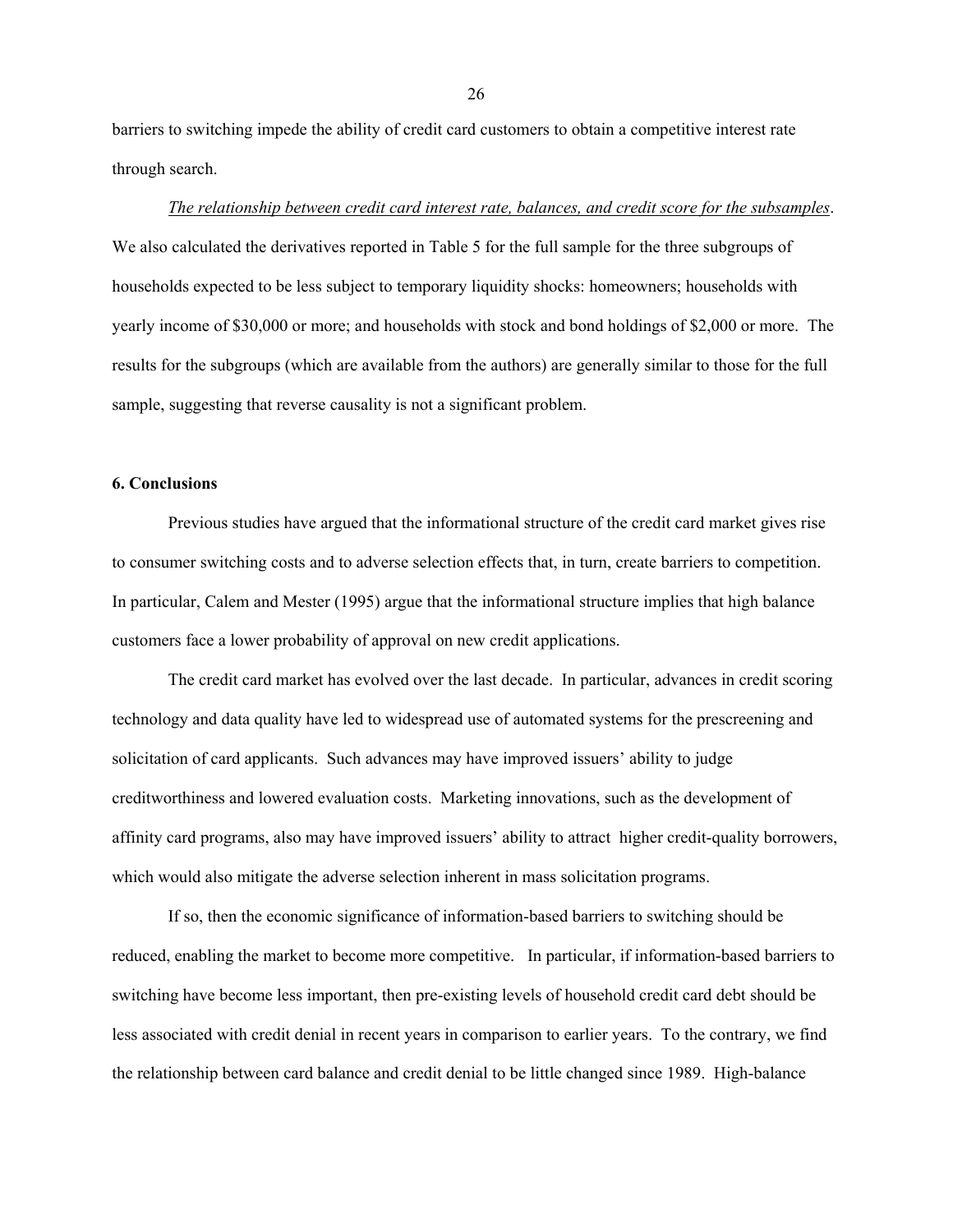barriers to switching impede the ability of credit card customers to obtain a competitive interest rate through search.

*The relationship between credit card interest rate, balances, and credit score for the subsamples*. We also calculated the derivatives reported in Table 5 for the full sample for the three subgroups of households expected to be less subject to temporary liquidity shocks: homeowners; households with yearly income of $30,000 or more; and households with stock and bond holdings of $2,000 or more. The results for the subgroups (which are available from the authors) are generally similar to those for the full sample, suggesting that reverse causality is not a significant problem.

## 6. Conclusions

Previous studies have argued that the informational structure of the credit card market gives rise to consumer switching costs and to adverse selection effects that, in turn, create barriers to competition. In particular, Calem and Mester (1995) argue that the informational structure implies that high balance customers face a lower probability of approval on new credit applications.

The credit card market has evolved over the last decade. In particular, advances in credit scoring technology and data quality have led to widespread use of automated systems for the prescreening and solicitation of card applicants. Such advances may have improved issuers' ability to judge creditworthiness and lowered evaluation costs. Marketing innovations, such as the development of affinity card programs, also may have improved issuers' ability to attract higher credit-quality borrowers, which would also mitigate the adverse selection inherent in mass solicitation programs.

If so, then the economic significance of information-based barriers to switching should be reduced, enabling the market to become more competitive. In particular, if information-based barriers to switching have become less important, then pre-existing levels of household credit card debt should be less associated with credit denial in recent years in comparison to earlier years. To the contrary, we find the relationship between card balance and credit denial to be little changed since 1989. High-balance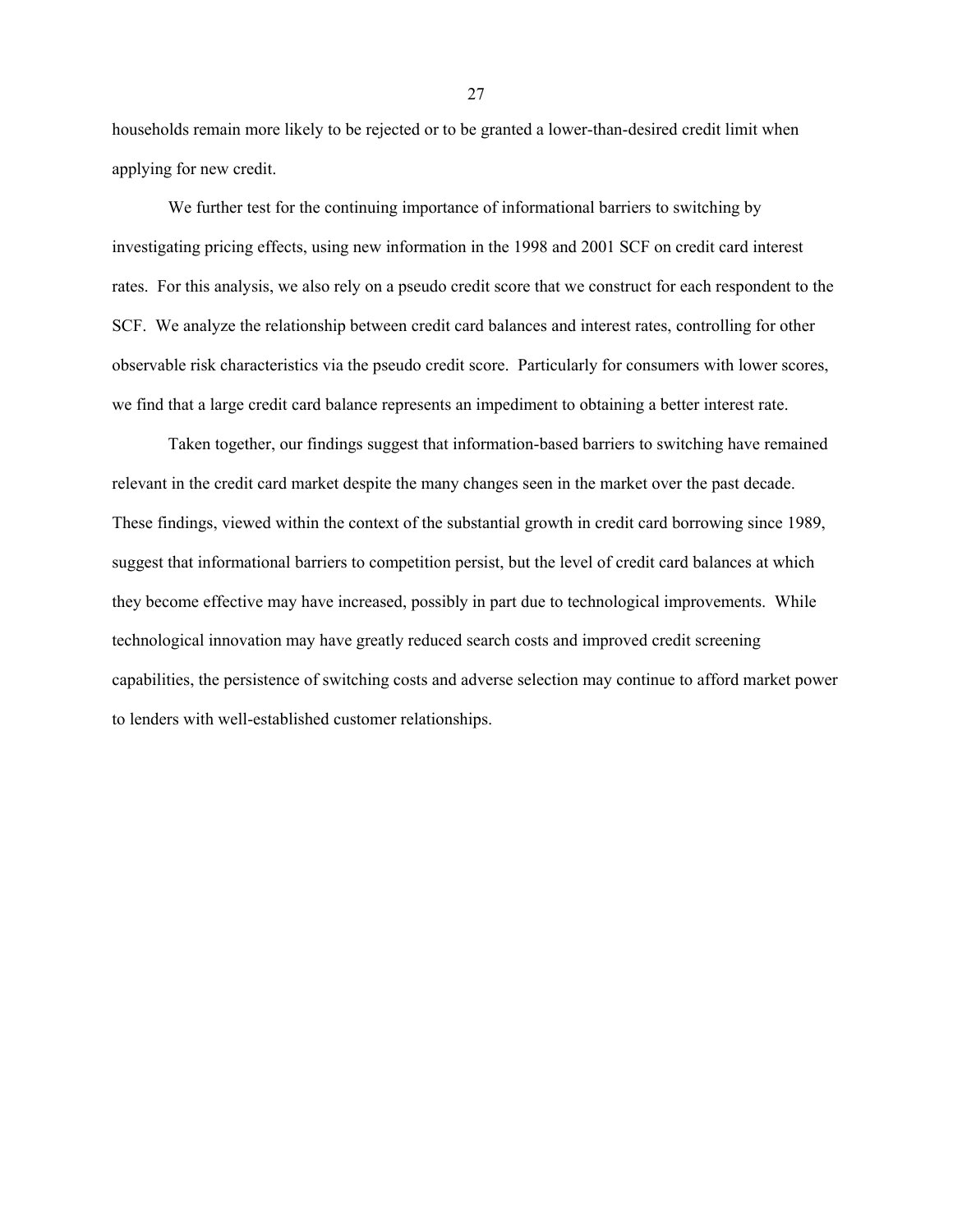households remain more likely to be rejected or to be granted a lower-than-desired credit limit when applying for new credit.

We further test for the continuing importance of informational barriers to switching by investigating pricing effects, using new information in the 1998 and 2001 SCF on credit card interest rates. For this analysis, we also rely on a pseudo credit score that we construct for each respondent to the SCF. We analyze the relationship between credit card balances and interest rates, controlling for other observable risk characteristics via the pseudo credit score. Particularly for consumers with lower scores, we find that a large credit card balance represents an impediment to obtaining a better interest rate.

Taken together, our findings suggest that information-based barriers to switching have remained relevant in the credit card market despite the many changes seen in the market over the past decade. These findings, viewed within the context of the substantial growth in credit card borrowing since 1989, suggest that informational barriers to competition persist, but the level of credit card balances at which they become effective may have increased, possibly in part due to technological improvements. While technological innovation may have greatly reduced search costs and improved credit screening capabilities, the persistence of switching costs and adverse selection may continue to afford market power to lenders with well-established customer relationships.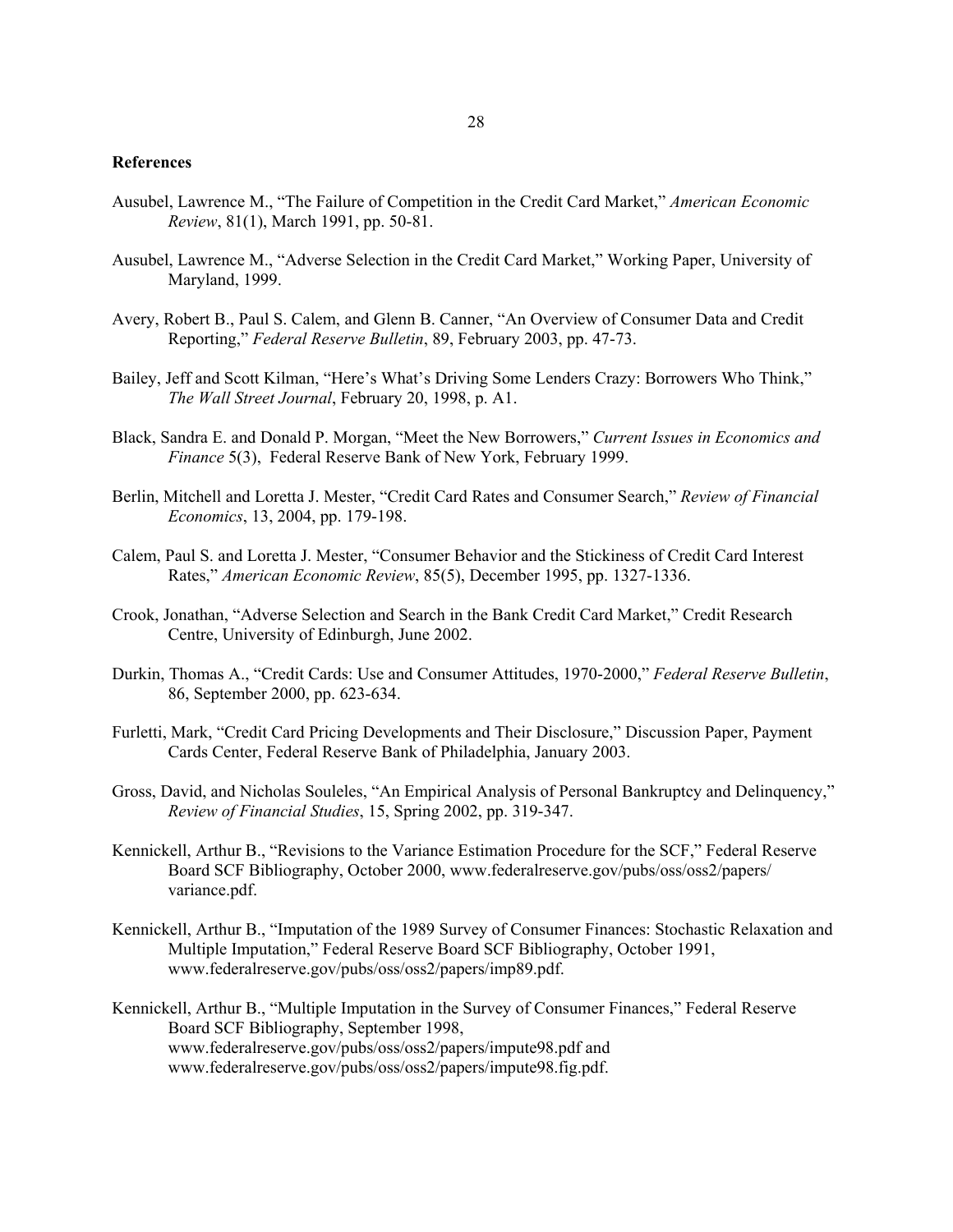**References**

Ausubel, Lawrence M., "The Failure of Competition in the Credit Card Market," *American Economic Review*, 81(1), March 1991, pp. 50-81.

Ausubel, Lawrence M., "Adverse Selection in the Credit Card Market," Working Paper, University of Maryland, 1999.

Avery, Robert B., Paul S. Calem, and Glenn B. Canner, "An Overview of Consumer Data and Credit Reporting," *Federal Reserve Bulletin*, 89, February 2003, pp. 47-73.

Bailey, Jeff and Scott Kilman, "Here's What's Driving Some Lenders Crazy: Borrowers Who Think," *The Wall Street Journal*, February 20, 1998, p. A1.

Black, Sandra E. and Donald P. Morgan, "Meet the New Borrowers," *Current Issues in Economics and Finance* 5(3), Federal Reserve Bank of New York, February 1999.

Berlin, Mitchell and Loretta J. Mester, "Credit Card Rates and Consumer Search," *Review of Financial Economics*, 13, 2004, pp. 179-198.

Calem, Paul S. and Loretta J. Mester, "Consumer Behavior and the Stickiness of Credit Card Interest Rates," *American Economic Review*, 85(5), December 1995, pp. 1327-1336.

Crook, Jonathan, "Adverse Selection and Search in the Bank Credit Card Market," Credit Research Centre, University of Edinburgh, June 2002.

Durkin, Thomas A., "Credit Cards: Use and Consumer Attitudes, 1970-2000," *Federal Reserve Bulletin*, 86, September 2000, pp. 623-634.

Furletti, Mark, "Credit Card Pricing Developments and Their Disclosure," Discussion Paper, Payment Cards Center, Federal Reserve Bank of Philadelphia, January 2003.

Gross, David, and Nicholas Souleles, "An Empirical Analysis of Personal Bankruptcy and Delinquency," *Review of Financial Studies*, 15, Spring 2002, pp. 319-347.

Kennickell, Arthur B., "Revisions to the Variance Estimation Procedure for the SCF," Federal Reserve Board SCF Bibliography, October 2000, www.federalreserve.gov/pubs/oss/oss2/papers/variance.pdf.

Kennickell, Arthur B., "Imputation of the 1989 Survey of Consumer Finances: Stochastic Relaxation and Multiple Imputation," Federal Reserve Board SCF Bibliography, October 1991, www.federalreserve.gov/pubs/oss/oss2/papers/imp89.pdf.

Kennickell, Arthur B., "Multiple Imputation in the Survey of Consumer Finances," Federal Reserve Board SCF Bibliography, September 1998, www.federalreserve.gov/pubs/oss/oss2/papers/impute98.pdf and www.federalreserve.gov/pubs/oss/oss2/papers/impute98.fig.pdf.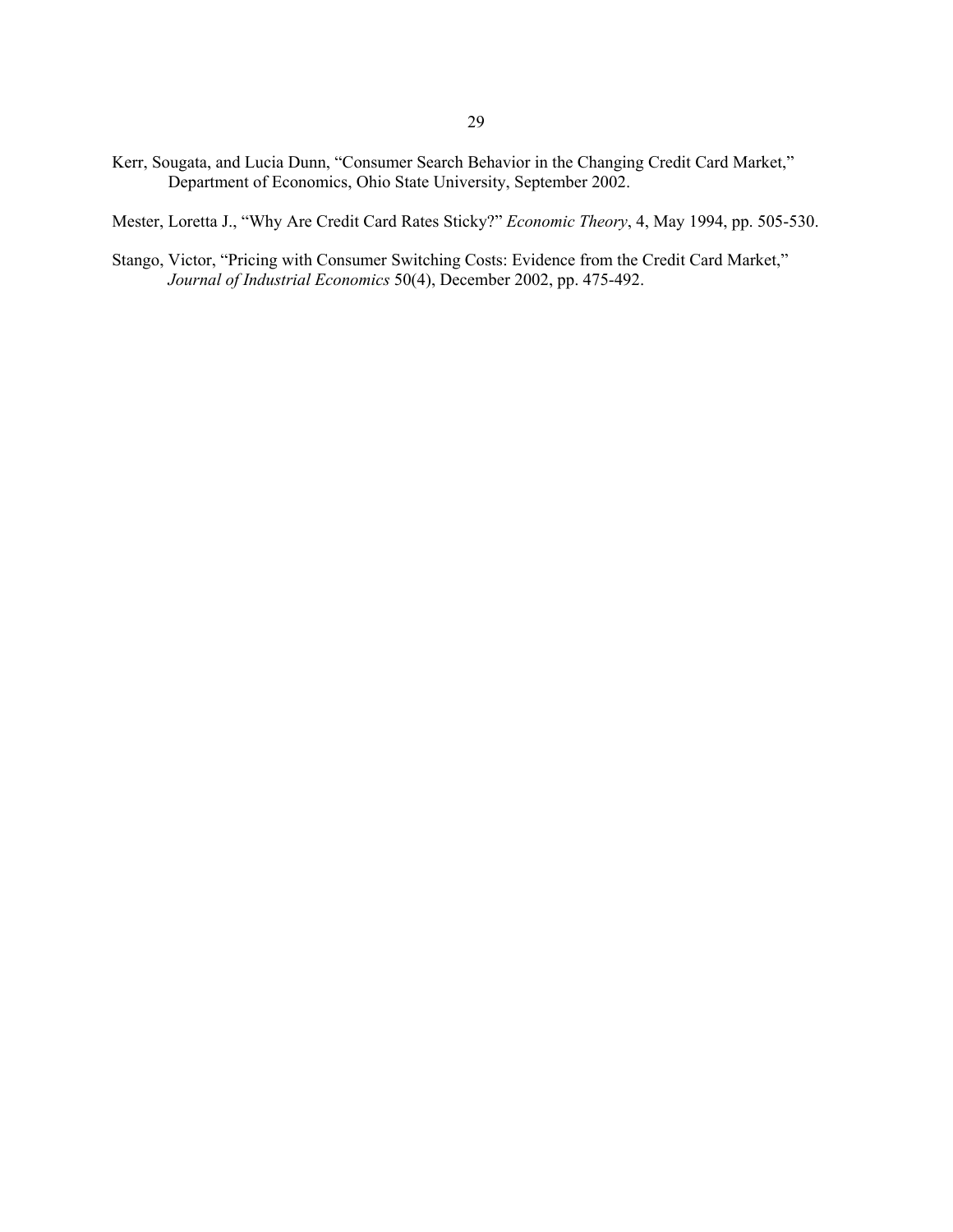Kerr, Sougata, and Lucia Dunn, "Consumer Search Behavior in the Changing Credit Card Market," Department of Economics, Ohio State University, September 2002.

Mester, Loretta J., "Why Are Credit Card Rates Sticky?" *Economic Theory*, 4, May 1994, pp. 505-530.

Stango, Victor, "Pricing with Consumer Switching Costs: Evidence from the Credit Card Market," *Journal of Industrial Economics* 50(4), December 2002, pp. 475-492.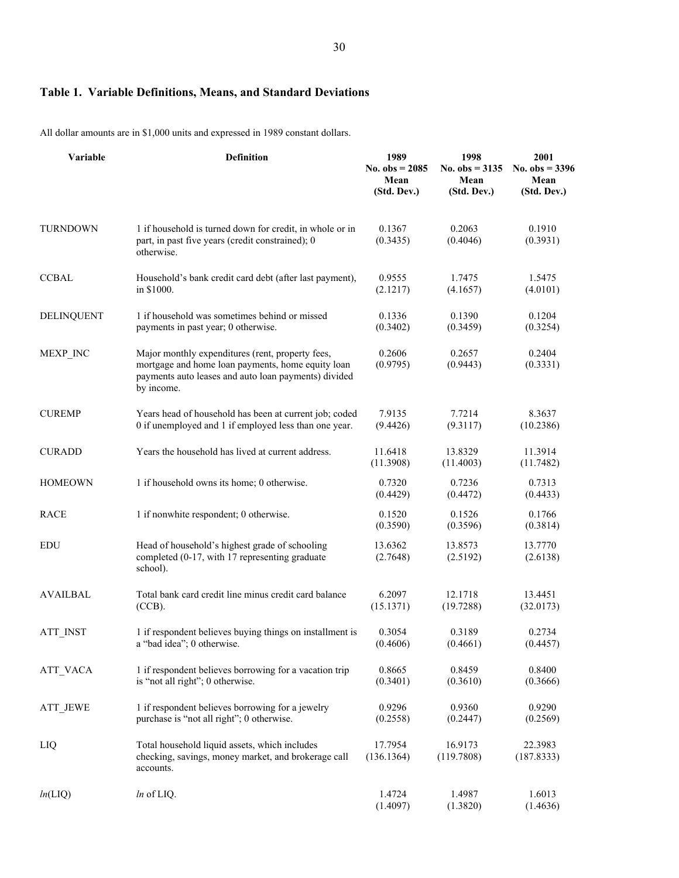## Table 1. Variable Definitions, Means, and Standard Deviations

All dollar amounts are in $1,000 units and expressed in 1989 constant dollars.

| Variable | Definition | 1989 No. obs = 2085 Mean (Std. Dev.) | 1998 No. obs = 3135 Mean (Std. Dev.) | 2001 No. obs = 3396 Mean (Std. Dev.) |
|---|---|---|---|---|
| TURNDOWN | 1 if household is turned down for credit, in whole or in part, in past five years (credit constrained); 0 otherwise. | 0.1367 (0.3435) | 0.2063 (0.4046) | 0.1910 (0.3931) |
| CCBAL | Household's bank credit card debt (after last payment), in $1000. | 0.9555 (2.1217) | 1.7475 (4.1657) | 1.5475 (4.0101) |
| DELINQUENT | 1 if household was sometimes behind or missed payments in past year; 0 otherwise. | 0.1336 (0.3402) | 0.1390 (0.3459) | 0.1204 (0.3254) |
| MEXP_INC | Major monthly expenditures (rent, property fees, mortgage and home loan payments, home equity loan payments auto leases and auto loan payments) divided by income. | 0.2606 (0.9795) | 0.2657 (0.9443) | 0.2404 (0.3331) |
| CUREMP | Years head of household has been at current job; coded 0 if unemployed and 1 if employed less than one year. | 7.9135 (9.4426) | 7.7214 (9.3117) | 8.3637 (10.2386) |
| CURADD | Years the household has lived at current address. | 11.6418 (11.3908) | 13.8329 (11.4003) | 11.3914 (11.7482) |
| HOMEOWN | 1 if household owns its home; 0 otherwise. | 0.7320 (0.4429) | 0.7236 (0.4472) | 0.7313 (0.4433) |
| RACE | 1 if nonwhite respondent; 0 otherwise. | 0.1520 (0.3590) | 0.1526 (0.3596) | 0.1766 (0.3814) |
| EDU | Head of household's highest grade of schooling completed (0-17, with 17 representing graduate school). | 13.6362 (2.7648) | 13.8573 (2.5192) | 13.7770 (2.6138) |
| AVAILBAL | Total bank card credit line minus credit card balance (CCB). | 6.2097 (15.1371) | 12.1718 (19.7288) | 13.4451 (32.0173) |
| ATT_INST | 1 if respondent believes buying things on installment is a "bad idea"; 0 otherwise. | 0.3054 (0.4606) | 0.3189 (0.4661) | 0.2734 (0.4457) |
| ATT_VACA | 1 if respondent believes borrowing for a vacation trip is "not all right"; 0 otherwise. | 0.8665 (0.3401) | 0.8459 (0.3610) | 0.8400 (0.3666) |
| ATT_JEWE | 1 if respondent believes borrowing for a jewelry purchase is "not all right"; 0 otherwise. | 0.9296 (0.2558) | 0.9360 (0.2447) | 0.9290 (0.2569) |
| LIQ | Total household liquid assets, which includes checking, savings, money market, and brokerage call accounts. | 17.7954 (136.1364) | 16.9173 (119.7808) | 22.3983 (187.8333) |
| *ln*(LIQ) | *ln* of LIQ. | 1.4724 (1.4097) | 1.4987 (1.3820) | 1.6013 (1.4636) |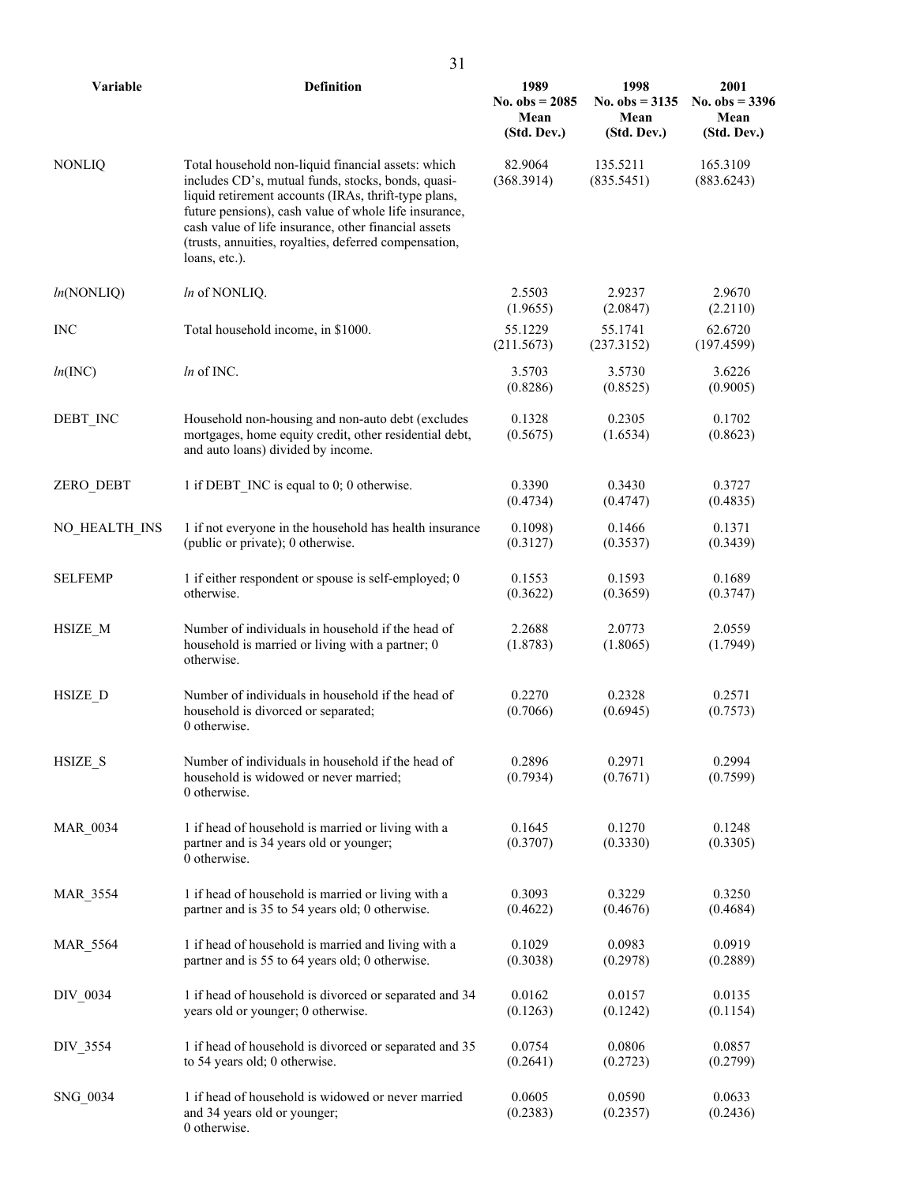| Variable | Definition | 1989 No. obs = 2085 Mean (Std. Dev.) | 1998 No. obs = 3135 Mean (Std. Dev.) | 2001 No. obs = 3396 Mean (Std. Dev.) |
|---|---|---|---|---|
| NONLIQ | Total household non-liquid financial assets: which includes CD's, mutual funds, stocks, bonds, quasi-liquid retirement accounts (IRAs, thrift-type plans, future pensions), cash value of whole life insurance, cash value of life insurance, other financial assets (trusts, annuities, royalties, deferred compensation, loans, etc.). | 82.9064 (368.3914) | 135.5211 (835.5451) | 165.3109 (883.6243) |
| *ln*(NONLIQ) | *ln* of NONLIQ. | 2.5503 (1.9655) | 2.9237 (2.0847) | 2.9670 (2.2110) |
| INC | Total household income, in $1000. | 55.1229 (211.5673) | 55.1741 (237.3152) | 62.6720 (197.4599) |
| *ln*(INC) | *ln* of INC. | 3.5703 (0.8286) | 3.5730 (0.8525) | 3.6226 (0.9005) |
| DEBT_INC | Household non-housing and non-auto debt (excludes mortgages, home equity credit, other residential debt, and auto loans) divided by income. | 0.1328 (0.5675) | 0.2305 (1.6534) | 0.1702 (0.8623) |
| ZERO_DEBT | 1 if DEBT_INC is equal to 0; 0 otherwise. | 0.3390 (0.4734) | 0.3430 (0.4747) | 0.3727 (0.4835) |
| NO_HEALTH_INS | 1 if not everyone in the household has health insurance (public or private); 0 otherwise. | 0.1098) (0.3127) | 0.1466 (0.3537) | 0.1371 (0.3439) |
| SELFEMP | 1 if either respondent or spouse is self-employed; 0 otherwise. | 0.1553 (0.3622) | 0.1593 (0.3659) | 0.1689 (0.3747) |
| HSIZE_M | Number of individuals in household if the head of household is married or living with a partner; 0 otherwise. | 2.2688 (1.8783) | 2.0773 (1.8065) | 2.0559 (1.7949) |
| HSIZE_D | Number of individuals in household if the head of household is divorced or separated; 0 otherwise. | 0.2270 (0.7066) | 0.2328 (0.6945) | 0.2571 (0.7573) |
| HSIZE_S | Number of individuals in household if the head of household is widowed or never married; 0 otherwise. | 0.2896 (0.7934) | 0.2971 (0.7671) | 0.2994 (0.7599) |
| MAR_0034 | 1 if head of household is married or living with a partner and is 34 years old or younger; 0 otherwise. | 0.1645 (0.3707) | 0.1270 (0.3330) | 0.1248 (0.3305) |
| MAR_3554 | 1 if head of household is married or living with a partner and is 35 to 54 years old; 0 otherwise. | 0.3093 (0.4622) | 0.3229 (0.4676) | 0.3250 (0.4684) |
| MAR_5564 | 1 if head of household is married and living with a partner and is 55 to 64 years old; 0 otherwise. | 0.1029 (0.3038) | 0.0983 (0.2978) | 0.0919 (0.2889) |
| DIV_0034 | 1 if head of household is divorced or separated and 34 years old or younger; 0 otherwise. | 0.0162 (0.1263) | 0.0157 (0.1242) | 0.0135 (0.1154) |
| DIV_3554 | 1 if head of household is divorced or separated and 35 to 54 years old; 0 otherwise. | 0.0754 (0.2641) | 0.0806 (0.2723) | 0.0857 (0.2799) |
| SNG_0034 | 1 if head of household is widowed or never married and 34 years old or younger; 0 otherwise. | 0.0605 (0.2383) | 0.0590 (0.2357) | 0.0633 (0.2436) |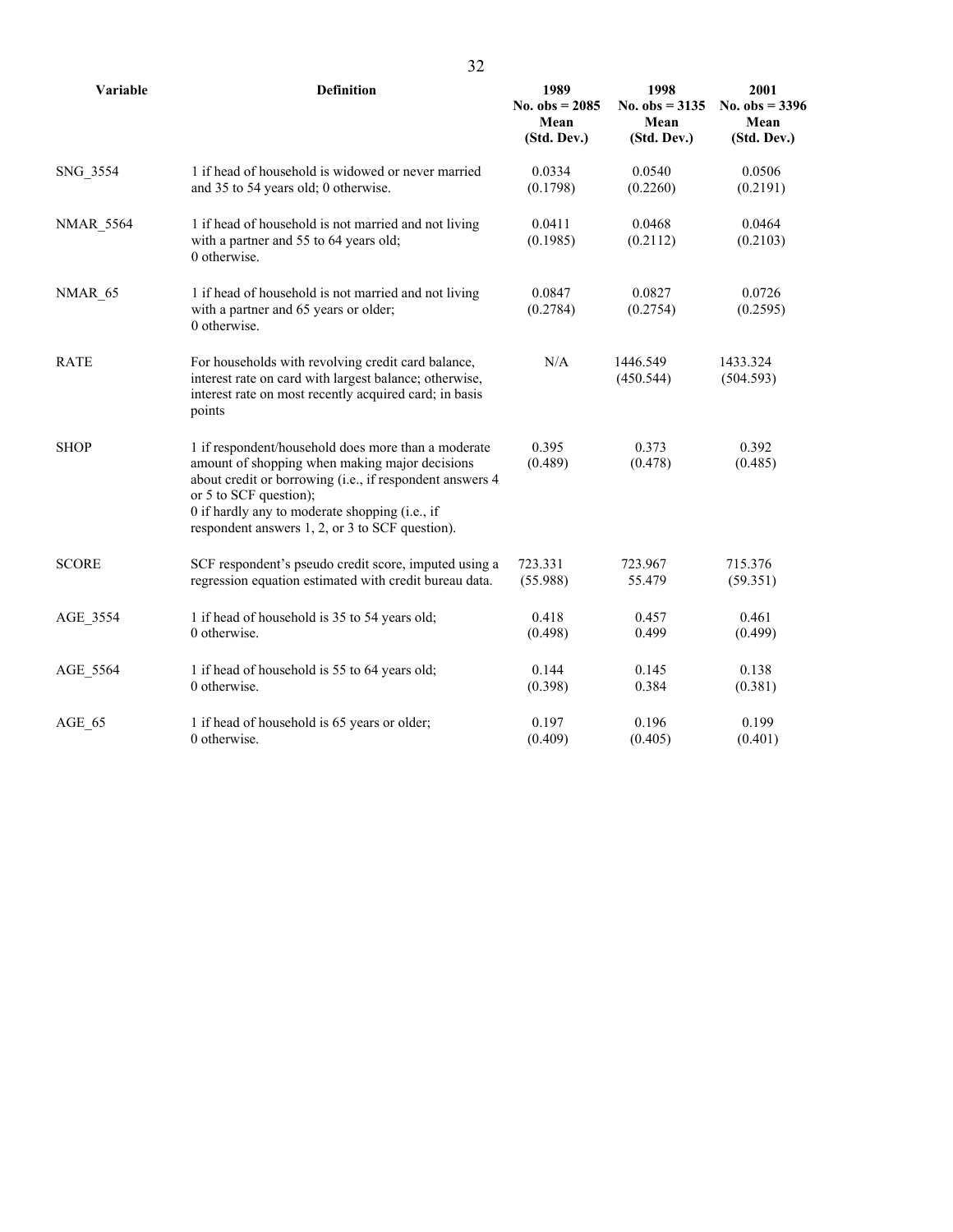| Variable | Definition | 1989 No. obs = 2085 Mean (Std. Dev.) | 1998 No. obs = 3135 Mean (Std. Dev.) | 2001 No. obs = 3396 Mean (Std. Dev.) |
|---|---|---|---|---|
| SNG_3554 | 1 if head of household is widowed or never married and 35 to 54 years old; 0 otherwise. | 0.0334 (0.1798) | 0.0540 (0.2260) | 0.0506 (0.2191) |
| NMAR_5564 | 1 if head of household is not married and not living with a partner and 55 to 64 years old; 0 otherwise. | 0.0411 (0.1985) | 0.0468 (0.2112) | 0.0464 (0.2103) |
| NMAR_65 | 1 if head of household is not married and not living with a partner and 65 years or older; 0 otherwise. | 0.0847 (0.2784) | 0.0827 (0.2754) | 0.0726 (0.2595) |
| RATE | For households with revolving credit card balance, interest rate on card with largest balance; otherwise, interest rate on most recently acquired card; in basis points | N/A | 1446.549 (450.544) | 1433.324 (504.593) |
| SHOP | 1 if respondent/household does more than a moderate amount of shopping when making major decisions about credit or borrowing (i.e., if respondent answers 4 or 5 to SCF question); 0 if hardly any to moderate shopping (i.e., if respondent answers 1, 2, or 3 to SCF question). | 0.395 (0.489) | 0.373 (0.478) | 0.392 (0.485) |
| SCORE | SCF respondent's pseudo credit score, imputed using a regression equation estimated with credit bureau data. | 723.331 (55.988) | 723.967 55.479 | 715.376 (59.351) |
| AGE_3554 | 1 if head of household is 35 to 54 years old; 0 otherwise. | 0.418 (0.498) | 0.457 0.499 | 0.461 (0.499) |
| AGE_5564 | 1 if head of household is 55 to 64 years old; 0 otherwise. | 0.144 (0.398) | 0.145 0.384 | 0.138 (0.381) |
| AGE_65 | 1 if head of household is 65 years or older; 0 otherwise. | 0.197 (0.409) | 0.196 (0.405) | 0.199 (0.401) |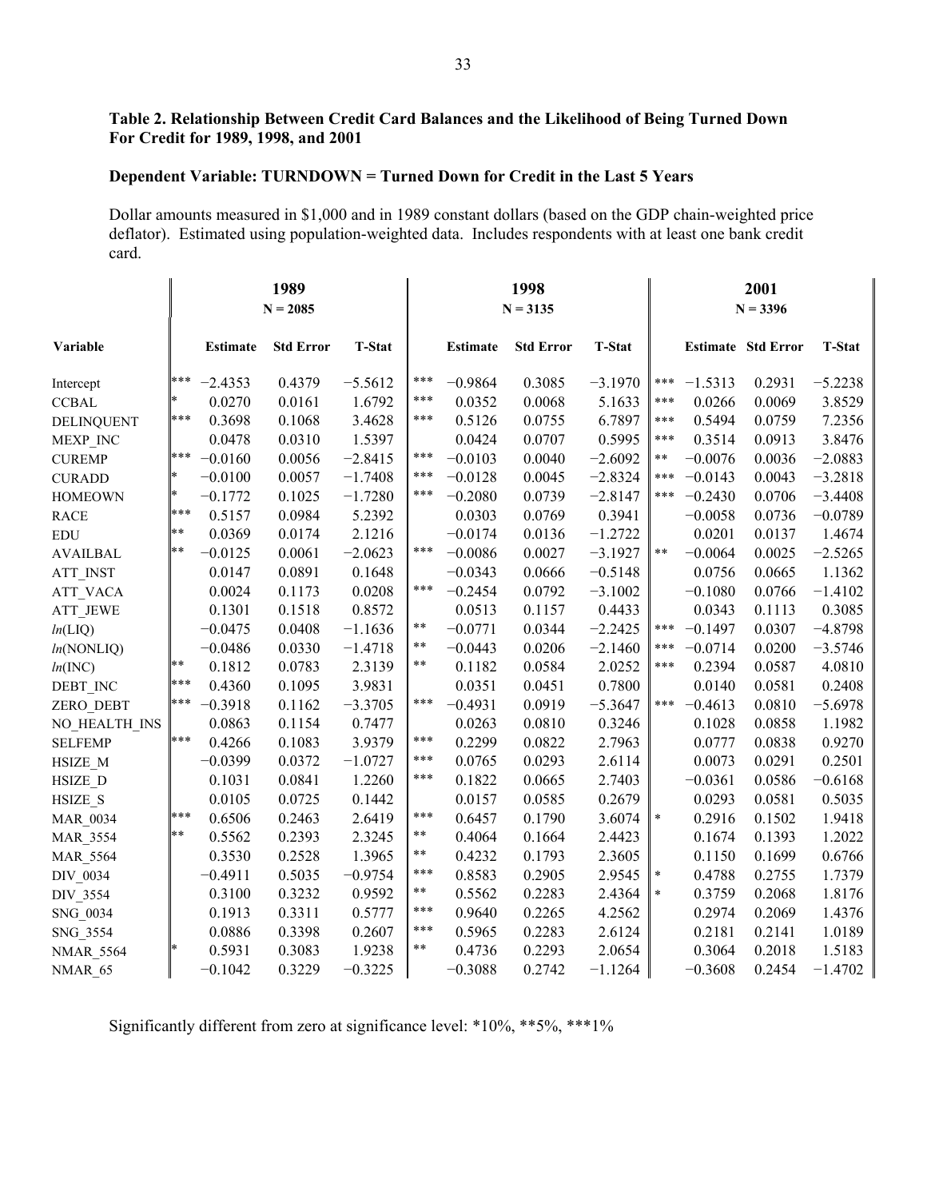**Table 2. Relationship Between Credit Card Balances and the Likelihood of Being Turned Down For Credit for 1989, 1998, and 2001**

**Dependent Variable: TURNDOWN = Turned Down for Credit in the Last 5 Years**

Dollar amounts measured in $1,000 and in 1989 constant dollars (based on the GDP chain-weighted price deflator). Estimated using population-weighted data. Includes respondents with at least one bank credit card.

| | 1989 N = 2085 | | | | 1998 N = 3135 | | | | 2001 N = 3396 | | | |
|---|---|---|---|---|---|---|---|---|---|---|---|---|
| Variable | | Estimate | Std Error | T-Stat | | Estimate | Std Error | T-Stat | | Estimate | Std Error | T-Stat |
| Intercept | *** | −2.4353 | 0.4379 | −5.5612 | *** | −0.9864 | 0.3085 | −3.1970 | *** | −1.5313 | 0.2931 | −5.2238 |
| CCBAL | * | 0.0270 | 0.0161 | 1.6792 | *** | 0.0352 | 0.0068 | 5.1633 | *** | 0.0266 | 0.0069 | 3.8529 |
| DELINQUENT | *** | 0.3698 | 0.1068 | 3.4628 | *** | 0.5126 | 0.0755 | 6.7897 | *** | 0.5494 | 0.0759 | 7.2356 |
| MEXP_INC | | 0.0478 | 0.0310 | 1.5397 | | 0.0424 | 0.0707 | 0.5995 | *** | 0.3514 | 0.0913 | 3.8476 |
| CUREMP | *** | −0.0160 | 0.0056 | −2.8415 | *** | −0.0103 | 0.0040 | −2.6092 | ** | −0.0076 | 0.0036 | −2.0883 |
| CURADD | * | −0.0100 | 0.0057 | −1.7408 | *** | −0.0128 | 0.0045 | −2.8324 | *** | −0.0143 | 0.0043 | −3.2818 |
| HOMEOWN | * | −0.1772 | 0.1025 | −1.7280 | *** | −0.2080 | 0.0739 | −2.8147 | *** | −0.2430 | 0.0706 | −3.4408 |
| RACE | *** | 0.5157 | 0.0984 | 5.2392 | | 0.0303 | 0.0769 | 0.3941 | | −0.0058 | 0.0736 | −0.0789 |
| EDU | ** | 0.0369 | 0.0174 | 2.1216 | | −0.0174 | 0.0136 | −1.2722 | | 0.0201 | 0.0137 | 1.4674 |
| AVAILBAL | ** | −0.0125 | 0.0061 | −2.0623 | *** | −0.0086 | 0.0027 | −3.1927 | ** | −0.0064 | 0.0025 | −2.5265 |
| ATT_INST | | 0.0147 | 0.0891 | 0.1648 | | −0.0343 | 0.0666 | −0.5148 | | 0.0756 | 0.0665 | 1.1362 |
| ATT_VACA | | 0.0024 | 0.1173 | 0.0208 | *** | −0.2454 | 0.0792 | −3.1002 | | −0.1080 | 0.0766 | −1.4102 |
| ATT_JEWE | | 0.1301 | 0.1518 | 0.8572 | | 0.0513 | 0.1157 | 0.4433 | | 0.0343 | 0.1113 | 0.3085 |
| *ln*(LIQ) | | −0.0475 | 0.0408 | −1.1636 | ** | −0.0771 | 0.0344 | −2.2425 | *** | −0.1497 | 0.0307 | −4.8798 |
| *ln*(NONLIQ) | | −0.0486 | 0.0330 | −1.4718 | ** | −0.0443 | 0.0206 | −2.1460 | *** | −0.0714 | 0.0200 | −3.5746 |
| *ln*(INC) | ** | 0.1812 | 0.0783 | 2.3139 | ** | 0.1182 | 0.0584 | 2.0252 | *** | 0.2394 | 0.0587 | 4.0810 |
| DEBT_INC | *** | 0.4360 | 0.1095 | 3.9831 | | 0.0351 | 0.0451 | 0.7800 | | 0.0140 | 0.0581 | 0.2408 |
| ZERO_DEBT | *** | −0.3918 | 0.1162 | −3.3705 | *** | −0.4931 | 0.0919 | −5.3647 | *** | −0.4613 | 0.0810 | −5.6978 |
| NO_HEALTH_INS | | 0.0863 | 0.1154 | 0.7477 | | 0.0263 | 0.0810 | 0.3246 | | 0.1028 | 0.0858 | 1.1982 |
| SELFEMP | *** | 0.4266 | 0.1083 | 3.9379 | *** | 0.2299 | 0.0822 | 2.7963 | | 0.0777 | 0.0838 | 0.9270 |
| HSIZE_M | | −0.0399 | 0.0372 | −1.0727 | *** | 0.0765 | 0.0293 | 2.6114 | | 0.0073 | 0.0291 | 0.2501 |
| HSIZE_D | | 0.1031 | 0.0841 | 1.2260 | *** | 0.1822 | 0.0665 | 2.7403 | | −0.0361 | 0.0586 | −0.6168 |
| HSIZE_S | | 0.0105 | 0.0725 | 0.1442 | | 0.0157 | 0.0585 | 0.2679 | | 0.0293 | 0.0581 | 0.5035 |
| MAR_0034 | *** | 0.6506 | 0.2463 | 2.6419 | *** | 0.6457 | 0.1790 | 3.6074 | * | 0.2916 | 0.1502 | 1.9418 |
| MAR_3554 | ** | 0.5562 | 0.2393 | 2.3245 | ** | 0.4064 | 0.1664 | 2.4423 | | 0.1674 | 0.1393 | 1.2022 |
| MAR_5564 | | 0.3530 | 0.2528 | 1.3965 | ** | 0.4232 | 0.1793 | 2.3605 | | 0.1150 | 0.1699 | 0.6766 |
| DIV_0034 | | −0.4911 | 0.5035 | −0.9754 | *** | 0.8583 | 0.2905 | 2.9545 | * | 0.4788 | 0.2755 | 1.7379 |
| DIV_3554 | | 0.3100 | 0.3232 | 0.9592 | ** | 0.5562 | 0.2283 | 2.4364 | * | 0.3759 | 0.2068 | 1.8176 |
| SNG_0034 | | 0.1913 | 0.3311 | 0.5777 | *** | 0.9640 | 0.2265 | 4.2562 | | 0.2974 | 0.2069 | 1.4376 |
| SNG_3554 | | 0.0886 | 0.3398 | 0.2607 | *** | 0.5965 | 0.2283 | 2.6124 | | 0.2181 | 0.2141 | 1.0189 |
| NMAR_5564 | * | 0.5931 | 0.3083 | 1.9238 | ** | 0.4736 | 0.2293 | 2.0654 | | 0.3064 | 0.2018 | 1.5183 |
| NMAR_65 | | −0.1042 | 0.3229 | −0.3225 | | −0.3088 | 0.2742 | −1.1264 | | −0.3608 | 0.2454 | −1.4702 |

Significantly different from zero at significance level: *10%, **5%, ***1%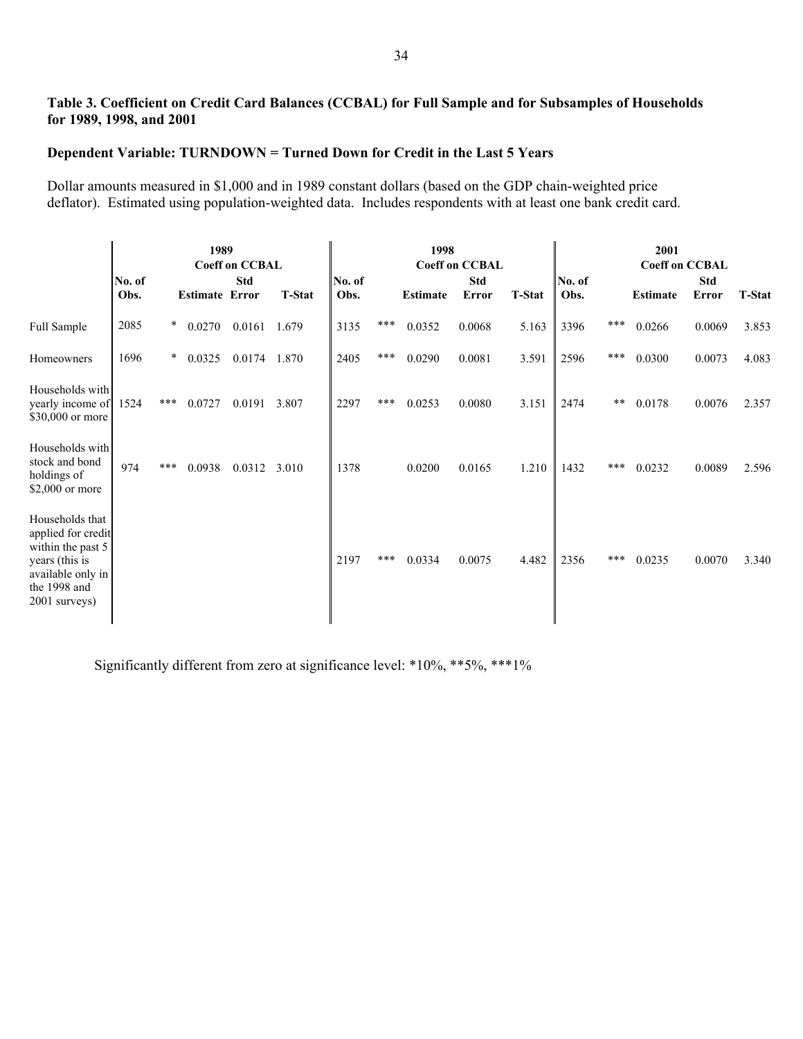**Table 3. Coefficient on Credit Card Balances (CCBAL) for Full Sample and for Subsamples of Households for 1989, 1998, and 2001**

**Dependent Variable: TURNDOWN = Turned Down for Credit in the Last 5 Years**

Dollar amounts measured in $1,000 and in 1989 constant dollars (based on the GDP chain-weighted price deflator). Estimated using population-weighted data. Includes respondents with at least one bank credit card.

| | 1989 | | | | | 1998 | | | | | 2001 | | | | |
|---|---|---|---|---|---|---|---|---|---|---|---|---|---|---|---|
| | | Coeff on CCBAL | | | | | Coeff on CCBAL | | | | | Coeff on CCBAL | | | |
| | No. of Obs. | | Estimate | Std Error | T-Stat | No. of Obs. | | Estimate | Std Error | T-Stat | No. of Obs. | | Estimate | Std Error | T-Stat |
| Full Sample | 2085 | * | 0.0270 | 0.0161 | 1.679 | 3135 | *** | 0.0352 | 0.0068 | 5.163 | 3396 | *** | 0.0266 | 0.0069 | 3.853 |
| Homeowners | 1696 | * | 0.0325 | 0.0174 | 1.870 | 2405 | *** | 0.0290 | 0.0081 | 3.591 | 2596 | *** | 0.0300 | 0.0073 | 4.083 |
| Households with yearly income of $30,000 or more | 1524 | *** | 0.0727 | 0.0191 | 3.807 | 2297 | *** | 0.0253 | 0.0080 | 3.151 | 2474 | ** | 0.0178 | 0.0076 | 2.357 |
| Households with stock and bond holdings of $2,000 or more | 974 | *** | 0.0938 | 0.0312 | 3.010 | 1378 | | 0.0200 | 0.0165 | 1.210 | 1432 | *** | 0.0232 | 0.0089 | 2.596 |
| Households that applied for credit within the past 5 years (this is available only in the 1998 and 2001 surveys) | | | | | | 2197 | *** | 0.0334 | 0.0075 | 4.482 | 2356 | *** | 0.0235 | 0.0070 | 3.340 |

Significantly different from zero at significance level: *10%, **5%, ***1%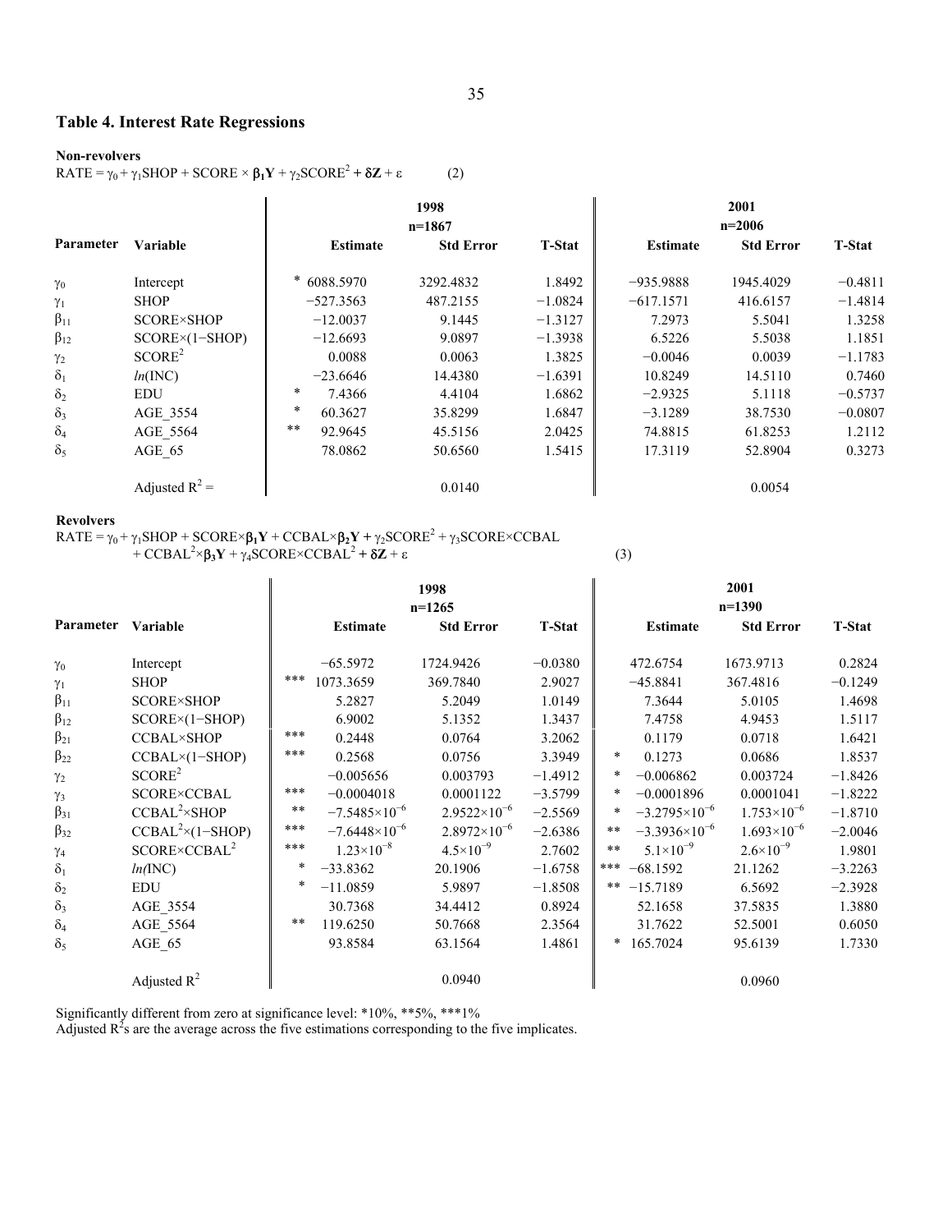## Table 4. Interest Rate Regressions

**Non-revolvers**

$$\text{RATE} = \gamma_0 + \gamma_1\text{SHOP} + \text{SCORE} \times \boldsymbol{\beta_1 Y} + \gamma_2\text{SCORE}^2 + \boldsymbol{\delta Z} + \varepsilon \qquad (2)$$

| | | 1998 | | | 2001 | | |
|---|---|---|---|---|---|---|---|
| | | n=1867 | | | n=2006 | | |
| **Parameter** | **Variable** | **Estimate** | **Std Error** | **T-Stat** | **Estimate** | **Std Error** | **T-Stat** |
| $\gamma_0$ | Intercept | * 6088.5970 | 3292.4832 | 1.8492 | −935.9888 | 1945.4029 | −0.4811 |
| $\gamma_1$ | SHOP | −527.3563 | 487.2155 | −1.0824 | −617.1571 | 416.6157 | −1.4814 |
| $\beta_{11}$ | SCORE×SHOP | −12.0037 | 9.1445 | −1.3127 | 7.2973 | 5.5041 | 1.3258 |
| $\beta_{12}$ | SCORE×(1−SHOP) | −12.6693 | 9.0897 | −1.3938 | 6.5226 | 5.5038 | 1.1851 |
| $\gamma_2$ | $\text{SCORE}^2$ | 0.0088 | 0.0063 | 1.3825 | −0.0046 | 0.0039 | −1.1783 |
| $\delta_1$ | *ln*(INC) | −23.6646 | 14.4380 | −1.6391 | 10.8249 | 14.5110 | 0.7460 |
| $\delta_2$ | EDU | * 7.4366 | 4.4104 | 1.6862 | −2.9325 | 5.1118 | −0.5737 |
| $\delta_3$ | AGE_3554 | * 60.3627 | 35.8299 | 1.6847 | −3.1289 | 38.7530 | −0.0807 |
| $\delta_4$ | AGE_5564 | ** 92.9645 | 45.5156 | 2.0425 | 74.8815 | 61.8253 | 1.2112 |
| $\delta_5$ | AGE_65 | 78.0862 | 50.6560 | 1.5415 | 17.3119 | 52.8904 | 0.3273 |
| | Adjusted $R^2$ = | | 0.0140 | | | 0.0054 | |

**Revolvers**

$$\text{RATE} = \gamma_0 + \gamma_1\text{SHOP} + \text{SCORE}\times\boldsymbol{\beta_1 Y} + \text{CCBAL}\times\boldsymbol{\beta_2 Y} + \gamma_2\text{SCORE}^2 + \gamma_3\text{SCORE}\times\text{CCBAL} + \text{CCBAL}^2\times\boldsymbol{\beta_3 Y} + \gamma_4\text{SCORE}\times\text{CCBAL}^2 + \boldsymbol{\delta Z} + \varepsilon \qquad (3)$$

| | | 1998 | | | 2001 | | |
|---|---|---|---|---|---|---|---|
| | | n=1265 | | | n=1390 | | |
| **Parameter** | **Variable** | **Estimate** | **Std Error** | **T-Stat** | **Estimate** | **Std Error** | **T-Stat** |
| $\gamma_0$ | Intercept | −65.5972 | 1724.9426 | −0.0380 | 472.6754 | 1673.9713 | 0.2824 |
| $\gamma_1$ | SHOP | *** 1073.3659 | 369.7840 | 2.9027 | −45.8841 | 367.4816 | −0.1249 |
| $\beta_{11}$ | SCORE×SHOP | 5.2827 | 5.2049 | 1.0149 | 7.3644 | 5.0105 | 1.4698 |
| $\beta_{12}$ | SCORE×(1−SHOP) | 6.9002 | 5.1352 | 1.3437 | 7.4758 | 4.9453 | 1.5117 |
| $\beta_{21}$ | CCBAL×SHOP | *** 0.2448 | 0.0764 | 3.2062 | 0.1179 | 0.0718 | 1.6421 |
| $\beta_{22}$ | CCBAL×(1−SHOP) | *** 0.2568 | 0.0756 | 3.3949 | * 0.1273 | 0.0686 | 1.8537 |
| $\gamma_2$ | $\text{SCORE}^2$ | −0.005656 | 0.003793 | −1.4912 | * −0.006862 | 0.003724 | −1.8426 |
| $\gamma_3$ | SCORE×CCBAL | *** −0.0004018 | 0.0001122 | −3.5799 | * −0.0001896 | 0.0001041 | −1.8222 |
| $\beta_{31}$ | $\text{CCBAL}^2$×SHOP | ** $-7.5485\times10^{-6}$ | $2.9522\times10^{-6}$ | −2.5569 | * $-3.2795\times10^{-6}$ | $1.753\times10^{-6}$ | −1.8710 |
| $\beta_{32}$ | $\text{CCBAL}^2$×(1−SHOP) | *** $-7.6448\times10^{-6}$ | $2.8972\times10^{-6}$ | −2.6386 | ** $-3.3936\times10^{-6}$ | $1.693\times10^{-6}$ | −2.0046 |
| $\gamma_4$ | $\text{SCORE}\times\text{CCBAL}^2$ | *** $1.23\times10^{-8}$ | $4.5\times10^{-9}$ | 2.7602 | ** $5.1\times10^{-9}$ | $2.6\times10^{-9}$ | 1.9801 |
| $\delta_1$ | *ln*(INC) | * −33.8362 | 20.1906 | −1.6758 | *** −68.1592 | 21.1262 | −3.2263 |
| $\delta_2$ | EDU | * −11.0859 | 5.9897 | −1.8508 | ** −15.7189 | 6.5692 | −2.3928 |
| $\delta_3$ | AGE_3554 | 30.7368 | 34.4412 | 0.8924 | 52.1658 | 37.5835 | 1.3880 |
| $\delta_4$ | AGE_5564 | ** 119.6250 | 50.7668 | 2.3564 | 31.7622 | 52.5001 | 0.6050 |
| $\delta_5$ | AGE_65 | 93.8584 | 63.1564 | 1.4861 | * 165.7024 | 95.6139 | 1.7330 |
| | Adjusted $R^2$ | | 0.0940 | | | 0.0960 | |

Significantly different from zero at significance level: *10%, **5%, ***1%

Adjusted $R^2$s are the average across the five estimations corresponding to the five implicates.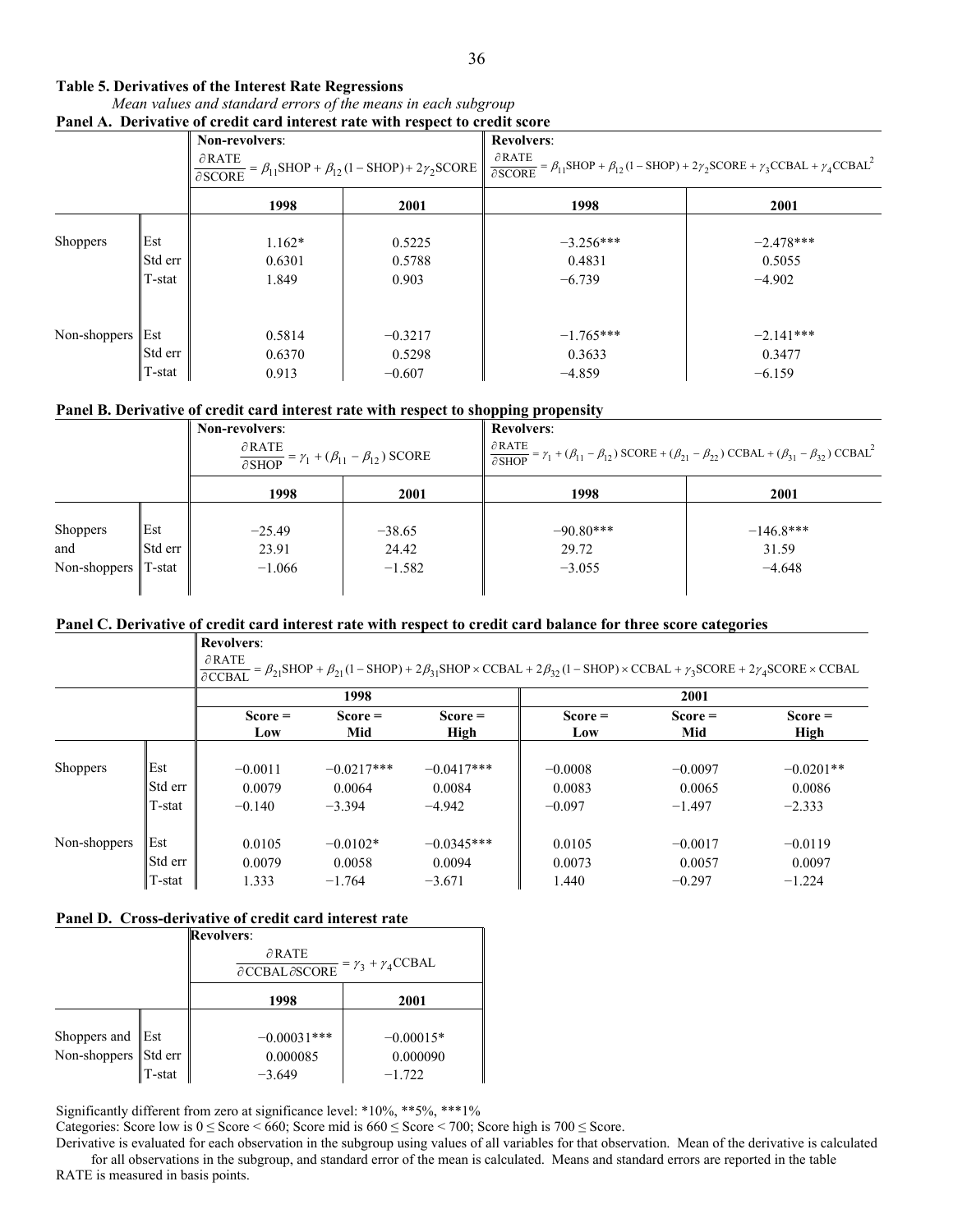**Table 5. Derivatives of the Interest Rate Regressions**

*Mean values and standard errors of the means in each subgroup*

**Panel A. Derivative of credit card interest rate with respect to credit score**

| | | Non-revolvers: $\frac{\partial \text{RATE}}{\partial \text{SCORE}} = \beta_{11}\text{SHOP} + \beta_{12}(1-\text{SHOP}) + 2\gamma_2\text{SCORE}$ | | Revolvers: $\frac{\partial \text{RATE}}{\partial \text{SCORE}} = \beta_{11}\text{SHOP} + \beta_{12}(1-\text{SHOP}) + 2\gamma_2\text{SCORE} + \gamma_3\text{CCBAL} + \gamma_4\text{CCBAL}^2$ | |
|---|---|---|---|---|---|
| | | **1998** | **2001** | **1998** | **2001** |
| Shoppers | Est | 1.162* | 0.5225 | −3.256*** | −2.478*** |
| | Std err | 0.6301 | 0.5788 | 0.4831 | 0.5055 |
| | T-stat | 1.849 | 0.903 | −6.739 | −4.902 |
| Non-shoppers | Est | 0.5814 | −0.3217 | −1.765*** | −2.141*** |
| | Std err | 0.6370 | 0.5298 | 0.3633 | 0.3477 |
| | T-stat | 0.913 | −0.607 | −4.859 | −6.159 |

**Panel B. Derivative of credit card interest rate with respect to shopping propensity**

| | | Non-revolvers: $\frac{\partial \text{RATE}}{\partial \text{SHOP}} = \gamma_1 + (\beta_{11} - \beta_{12})\text{ SCORE}$ | | Revolvers: $\frac{\partial \text{RATE}}{\partial \text{SHOP}} = \gamma_1 + (\beta_{11} - \beta_{12})\text{ SCORE} + (\beta_{21} - \beta_{22})\text{ CCBAL} + (\beta_{31} - \beta_{32})\text{ CCBAL}^2$ | |
|---|---|---|---|---|---|
| | | **1998** | **2001** | **1998** | **2001** |
| Shoppers and Non-shoppers | Est | −25.49 | −38.65 | −90.80*** | −146.8*** |
| | Std err | 23.91 | 24.42 | 29.72 | 31.59 |
| | T-stat | −1.066 | −1.582 | −3.055 | −4.648 |

**Panel C. Derivative of credit card interest rate with respect to credit card balance for three score categories**

Revolvers: $\frac{\partial \text{RATE}}{\partial \text{CCBAL}} = \beta_{21}\text{SHOP} + \beta_{21}(1-\text{SHOP}) + 2\beta_{31}\text{SHOP} \times \text{CCBAL} + 2\beta_{32}(1-\text{SHOP}) \times \text{CCBAL} + \gamma_3\text{SCORE} + 2\gamma_4\text{SCORE} \times \text{CCBAL}$

| | | **1998** | | | **2001** | | |
|---|---|---|---|---|---|---|---|
| | | **Score = Low** | **Score = Mid** | **Score = High** | **Score = Low** | **Score = Mid** | **Score = High** |
| Shoppers | Est | −0.0011 | −0.0217*** | −0.0417*** | −0.0008 | −0.0097 | −0.0201** |
| | Std err | 0.0079 | 0.0064 | 0.0084 | 0.0083 | 0.0065 | 0.0086 |
| | T-stat | −0.140 | −3.394 | −4.942 | −0.097 | −1.497 | −2.333 |
| Non-shoppers | Est | 0.0105 | −0.0102* | −0.0345*** | 0.0105 | −0.0017 | −0.0119 |
| | Std err | 0.0079 | 0.0058 | 0.0094 | 0.0073 | 0.0057 | 0.0097 |
| | T-stat | 1.333 | −1.764 | −3.671 | 1.440 | −0.297 | −1.224 |

**Panel D. Cross-derivative of credit card interest rate**

| | | Revolvers: $\frac{\partial \text{RATE}}{\partial \text{CCBAL}\,\partial \text{SCORE}} = \gamma_3 + \gamma_4\text{CCBAL}$ | |
|---|---|---|---|
| | | **1998** | **2001** |
| Shoppers and Non-shoppers | Est | −0.00031*** | −0.00015* |
| | Std err | 0.000085 | 0.000090 |
| | T-stat | −3.649 | −1.722 |

Significantly different from zero at significance level: *10%, **5%, ***1%

Categories: Score low is $0 \leq \text{Score} < 660$; Score mid is $660 \leq \text{Score} < 700$; Score high is $700 \leq \text{Score}$.

Derivative is evaluated for each observation in the subgroup using values of all variables for that observation. Mean of the derivative is calculated for all observations in the subgroup, and standard error of the mean is calculated. Means and standard errors are reported in the table

RATE is measured in basis points.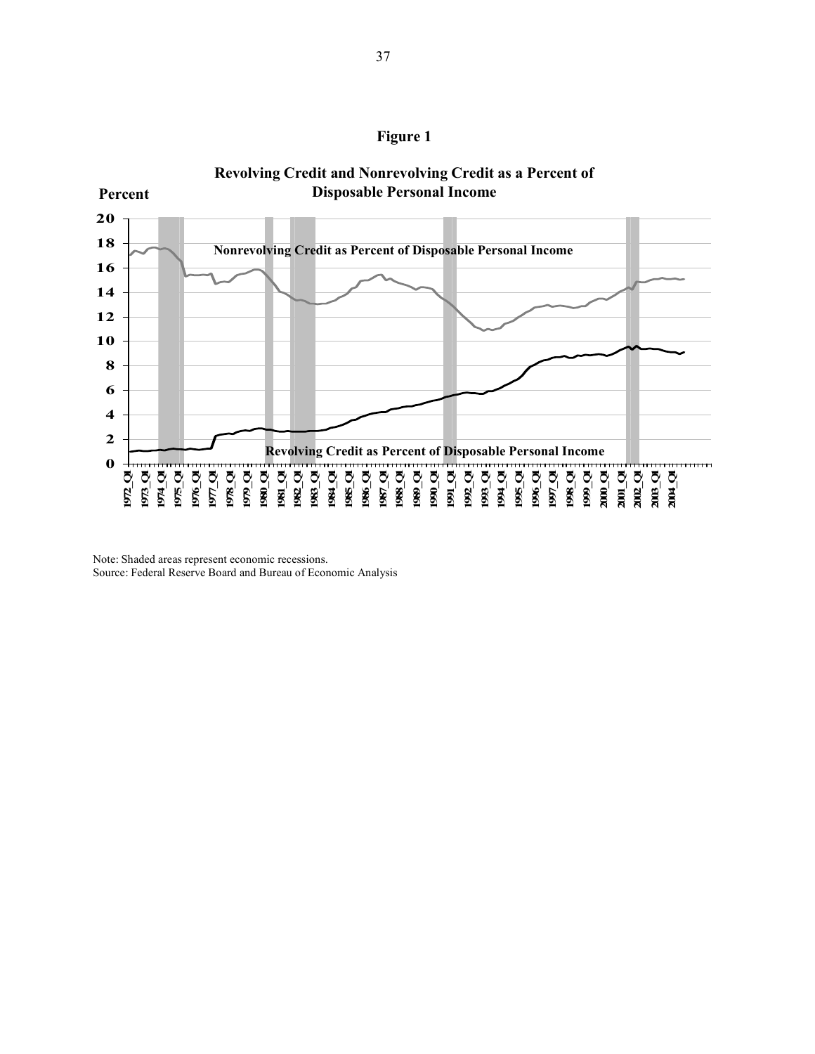**Figure 1**

**Revolving Credit and Nonrevolving Credit as a Percent of Disposable Personal Income**

Percent

20
18
16
14
12
10
8
6
4
2
0

Nonrevolving Credit as Percent of Disposable Personal Income

Revolving Credit as Percent of Disposable Personal Income

1972_QI 1973_QI 1974_QI 1975_QI 1976_QI 1977_QI 1978_QI 1979_QI 1980_QI 1981_QI 1982_QI 1983_QI 1984_QI 1985_QI 1986_QI 1987_QI 1988_QI 1989_QI 1990_QI 1991_QI 1992_QI 1993_QI 1994_QI 1995_QI 1996_QI 1997_QI 1998_QI 1999_QI 2000_QI 2001_QI 2002_QI 2003_QI 2004_QI

Note: Shaded areas represent economic recessions.
Source: Federal Reserve Board and Bureau of Economic Analysis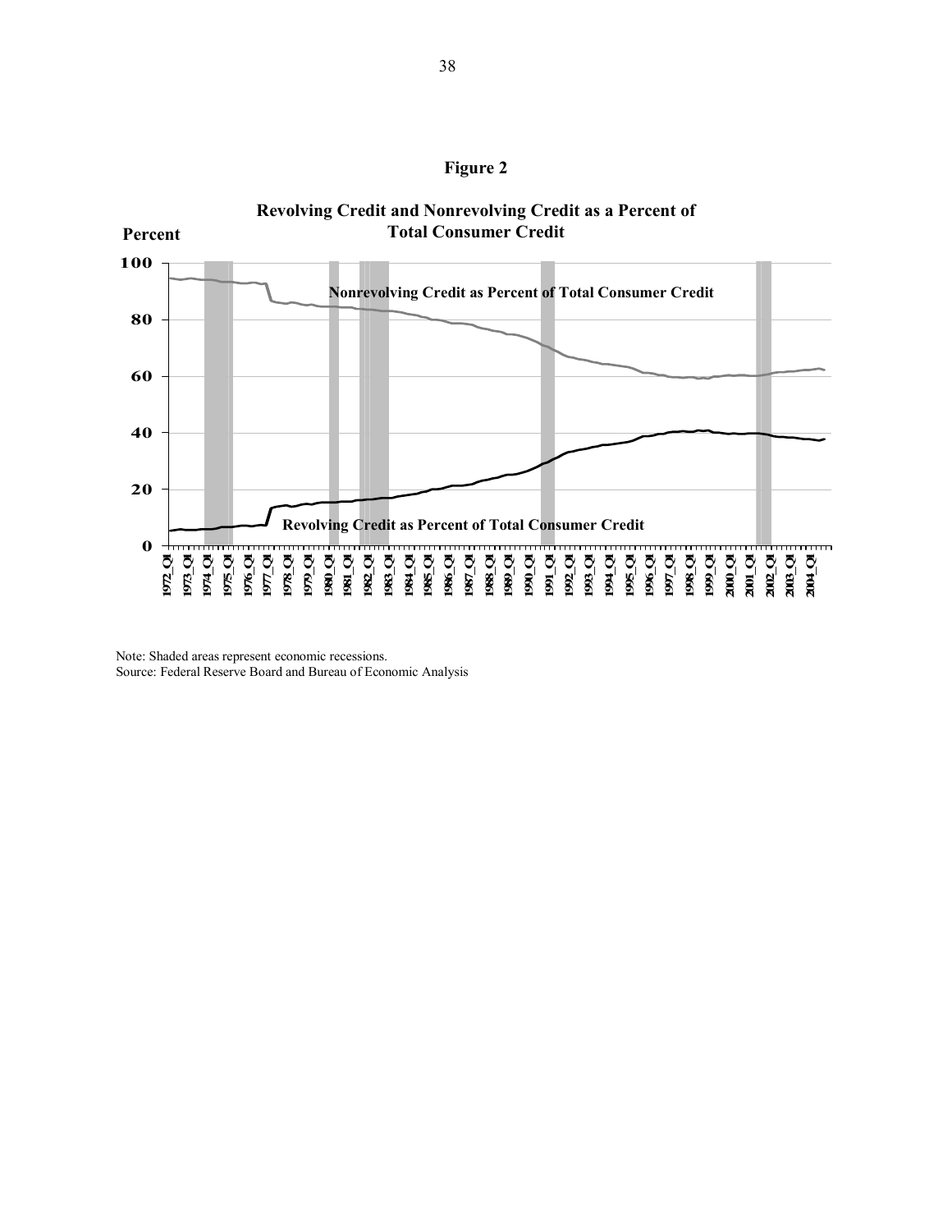**Figure 2**

**Revolving Credit and Nonrevolving Credit as a Percent of Total Consumer Credit**

Percent

100

80

60

40

20

0

Nonrevolving Credit as Percent of Total Consumer Credit

Revolving Credit as Percent of Total Consumer Credit

1972_QI 1973_QI 1974_QI 1975_QI 1976_QI 1977_QI 1978_QI 1979_QI 1980_QI 1981_QI 1982_QI 1983_QI 1984_QI 1985_QI 1986_QI 1987_QI 1988_QI 1989_QI 1990_QI 1991_QI 1992_QI 1993_QI 1994_QI 1995_QI 1996_QI 1997_QI 1998_QI 1999_QI 2000_QI 2001_QI 2002_QI 2003_QI 2004_QI

Note: Shaded areas represent economic recessions.
Source: Federal Reserve Board and Bureau of Economic Analysis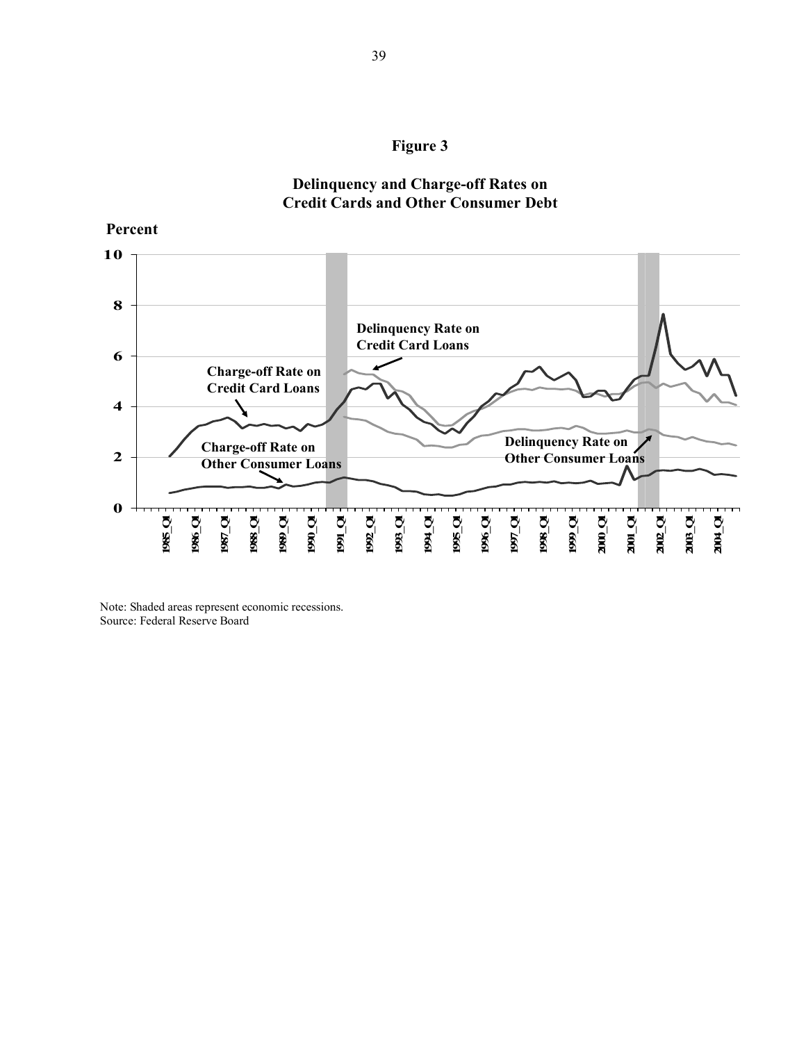**Figure 3**

**Delinquency and Charge-off Rates on Credit Cards and Other Consumer Debt**

Percent

10
8
6
4
2
0

Delinquency Rate on Credit Card Loans

Charge-off Rate on Credit Card Loans

Charge-off Rate on Other Consumer Loans

Delinquency Rate on Other Consumer Loans

1985_QI
1986_QI
1987_QI
1988_QI
1989_QI
1990_QI
1991_QI
1992_QI
1993_QI
1994_QI
1995_QI
1996_QI
1997_QI
1998_QI
1999_QI
2000_QI
2001_QI
2002_QI
2003_QI
2004_QI

Note: Shaded areas represent economic recessions.
Source: Federal Reserve Board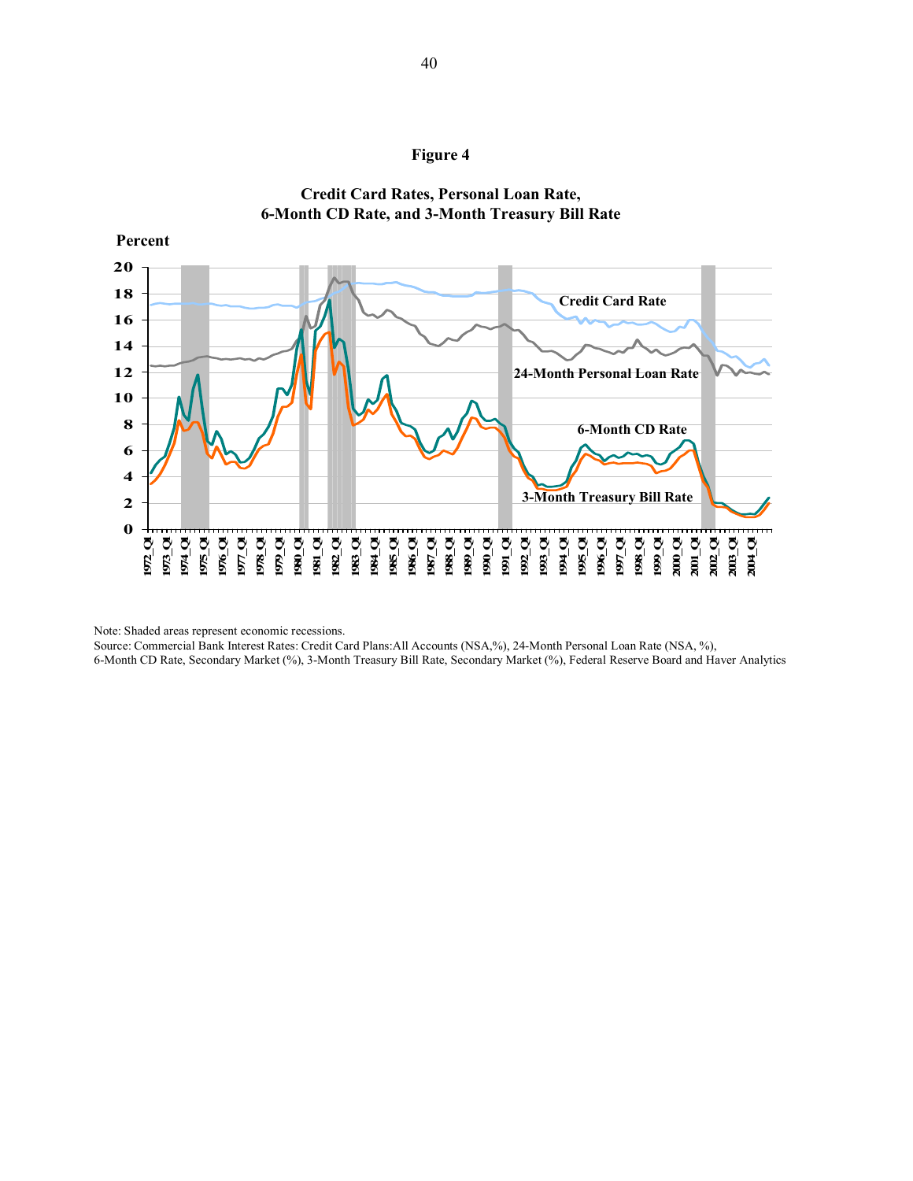**Figure 4**

**Credit Card Rates, Personal Loan Rate, 6-Month CD Rate, and 3-Month Treasury Bill Rate**

Note: Shaded areas represent economic recessions.

Source: Commercial Bank Interest Rates: Credit Card Plans:All Accounts (NSA,%), 24-Month Personal Loan Rate (NSA, %), 6-Month CD Rate, Secondary Market (%), 3-Month Treasury Bill Rate, Secondary Market (%), Federal Reserve Board and Haver Analytics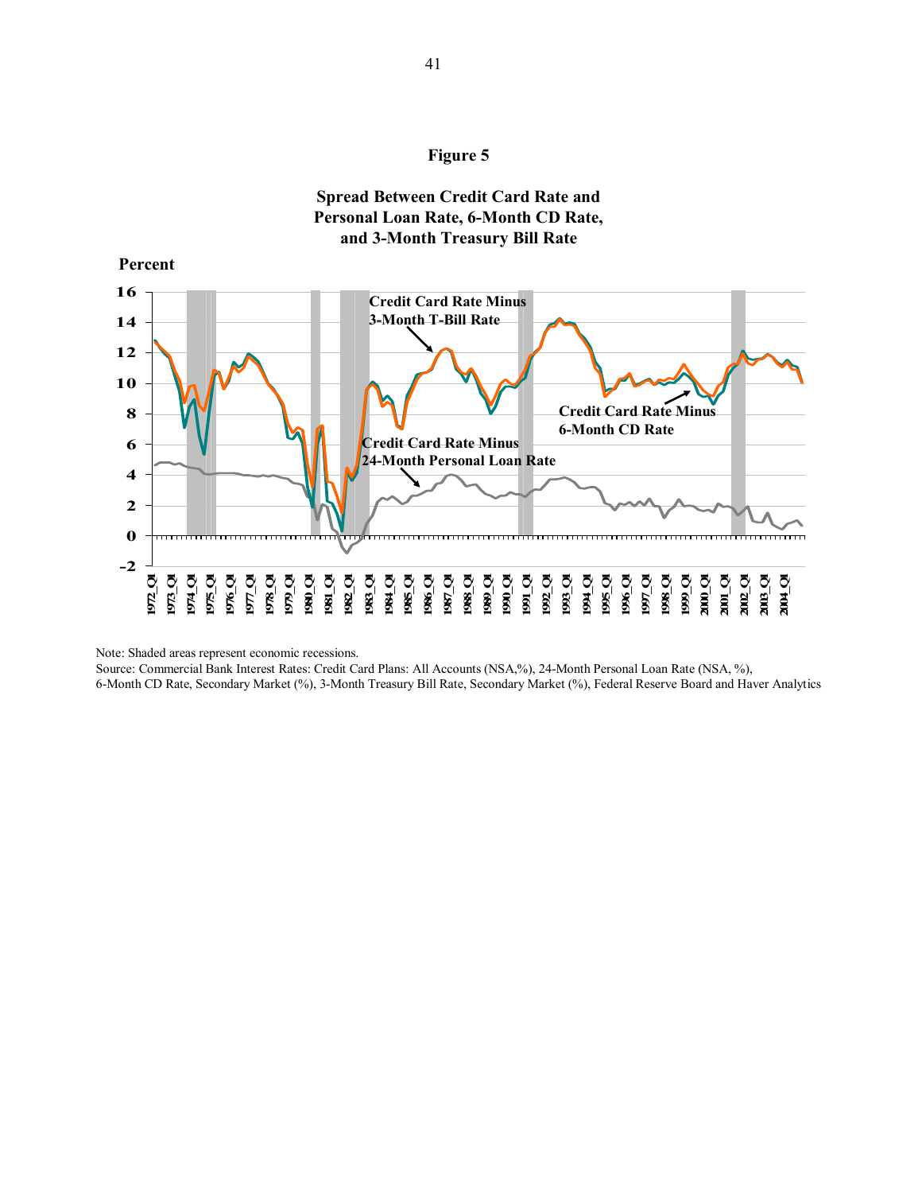# Figure 5

## Spread Between Credit Card Rate and Personal Loan Rate, 6-Month CD Rate, and 3-Month Treasury Bill Rate

Percent

16
14
12
10
8
6
4
2
0
-2

Credit Card Rate Minus 3-Month T-Bill Rate

Credit Card Rate Minus 6-Month CD Rate

Credit Card Rate Minus 24-Month Personal Loan Rate

1972_QI 1973_QI 1974_QI 1975_QI 1976_QI 1977_QI 1978_QI 1979_QI 1980_QI 1981_QI 1982_QI 1983_QI 1984_QI 1985_QI 1986_QI 1987_QI 1988_QI 1989_QI 1990_QI 1991_QI 1992_QI 1993_QI 1994_QI 1995_QI 1996_QI 1997_QI 1998_QI 1999_QI 2000_QI 2001_QI 2002_QI 2003_QI 2004_QI

Note: Shaded areas represent economic recessions.
Source: Commercial Bank Interest Rates: Credit Card Plans: All Accounts (NSA,%), 24-Month Personal Loan Rate (NSA, %), 6-Month CD Rate, Secondary Market (%), 3-Month Treasury Bill Rate, Secondary Market (%), Federal Reserve Board and Haver Analytics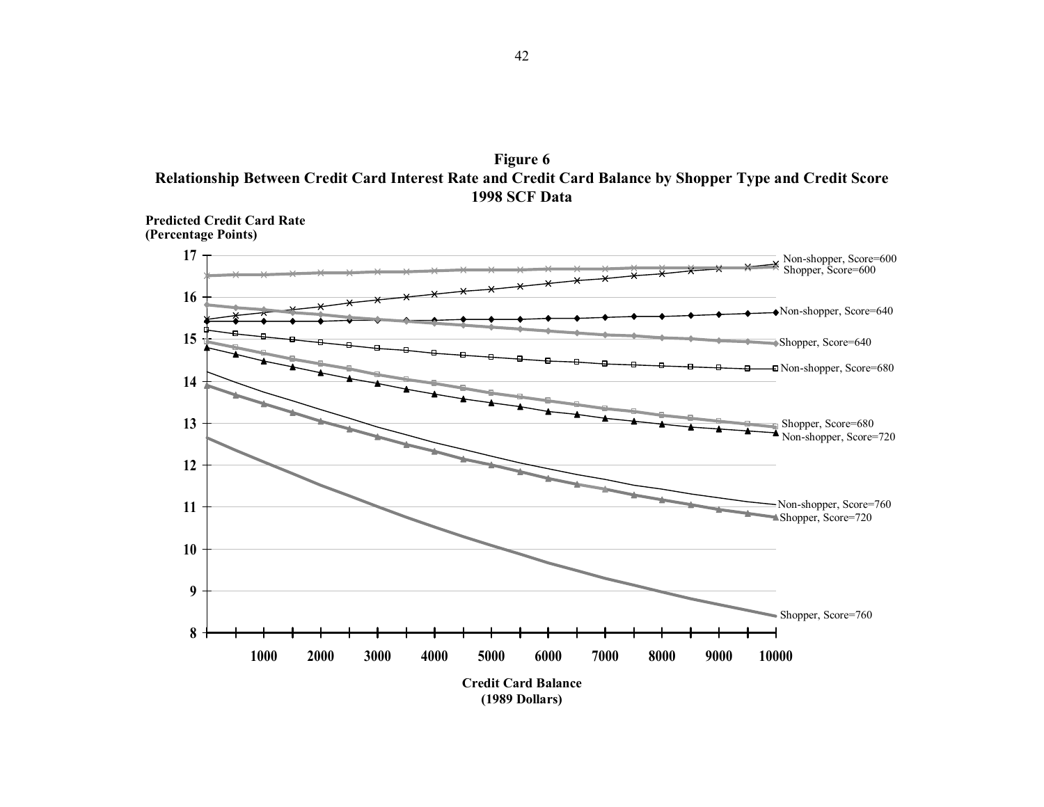**Figure 6**
**Relationship Between Credit Card Interest Rate and Credit Card Balance by Shopper Type and Credit Score**
**1998 SCF Data**

**Predicted Credit Card Rate (Percentage Points)**

17
16
15
14
13
12
11
10
9
8

1000 2000 3000 4000 5000 6000 7000 8000 9000 10000

**Credit Card Balance (1989 Dollars)**

Non-shopper, Score=600
Shopper, Score=600
Non-shopper, Score=640
Shopper, Score=640
Non-shopper, Score=680
Shopper, Score=680
Non-shopper, Score=720
Non-shopper, Score=760
Shopper, Score=720
Shopper, Score=760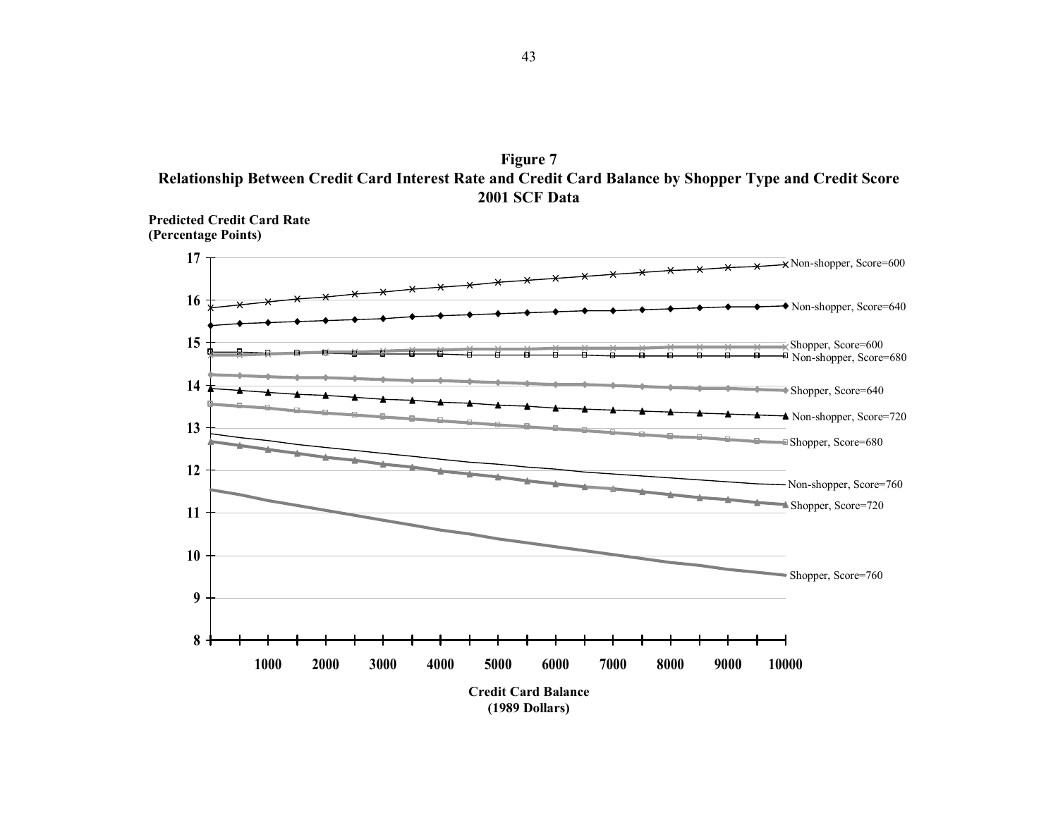**Figure 7**
**Relationship Between Credit Card Interest Rate and Credit Card Balance by Shopper Type and Credit Score**
**2001 SCF Data**

**Predicted Credit Card Rate**
**(Percentage Points)**

17
16
15
14
13
12
11
10
9
8

Non-shopper, Score=600
Non-shopper, Score=640
Shopper, Score=600
Non-shopper, Score=680
Shopper, Score=640
Non-shopper, Score=720
Shopper, Score=680
Non-shopper, Score=760
Shopper, Score=720
Shopper, Score=760

1000 2000 3000 4000 5000 6000 7000 8000 9000 10000

**Credit Card Balance**
**(1989 Dollars)**